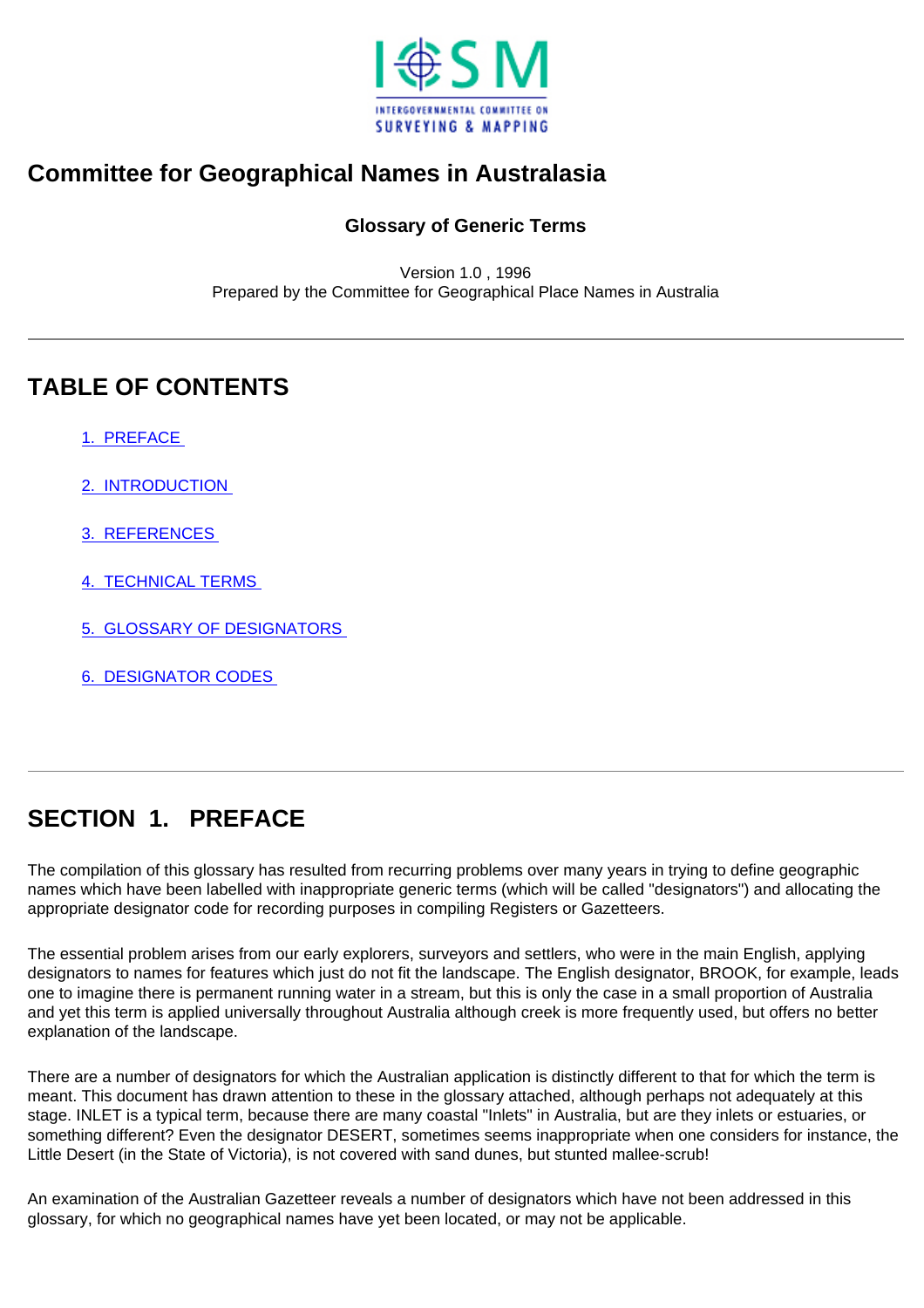INTERGOVERNMENTAL COMMITTEE ON SURVEYING & MAPPING

# Committee for Geographical Names in Australasia

### Glossary of Generic Terms

Version 1.0 , 1996
Prepared by the Committee for Geographical Place Names in Australia

---

## TABLE OF CONTENTS

1. PREFACE
2. INTRODUCTION
3. REFERENCES
4. TECHNICAL TERMS
5. GLOSSARY OF DESIGNATORS
6. DESIGNATOR CODES

---

## SECTION 1. PREFACE

The compilation of this glossary has resulted from recurring problems over many years in trying to define geographic names which have been labelled with inappropriate generic terms (which will be called "designators") and allocating the appropriate designator code for recording purposes in compiling Registers or Gazetteers.

The essential problem arises from our early explorers, surveyors and settlers, who were in the main English, applying designators to names for features which just do not fit the landscape. The English designator, BROOK, for example, leads one to imagine there is permanent running water in a stream, but this is only the case in a small proportion of Australia and yet this term is applied universally throughout Australia although creek is more frequently used, but offers no better explanation of the landscape.

There are a number of designators for which the Australian application is distinctly different to that for which the term is meant. This document has drawn attention to these in the glossary attached, although perhaps not adequately at this stage. INLET is a typical term, because there are many coastal "Inlets" in Australia, but are they inlets or estuaries, or something different? Even the designator DESERT, sometimes seems inappropriate when one considers for instance, the Little Desert (in the State of Victoria), is not covered with sand dunes, but stunted mallee-scrub!

An examination of the Australian Gazetteer reveals a number of designators which have not been addressed in this glossary, for which no geographical names have yet been located, or may not be applicable.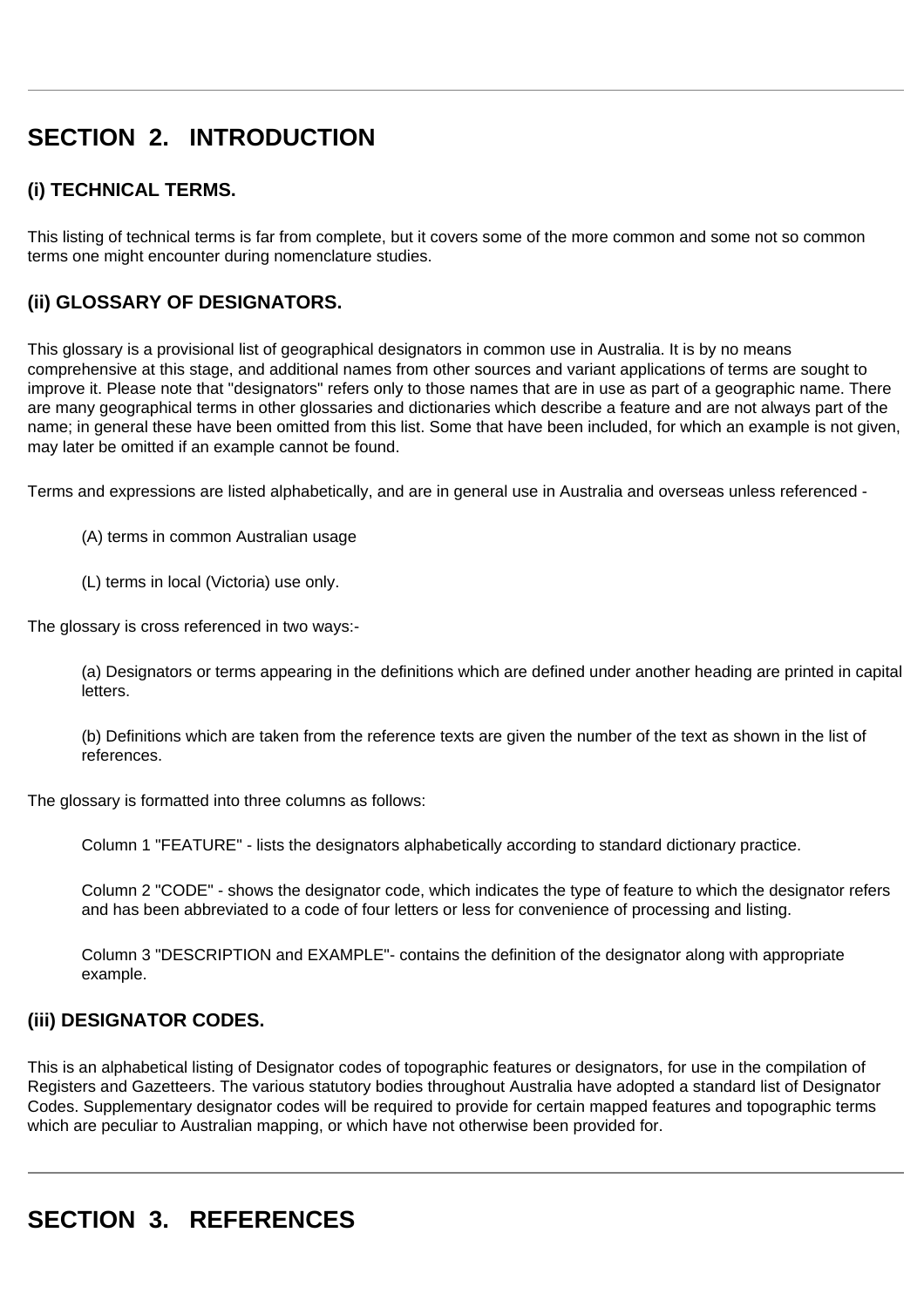---

## SECTION 2. INTRODUCTION

### (i) TECHNICAL TERMS.

This listing of technical terms is far from complete, but it covers some of the more common and some not so common terms one might encounter during nomenclature studies.

### (ii) GLOSSARY OF DESIGNATORS.

This glossary is a provisional list of geographical designators in common use in Australia. It is by no means comprehensive at this stage, and additional names from other sources and variant applications of terms are sought to improve it. Please note that "designators" refers only to those names that are in use as part of a geographic name. There are many geographical terms in other glossaries and dictionaries which describe a feature and are not always part of the name; in general these have been omitted from this list. Some that have been included, for which an example is not given, may later be omitted if an example cannot be found.

Terms and expressions are listed alphabetically, and are in general use in Australia and overseas unless referenced -

> (A) terms in common Australian usage
>
> (L) terms in local (Victoria) use only.

The glossary is cross referenced in two ways:-

> (a) Designators or terms appearing in the definitions which are defined under another heading are printed in capital letters.
>
> (b) Definitions which are taken from the reference texts are given the number of the text as shown in the list of references.

The glossary is formatted into three columns as follows:

> Column 1 "FEATURE" - lists the designators alphabetically according to standard dictionary practice.
>
> Column 2 "CODE" - shows the designator code, which indicates the type of feature to which the designator refers and has been abbreviated to a code of four letters or less for convenience of processing and listing.
>
> Column 3 "DESCRIPTION and EXAMPLE"- contains the definition of the designator along with appropriate example.

### (iii) DESIGNATOR CODES.

This is an alphabetical listing of Designator codes of topographic features or designators, for use in the compilation of Registers and Gazetteers. The various statutory bodies throughout Australia have adopted a standard list of Designator Codes. Supplementary designator codes will be required to provide for certain mapped features and topographic terms which are peculiar to Australian mapping, or which have not otherwise been provided for.

---

## SECTION 3. REFERENCES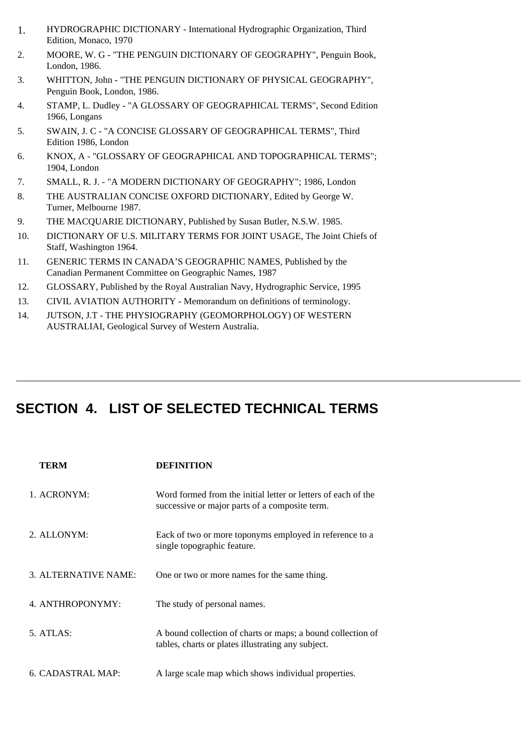1. HYDROGRAPHIC DICTIONARY - International Hydrographic Organization, Third Edition, Monaco, 1970
2. MOORE, W. G - "THE PENGUIN DICTIONARY OF GEOGRAPHY", Penguin Book, London, 1986.
3. WHITTON, John - "THE PENGUIN DICTIONARY OF PHYSICAL GEOGRAPHY", Penguin Book, London, 1986.
4. STAMP, L. Dudley - "A GLOSSARY OF GEOGRAPHICAL TERMS", Second Edition 1966, Longans
5. SWAIN, J. C - "A CONCISE GLOSSARY OF GEOGRAPHICAL TERMS", Third Edition 1986, London
6. KNOX, A - "GLOSSARY OF GEOGRAPHICAL AND TOPOGRAPHICAL TERMS"; 1904, London
7. SMALL, R. J. - "A MODERN DICTIONARY OF GEOGRAPHY"; 1986, London
8. THE AUSTRALIAN CONCISE OXFORD DICTIONARY, Edited by George W. Turner, Melbourne 1987.
9. THE MACQUARIE DICTIONARY, Published by Susan Butler, N.S.W. 1985.
10. DICTIONARY OF U.S. MILITARY TERMS FOR JOINT USAGE, The Joint Chiefs of Staff, Washington 1964.
11. GENERIC TERMS IN CANADA'S GEOGRAPHIC NAMES, Published by the Canadian Permanent Committee on Geographic Names, 1987
12. GLOSSARY, Published by the Royal Australian Navy, Hydrographic Service, 1995
13. CIVIL AVIATION AUTHORITY - Memorandum on definitions of terminology.
14. JUTSON, J.T - THE PHYSIOGRAPHY (GEOMORPHOLOGY) OF WESTERN AUSTRALIAI, Geological Survey of Western Australia.

---

## SECTION 4. LIST OF SELECTED TECHNICAL TERMS

| TERM | DEFINITION |
|---|---|
| 1. ACRONYM: | Word formed from the initial letter or letters of each of the successive or major parts of a composite term. |
| 2. ALLONYM: | Each of two or more toponyms employed in reference to a single topographic feature. |
| 3. ALTERNATIVE NAME: | One or two or more names for the same thing. |
| 4. ANTHROPONYMY: | The study of personal names. |
| 5. ATLAS: | A bound collection of charts or maps; a bound collection of tables, charts or plates illustrating any subject. |
| 6. CADASTRAL MAP: | A large scale map which shows individual properties. |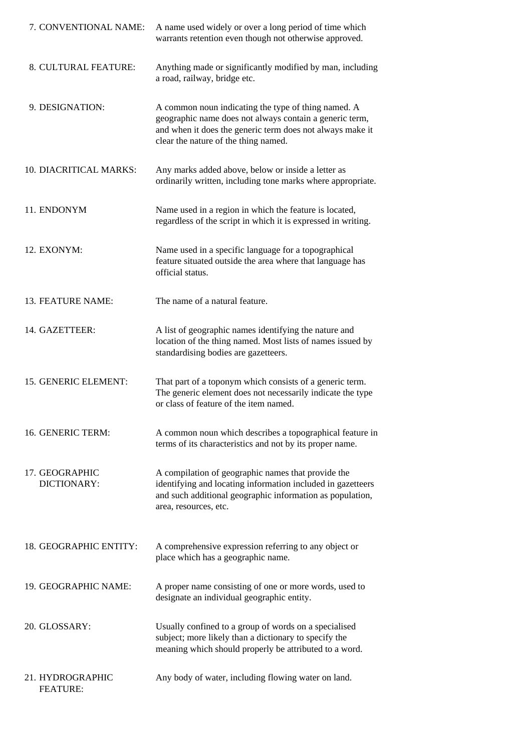7. CONVENTIONAL NAME: A name used widely or over a long period of time which warrants retention even though not otherwise approved.

8. CULTURAL FEATURE: Anything made or significantly modified by man, including a road, railway, bridge etc.

9. DESIGNATION: A common noun indicating the type of thing named. A geographic name does not always contain a generic term, and when it does the generic term does not always make it clear the nature of the thing named.

10. DIACRITICAL MARKS: Any marks added above, below or inside a letter as ordinarily written, including tone marks where appropriate.

11. ENDONYM Name used in a region in which the feature is located, regardless of the script in which it is expressed in writing.

12. EXONYM: Name used in a specific language for a topographical feature situated outside the area where that language has official status.

13. FEATURE NAME: The name of a natural feature.

14. GAZETTEER: A list of geographic names identifying the nature and location of the thing named. Most lists of names issued by standardising bodies are gazetteers.

15. GENERIC ELEMENT: That part of a toponym which consists of a generic term. The generic element does not necessarily indicate the type or class of feature of the item named.

16. GENERIC TERM: A common noun which describes a topographical feature in terms of its characteristics and not by its proper name.

17. GEOGRAPHIC DICTIONARY: A compilation of geographic names that provide the identifying and locating information included in gazetteers and such additional geographic information as population, area, resources, etc.

18. GEOGRAPHIC ENTITY: A comprehensive expression referring to any object or place which has a geographic name.

19. GEOGRAPHIC NAME: A proper name consisting of one or more words, used to designate an individual geographic entity.

20. GLOSSARY: Usually confined to a group of words on a specialised subject; more likely than a dictionary to specify the meaning which should properly be attributed to a word.

21. HYDROGRAPHIC FEATURE: Any body of water, including flowing water on land.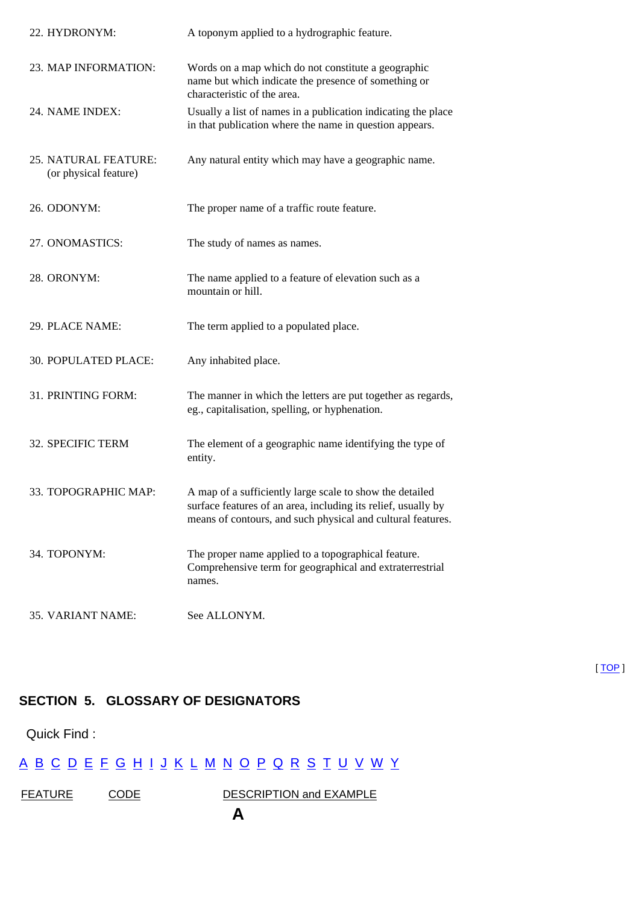| | |
|---|---|
| 22. HYDRONYM: | A toponym applied to a hydrographic feature. |
| 23. MAP INFORMATION: | Words on a map which do not constitute a geographic name but which indicate the presence of something or characteristic of the area. |
| 24. NAME INDEX: | Usually a list of names in a publication indicating the place in that publication where the name in question appears. |
| 25. NATURAL FEATURE: (or physical feature) | Any natural entity which may have a geographic name. |
| 26. ODONYM: | The proper name of a traffic route feature. |
| 27. ONOMASTICS: | The study of names as names. |
| 28. ORONYM: | The name applied to a feature of elevation such as a mountain or hill. |
| 29. PLACE NAME: | The term applied to a populated place. |
| 30. POPULATED PLACE: | Any inhabited place. |
| 31. PRINTING FORM: | The manner in which the letters are put together as regards, eg., capitalisation, spelling, or hyphenation. |
| 32. SPECIFIC TERM | The element of a geographic name identifying the type of entity. |
| 33. TOPOGRAPHIC MAP: | A map of a sufficiently large scale to show the detailed surface features of an area, including its relief, usually by means of contours, and such physical and cultural features. |
| 34. TOPONYM: | The proper name applied to a topographical feature. Comprehensive term for geographical and extraterrestrial names. |
| 35. VARIANT NAME: | See ALLONYM. |

[ TOP ]

## SECTION 5. GLOSSARY OF DESIGNATORS

Quick Find :

A B C D E F G H I J K L M N O P Q R S T U V W Y

| FEATURE | CODE | DESCRIPTION and EXAMPLE |
|---|---|---|

### A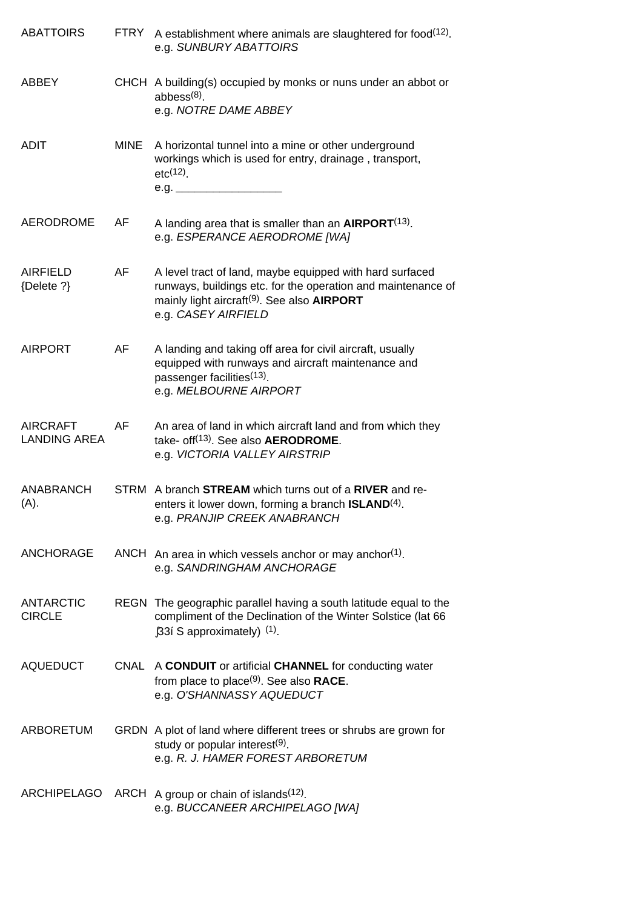| | | |
|---|---|---|
| ABATTOIRS | FTRY | A establishment where animals are slaughtered for food[12].<br>e.g. *SUNBURY ABATTOIRS* |
| ABBEY | CHCH | A building(s) occupied by monks or nuns under an abbot or abbess[8].<br>e.g. *NOTRE DAME ABBEY* |
| ADIT | MINE | A horizontal tunnel into a mine or other underground workings which is used for entry, drainage , transport, etc[12].<br>e.g. ________________ |
| AERODROME | AF | A landing area that is smaller than an **AIRPORT**[13].<br>e.g. *ESPERANCE AERODROME [WA]* |
| AIRFIELD<br>{Delete ?} | AF | A level tract of land, maybe equipped with hard surfaced runways, buildings etc. for the operation and maintenance of mainly light aircraft[9]. See also **AIRPORT**<br>e.g. *CASEY AIRFIELD* |
| AIRPORT | AF | A landing and taking off area for civil aircraft, usually equipped with runways and aircraft maintenance and passenger facilities[13].<br>e.g. *MELBOURNE AIRPORT* |
| AIRCRAFT LANDING AREA | AF | An area of land in which aircraft land and from which they take- off[13]. See also **AERODROME**.<br>e.g. *VICTORIA VALLEY AIRSTRIP* |
| ANABRANCH (A). | STRM | A branch **STREAM** which turns out of a **RIVER** and re-enters it lower down, forming a branch **ISLAND**[4].<br>e.g. *PRANJIP CREEK ANABRANCH* |
| ANCHORAGE | ANCH | An area in which vessels anchor or may anchor[1].<br>e.g. *SANDRINGHAM ANCHORAGE* |
| ANTARCTIC CIRCLE | REGN | The geographic parallel having a south latitude equal to the compliment of the Declination of the Winter Solstice (lat 66 ∫33í S approximately) [1]. |
| AQUEDUCT | CNAL | A **CONDUIT** or artificial **CHANNEL** for conducting water from place to place[9]. See also **RACE**.<br>e.g. *O'SHANNASSY AQUEDUCT* |
| ARBORETUM | GRDN | A plot of land where different trees or shrubs are grown for study or popular interest[9].<br>e.g. *R. J. HAMER FOREST ARBORETUM* |
| ARCHIPELAGO | ARCH | A group or chain of islands[12].<br>e.g. *BUCCANEER ARCHIPELAGO [WA]* |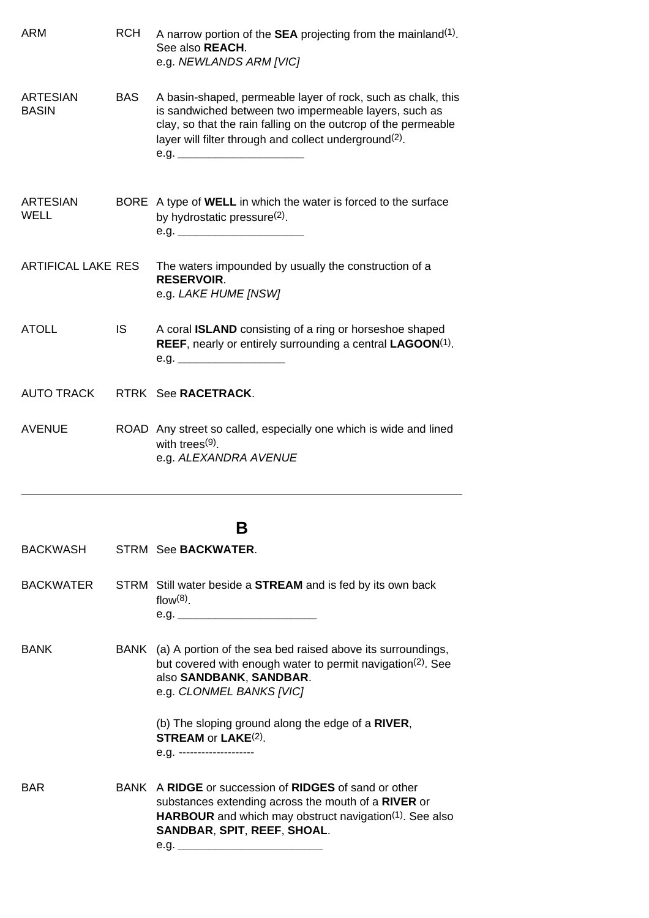| | | |
|---|---|---|
| ARM | RCH | A narrow portion of the **SEA** projecting from the mainland(1). See also **REACH**. e.g. *NEWLANDS ARM [VIC]* |
| ARTESIAN BASIN | BAS | A basin-shaped, permeable layer of rock, such as chalk, this is sandwiched between two impermeable layers, such as clay, so that the rain falling on the outcrop of the permeable layer will filter through and collect underground(2). e.g. ____________________ |
| ARTESIAN WELL | BORE | A type of **WELL** in which the water is forced to the surface by hydrostatic pressure(2). e.g. ____________________ |
| ARTIFICAL LAKE | RES | The waters impounded by usually the construction of a **RESERVOIR**. e.g. *LAKE HUME [NSW]* |
| ATOLL | IS | A coral **ISLAND** consisting of a ring or horseshoe shaped **REEF**, nearly or entirely surrounding a central **LAGOON**(1). e.g. _________________ |
| AUTO TRACK | RTRK | See **RACETRACK**. |
| AVENUE | ROAD | Any street so called, especially one which is wide and lined with trees(9). e.g. *ALEXANDRA AVENUE* |

---

## B

| | | |
|---|---|---|
| BACKWASH | STRM | See **BACKWATER**. |
| BACKWATER | STRM | Still water beside a **STREAM** and is fed by its own back flow(8). e.g. ______________________ |
| BANK | BANK | (a) A portion of the sea bed raised above its surroundings, but covered with enough water to permit navigation(2). See also **SANDBANK**, **SANDBAR**. e.g. *CLONMEL BANKS [VIC]*<br><br>(b) The sloping ground along the edge of a **RIVER**, **STREAM** or **LAKE**(2). e.g. -------------------- |
| BAR | BANK | A **RIDGE** or succession of **RIDGES** of sand or other substances extending across the mouth of a **RIVER** or **HARBOUR** and which may obstruct navigation(1). See also **SANDBAR**, **SPIT**, **REEF**, **SHOAL**. e.g. _______________________ |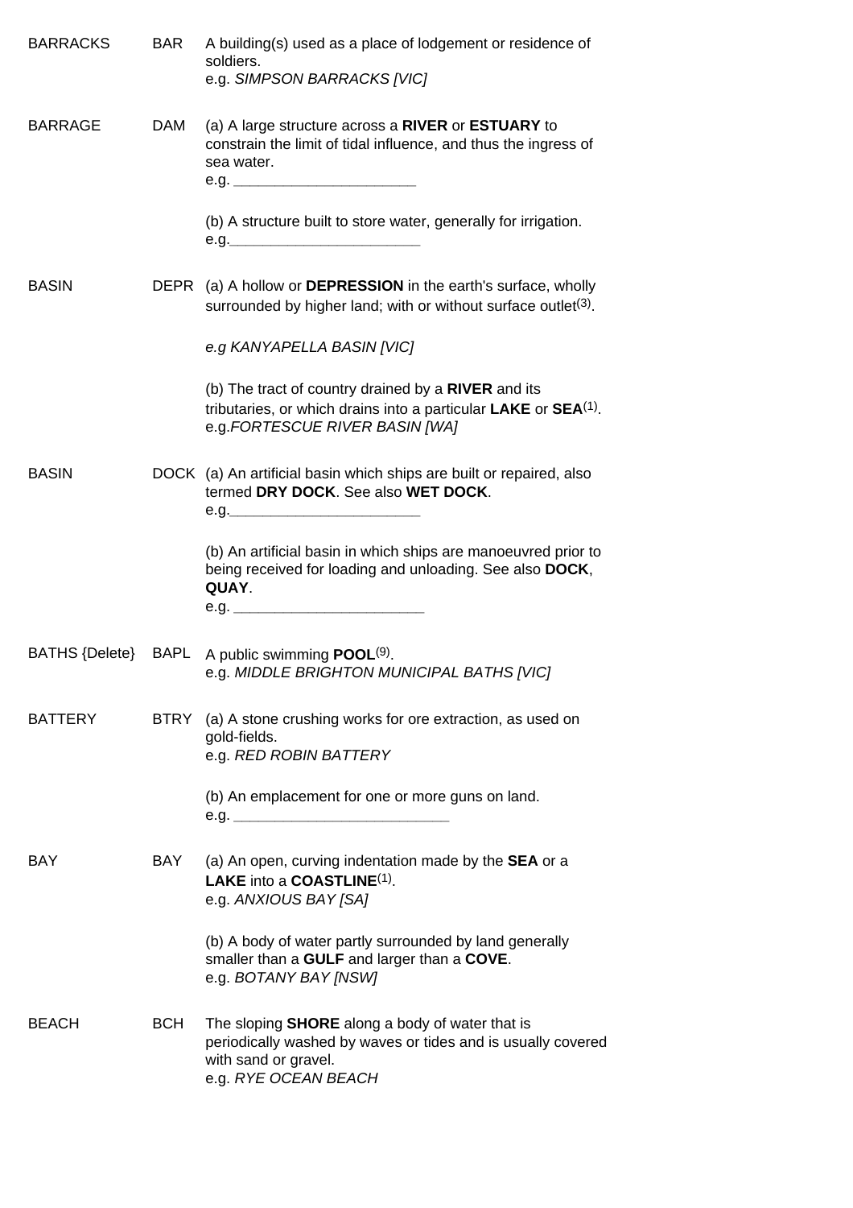| | | |
|---|---|---|
| BARRACKS | BAR | A building(s) used as a place of lodgement or residence of soldiers.<br>e.g. *SIMPSON BARRACKS [VIC]* |
| BARRAGE | DAM | (a) A large structure across a **RIVER** or **ESTUARY** to constrain the limit of tidal influence, and thus the ingress of sea water.<br>e.g. ______________________<br><br>(b) A structure built to store water, generally for irrigation.<br>e.g.______________________ |
| BASIN | DEPR | (a) A hollow or **DEPRESSION** in the earth's surface, wholly surrounded by higher land; with or without surface outlet(3).<br><br>*e.g KANYAPELLA BASIN [VIC]*<br><br>(b) The tract of country drained by a **RIVER** and its tributaries, or which drains into a particular **LAKE** or **SEA**(1).<br>e.g.*FORTESCUE RIVER BASIN [WA]* |
| BASIN | DOCK | (a) An artificial basin which ships are built or repaired, also termed **DRY DOCK**. See also **WET DOCK**.<br>e.g.______________________<br><br>(b) An artificial basin in which ships are manoeuvred prior to being received for loading and unloading. See also **DOCK**, **QUAY**.<br>e.g. ______________________ |
| BATHS {Delete} | BAPL | A public swimming **POOL**(9).<br>e.g. *MIDDLE BRIGHTON MUNICIPAL BATHS [VIC]* |
| BATTERY | BTRY | (a) A stone crushing works for ore extraction, as used on gold-fields.<br>e.g. *RED ROBIN BATTERY*<br><br>(b) An emplacement for one or more guns on land.<br>e.g. __________________________ |
| BAY | BAY | (a) An open, curving indentation made by the **SEA** or a **LAKE** into a **COASTLINE**(1).<br>e.g. *ANXIOUS BAY [SA]*<br><br>(b) A body of water partly surrounded by land generally smaller than a **GULF** and larger than a **COVE**.<br>e.g. *BOTANY BAY [NSW]* |
| BEACH | BCH | The sloping **SHORE** along a body of water that is periodically washed by waves or tides and is usually covered with sand or gravel.<br>e.g. *RYE OCEAN BEACH* |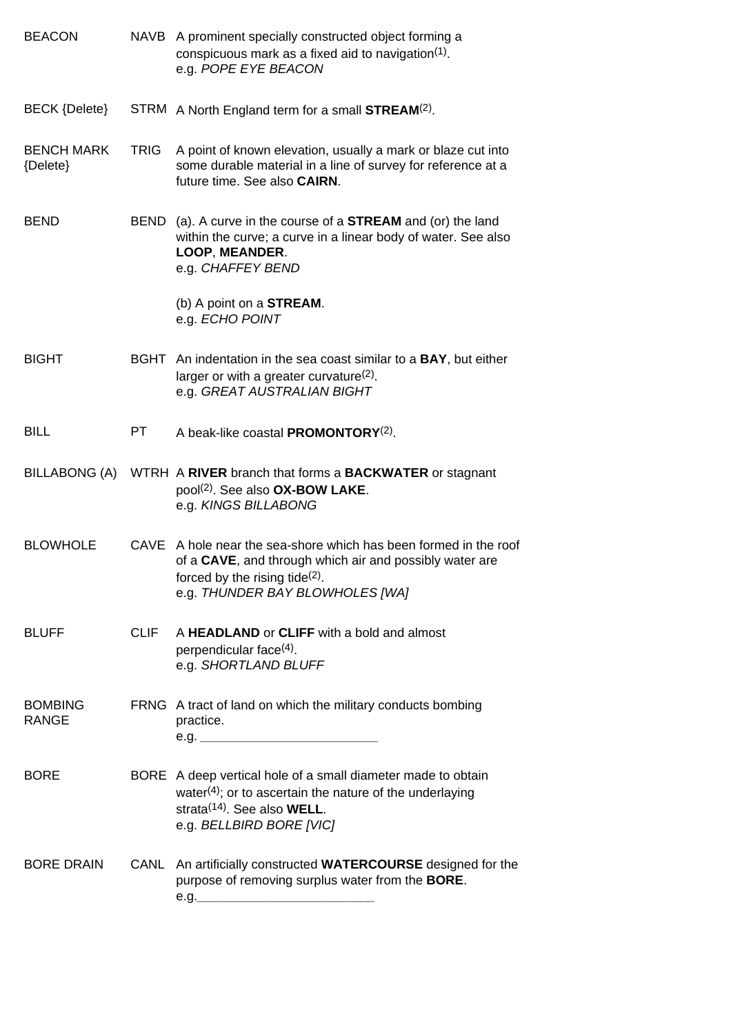| | | |
|---|---|---|
| BEACON | NAVB | A prominent specially constructed object forming a conspicuous mark as a fixed aid to navigation(1).<br>e.g. *POPE EYE BEACON* |
| BECK {Delete} | STRM | A North England term for a small **STREAM**(2). |
| BENCH MARK {Delete} | TRIG | A point of known elevation, usually a mark or blaze cut into some durable material in a line of survey for reference at a future time. See also **CAIRN**. |
| BEND | BEND | (a). A curve in the course of a **STREAM** and (or) the land within the curve; a curve in a linear body of water. See also **LOOP**, **MEANDER**.<br>e.g. *CHAFFEY BEND*<br><br>(b) A point on a **STREAM**.<br>e.g. *ECHO POINT* |
| BIGHT | BGHT | An indentation in the sea coast similar to a **BAY**, but either larger or with a greater curvature(2).<br>e.g. *GREAT AUSTRALIAN BIGHT* |
| BILL | PT | A beak-like coastal **PROMONTORY**(2). |
| BILLABONG (A) | WTRH | A **RIVER** branch that forms a **BACKWATER** or stagnant pool(2). See also **OX-BOW LAKE**.<br>e.g. *KINGS BILLABONG* |
| BLOWHOLE | CAVE | A hole near the sea-shore which has been formed in the roof of a **CAVE**, and through which air and possibly water are forced by the rising tide(2).<br>e.g. *THUNDER BAY BLOWHOLES [WA]* |
| BLUFF | CLIF | A **HEADLAND** or **CLIFF** with a bold and almost perpendicular face(4).<br>e.g. *SHORTLAND BLUFF* |
| BOMBING RANGE | FRNG | A tract of land on which the military conducts bombing practice.<br>e.g. ________________________ |
| BORE | BORE | A deep vertical hole of a small diameter made to obtain water(4); or to ascertain the nature of the underlaying strata(14). See also **WELL**.<br>e.g. *BELLBIRD BORE [VIC]* |
| BORE DRAIN | CANL | An artificially constructed **WATERCOURSE** designed for the purpose of removing surplus water from the **BORE**.<br>e.g.________________________ |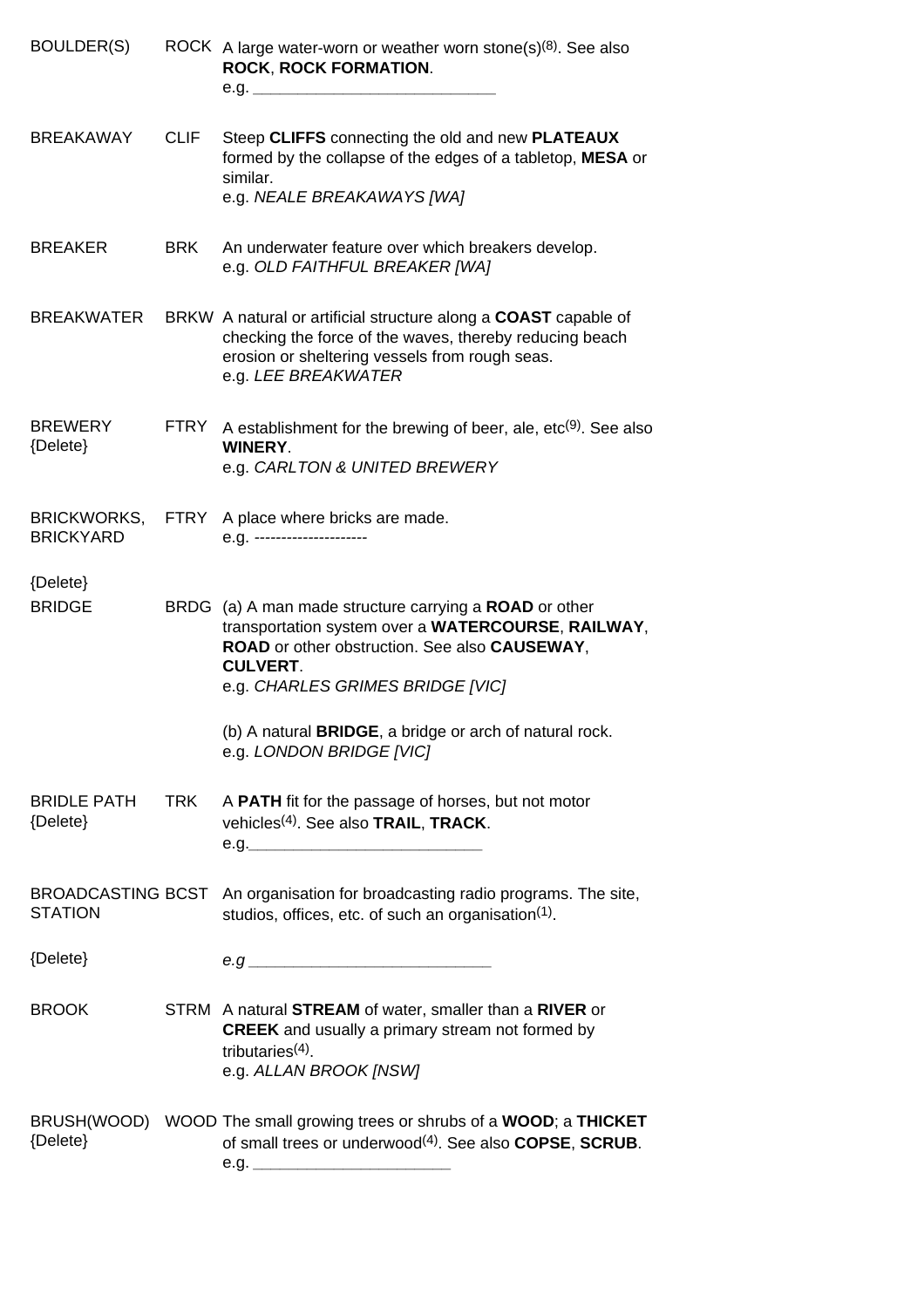| | | |
|---|---|---|
| BOULDER(S) | ROCK | A large water-worn or weather worn stone(s)[8]. See also **ROCK**, **ROCK FORMATION**.<br>e.g. ___________________________ |
| BREAKAWAY | CLIF | Steep **CLIFFS** connecting the old and new **PLATEAUX** formed by the collapse of the edges of a tabletop, **MESA** or similar.<br>e.g. *NEALE BREAKAWAYS [WA]* |
| BREAKER | BRK | An underwater feature over which breakers develop.<br>e.g. *OLD FAITHFUL BREAKER [WA]* |
| BREAKWATER | BRKW | A natural or artificial structure along a **COAST** capable of checking the force of the waves, thereby reducing beach erosion or sheltering vessels from rough seas.<br>e.g. *LEE BREAKWATER* |
| BREWERY<br>{Delete} | FTRY | A establishment for the brewing of beer, ale, etc[9]. See also **WINERY**.<br>e.g. *CARLTON & UNITED BREWERY* |
| BRICKWORKS, BRICKYARD<br><br>{Delete} | FTRY | A place where bricks are made.<br>e.g. --------------------- |
| BRIDGE | BRDG | (a) A man made structure carrying a **ROAD** or other transportation system over a **WATERCOURSE**, **RAILWAY**, **ROAD** or other obstruction. See also **CAUSEWAY**, **CULVERT**.<br>e.g. *CHARLES GRIMES BRIDGE [VIC]*<br><br>(b) A natural **BRIDGE**, a bridge or arch of natural rock.<br>e.g. *LONDON BRIDGE [VIC]* |
| BRIDLE PATH<br>{Delete} | TRK | A **PATH** fit for the passage of horses, but not motor vehicles[4]. See also **TRAIL**, **TRACK**.<br>e.g.__________________________ |
| BROADCASTING STATION<br><br>{Delete} | BCST | An organisation for broadcasting radio programs. The site, studios, offices, etc. of such an organisation[1].<br><br>*e.g* ___________________________ |
| BROOK | STRM | A natural **STREAM** of water, smaller than a **RIVER** or **CREEK** and usually a primary stream not formed by tributaries[4].<br>e.g. *ALLAN BROOK [NSW]* |
| BRUSH(WOOD)<br>{Delete} | WOOD | The small growing trees or shrubs of a **WOOD**; a **THICKET** of small trees or underwood[4]. See also **COPSE**, **SCRUB**.<br>e.g. ______________________ |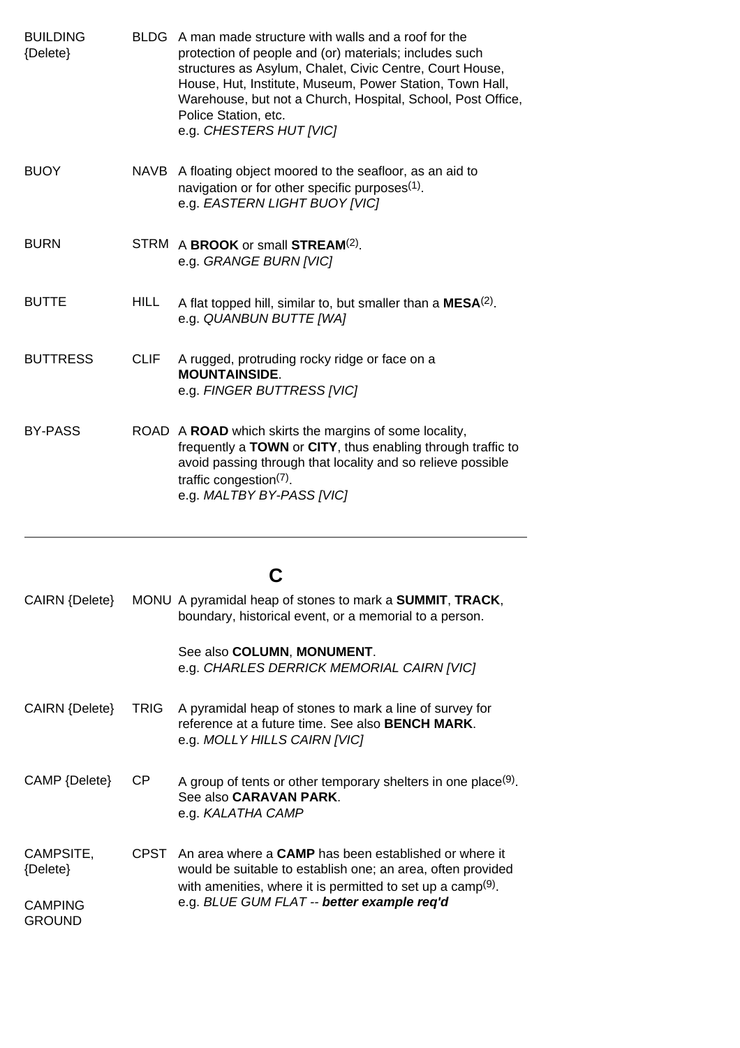| | | |
|---|---|---|
| BUILDING {Delete} | BLDG | A man made structure with walls and a roof for the protection of people and (or) materials; includes such structures as Asylum, Chalet, Civic Centre, Court House, House, Hut, Institute, Museum, Power Station, Town Hall, Warehouse, but not a Church, Hospital, School, Post Office, Police Station, etc.<br>e.g. *CHESTERS HUT [VIC]* |
| BUOY | NAVB | A floating object moored to the seafloor, as an aid to navigation or for other specific purposes(1).<br>e.g. *EASTERN LIGHT BUOY [VIC]* |
| BURN | STRM | A **BROOK** or small **STREAM**(2).<br>e.g. *GRANGE BURN [VIC]* |
| BUTTE | HILL | A flat topped hill, similar to, but smaller than a **MESA**(2).<br>e.g. *QUANBUN BUTTE [WA]* |
| BUTTRESS | CLIF | A rugged, protruding rocky ridge or face on a **MOUNTAINSIDE**.<br>e.g. *FINGER BUTTRESS [VIC]* |
| BY-PASS | ROAD | A **ROAD** which skirts the margins of some locality, frequently a **TOWN** or **CITY**, thus enabling through traffic to avoid passing through that locality and so relieve possible traffic congestion(7).<br>e.g. *MALTBY BY-PASS [VIC]* |

---

## C

| | | |
|---|---|---|
| CAIRN {Delete} | MONU | A pyramidal heap of stones to mark a **SUMMIT**, **TRACK**, boundary, historical event, or a memorial to a person.<br><br>See also **COLUMN**, **MONUMENT**.<br>e.g. *CHARLES DERRICK MEMORIAL CAIRN [VIC]* |
| CAIRN {Delete} | TRIG | A pyramidal heap of stones to mark a line of survey for reference at a future time. See also **BENCH MARK**.<br>e.g. *MOLLY HILLS CAIRN [VIC]* |
| CAMP {Delete} | CP | A group of tents or other temporary shelters in one place(9). See also **CARAVAN PARK**.<br>e.g. *KALATHA CAMP* |
| CAMPSITE, {Delete}<br><br>CAMPING GROUND | CPST | An area where a **CAMP** has been established or where it would be suitable to establish one; an area, often provided with amenities, where it is permitted to set up a camp(9).<br>e.g. *BLUE GUM FLAT -- **better example req'd*** |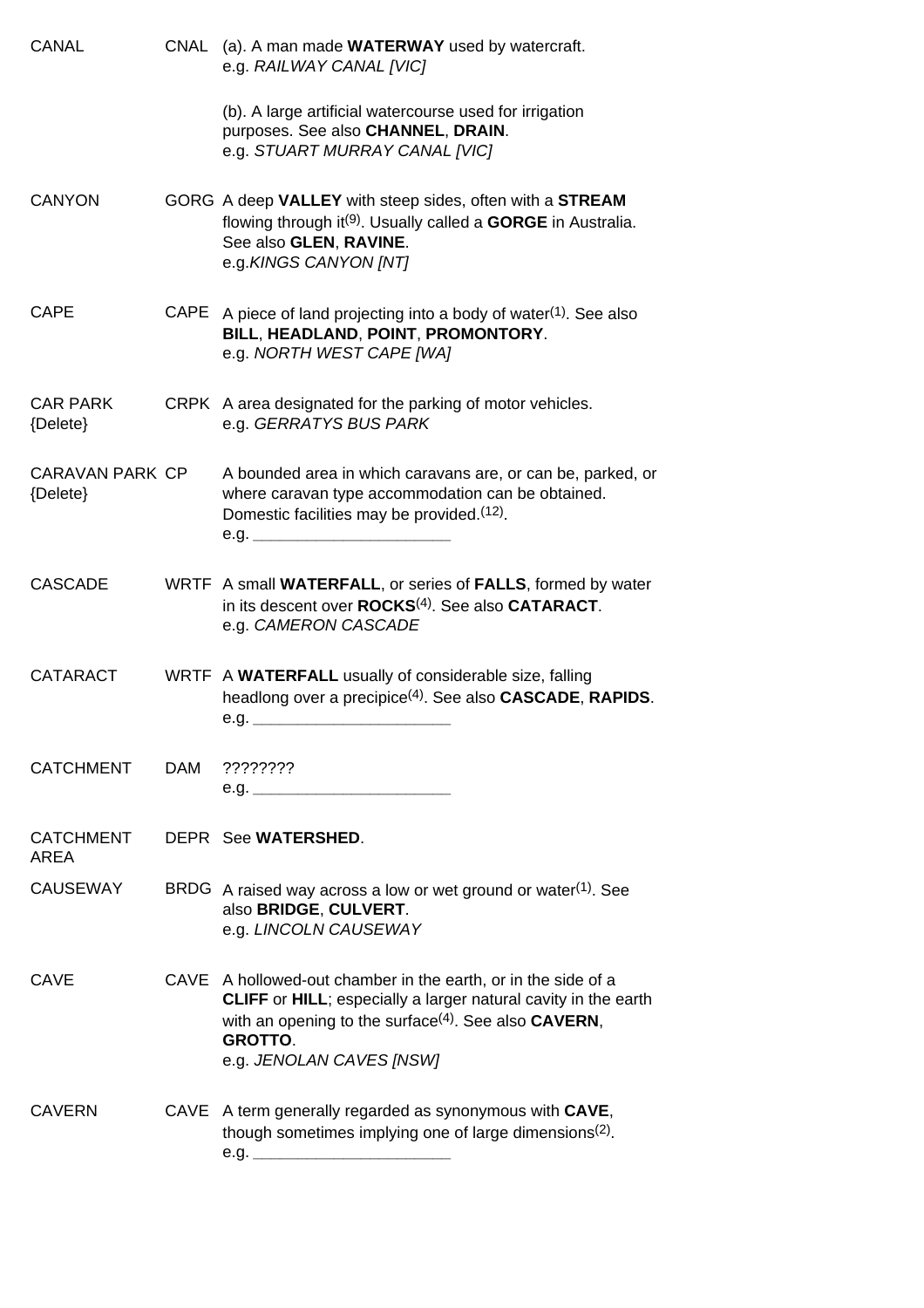| | | |
|---|---|---|
| CANAL | CNAL | (a). A man made **WATERWAY** used by watercraft.<br>e.g. *RAILWAY CANAL [VIC]*<br><br>(b). A large artificial watercourse used for irrigation purposes. See also **CHANNEL**, **DRAIN**.<br>e.g. *STUART MURRAY CANAL [VIC]* |
| CANYON | GORG | A deep **VALLEY** with steep sides, often with a **STREAM** flowing through it(9). Usually called a **GORGE** in Australia. See also **GLEN**, **RAVINE**.<br>e.g.*KINGS CANYON [NT]* |
| CAPE | CAPE | A piece of land projecting into a body of water(1). See also **BILL**, **HEADLAND**, **POINT**, **PROMONTORY**.<br>e.g. *NORTH WEST CAPE [WA]* |
| CAR PARK {Delete} | CRPK | A area designated for the parking of motor vehicles.<br>e.g. *GERRATYS BUS PARK* |
| CARAVAN PARK {Delete} | CP | A bounded area in which caravans are, or can be, parked, or where caravan type accommodation can be obtained. Domestic facilities may be provided.(12).<br>e.g. ______________________ |
| CASCADE | WRTF | A small **WATERFALL**, or series of **FALLS**, formed by water in its descent over **ROCKS**(4). See also **CATARACT**.<br>e.g. *CAMERON CASCADE* |
| CATARACT | WRTF | A **WATERFALL** usually of considerable size, falling headlong over a precipice(4). See also **CASCADE**, **RAPIDS**.<br>e.g. ______________________ |
| CATCHMENT | DAM | ????????<br>e.g. ______________________ |
| CATCHMENT AREA | DEPR | See **WATERSHED**. |
| CAUSEWAY | BRDG | A raised way across a low or wet ground or water(1). See also **BRIDGE**, **CULVERT**.<br>e.g. *LINCOLN CAUSEWAY* |
| CAVE | CAVE | A hollowed-out chamber in the earth, or in the side of a **CLIFF** or **HILL**; especially a larger natural cavity in the earth with an opening to the surface(4). See also **CAVERN**, **GROTTO**.<br>e.g. *JENOLAN CAVES [NSW]* |
| CAVERN | CAVE | A term generally regarded as synonymous with **CAVE**, though sometimes implying one of large dimensions(2).<br>e.g. ______________________ |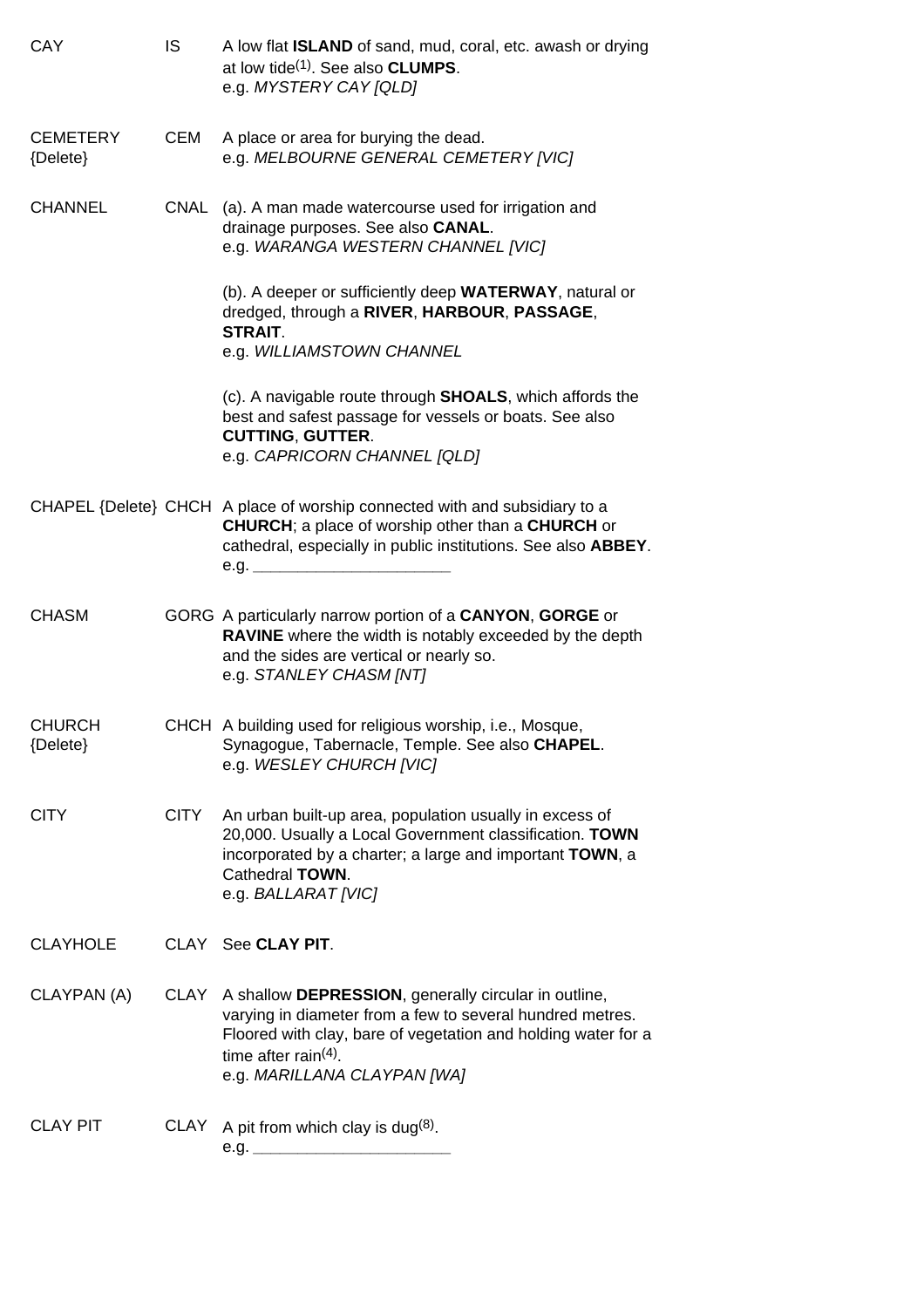| | | |
|---|---|---|
| CAY | IS | A low flat **ISLAND** of sand, mud, coral, etc. awash or drying at low tide[1]. See also **CLUMPS**.<br>e.g. *MYSTERY CAY [QLD]* |
| CEMETERY {Delete} | CEM | A place or area for burying the dead.<br>e.g. *MELBOURNE GENERAL CEMETERY [VIC]* |
| CHANNEL | CNAL | (a). A man made watercourse used for irrigation and drainage purposes. See also **CANAL**.<br>e.g. *WARANGA WESTERN CHANNEL [VIC]*<br><br>(b). A deeper or sufficiently deep **WATERWAY**, natural or dredged, through a **RIVER**, **HARBOUR**, **PASSAGE**, **STRAIT**.<br>e.g. *WILLIAMSTOWN CHANNEL*<br><br>(c). A navigable route through **SHOALS**, which affords the best and safest passage for vessels or boats. See also **CUTTING**, **GUTTER**.<br>e.g. *CAPRICORN CHANNEL [QLD]* |
| CHAPEL {Delete} | CHCH | A place of worship connected with and subsidiary to a **CHURCH**; a place of worship other than a **CHURCH** or cathedral, especially in public institutions. See also **ABBEY**.<br>e.g. ____________________ |
| CHASM | GORG | A particularly narrow portion of a **CANYON**, **GORGE** or **RAVINE** where the width is notably exceeded by the depth and the sides are vertical or nearly so.<br>e.g. *STANLEY CHASM [NT]* |
| CHURCH {Delete} | CHCH | A building used for religious worship, i.e., Mosque, Synagogue, Tabernacle, Temple. See also **CHAPEL**.<br>e.g. *WESLEY CHURCH [VIC]* |
| CITY | CITY | An urban built-up area, population usually in excess of 20,000. Usually a Local Government classification. **TOWN** incorporated by a charter; a large and important **TOWN**, a Cathedral **TOWN**.<br>e.g. *BALLARAT [VIC]* |
| CLAYHOLE | CLAY | See **CLAY PIT**. |
| CLAYPAN (A) | CLAY | A shallow **DEPRESSION**, generally circular in outline, varying in diameter from a few to several hundred metres. Floored with clay, bare of vegetation and holding water for a time after rain[4].<br>e.g. *MARILLANA CLAYPAN [WA]* |
| CLAY PIT | CLAY | A pit from which clay is dug[8].<br>e.g. ____________________ |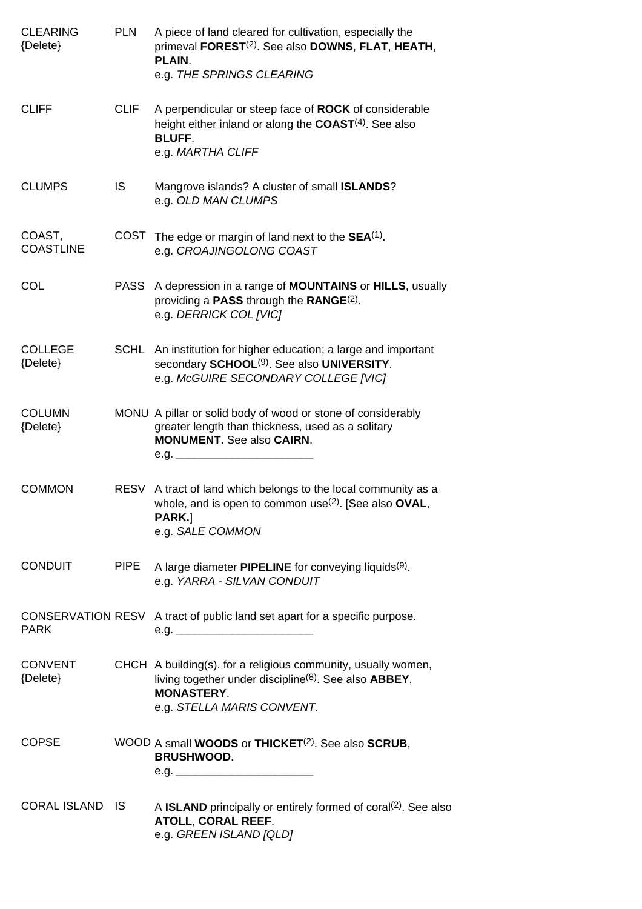| Term | Code | Definition |
|---|---|---|
| CLEARING {Delete} | PLN | A piece of land cleared for cultivation, especially the primeval **FOREST**[(2)]. See also **DOWNS**, **FLAT**, **HEATH**, **PLAIN**. e.g. *THE SPRINGS CLEARING* |
| CLIFF | CLIF | A perpendicular or steep face of **ROCK** of considerable height either inland or along the **COAST**[(4)]. See also **BLUFF**. e.g. *MARTHA CLIFF* |
| CLUMPS | IS | Mangrove islands? A cluster of small **ISLANDS**? e.g. *OLD MAN CLUMPS* |
| COAST, COASTLINE | COST | The edge or margin of land next to the **SEA**[(1)]. e.g. *CROAJINGOLONG COAST* |
| COL | PASS | A depression in a range of **MOUNTAINS** or **HILLS**, usually providing a **PASS** through the **RANGE**[(2)]. e.g. *DERRICK COL [VIC]* |
| COLLEGE {Delete} | SCHL | An institution for higher education; a large and important secondary **SCHOOL**[(9)]. See also **UNIVERSITY**. e.g. *McGUIRE SECONDARY COLLEGE [VIC]* |
| COLUMN {Delete} | MONU | A pillar or solid body of wood or stone of considerably greater length than thickness, used as a solitary **MONUMENT**. See also **CAIRN**. e.g. ______________________ |
| COMMON | RESV | A tract of land which belongs to the local community as a whole, and is open to common use[(2)]. [See also **OVAL**, **PARK.**] e.g. *SALE COMMON* |
| CONDUIT | PIPE | A large diameter **PIPELINE** for conveying liquids[(9)]. e.g. *YARRA - SILVAN CONDUIT* |
| CONSERVATION PARK | RESV | A tract of public land set apart for a specific purpose. e.g. ______________________ |
| CONVENT {Delete} | CHCH | A building(s). for a religious community, usually women, living together under discipline[(8)]. See also **ABBEY**, **MONASTERY**. e.g. *STELLA MARIS CONVENT.* |
| COPSE | WOOD | A small **WOODS** or **THICKET**[(2)]. See also **SCRUB**, **BRUSHWOOD**. e.g. ______________________ |
| CORAL ISLAND | IS | A **ISLAND** principally or entirely formed of coral[(2)]. See also **ATOLL**, **CORAL REEF**. e.g. *GREEN ISLAND [QLD]* |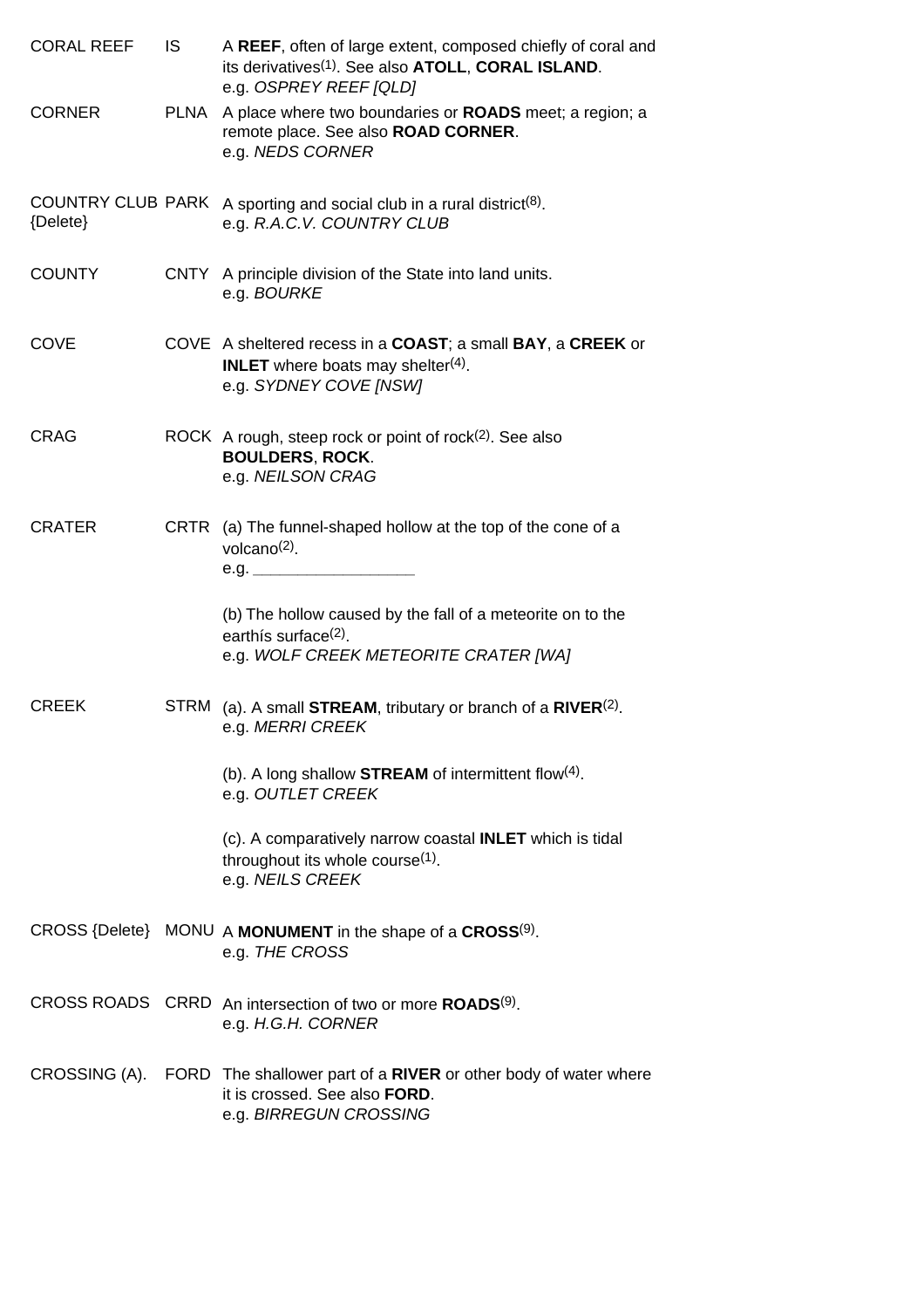| | | |
|---|---|---|
| CORAL REEF | IS | A **REEF**, often of large extent, composed chiefly of coral and its derivatives[1]. See also **ATOLL**, **CORAL ISLAND**.<br>e.g. *OSPREY REEF [QLD]* |
| CORNER | PLNA | A place where two boundaries or **ROADS** meet; a region; a remote place. See also **ROAD CORNER**.<br>e.g. *NEDS CORNER* |
| COUNTRY CLUB {Delete} | PARK | A sporting and social club in a rural district[8].<br>e.g. *R.A.C.V. COUNTRY CLUB* |
| COUNTY | CNTY | A principle division of the State into land units.<br>e.g. *BOURKE* |
| COVE | COVE | A sheltered recess in a **COAST**; a small **BAY**, a **CREEK** or **INLET** where boats may shelter[4].<br>e.g. *SYDNEY COVE [NSW]* |
| CRAG | ROCK | A rough, steep rock or point of rock[2]. See also **BOULDERS**, **ROCK**.<br>e.g. *NEILSON CRAG* |
| CRATER | CRTR | (a) The funnel-shaped hollow at the top of the cone of a volcano[2].<br>e.g. ________________<br><br>(b) The hollow caused by the fall of a meteorite on to the earthís surface[2].<br>e.g. *WOLF CREEK METEORITE CRATER [WA]* |
| CREEK | STRM | (a). A small **STREAM**, tributary or branch of a **RIVER**[2].<br>e.g. *MERRI CREEK*<br><br>(b). A long shallow **STREAM** of intermittent flow[4].<br>e.g. *OUTLET CREEK*<br><br>(c). A comparatively narrow coastal **INLET** which is tidal throughout its whole course[1].<br>e.g. *NEILS CREEK* |
| CROSS {Delete} | MONU | A **MONUMENT** in the shape of a **CROSS**[9].<br>e.g. *THE CROSS* |
| CROSS ROADS | CRRD | An intersection of two or more **ROADS**[9].<br>e.g. *H.G.H. CORNER* |
| CROSSING (A). | FORD | The shallower part of a **RIVER** or other body of water where it is crossed. See also **FORD**.<br>e.g. *BIRREGUN CROSSING* |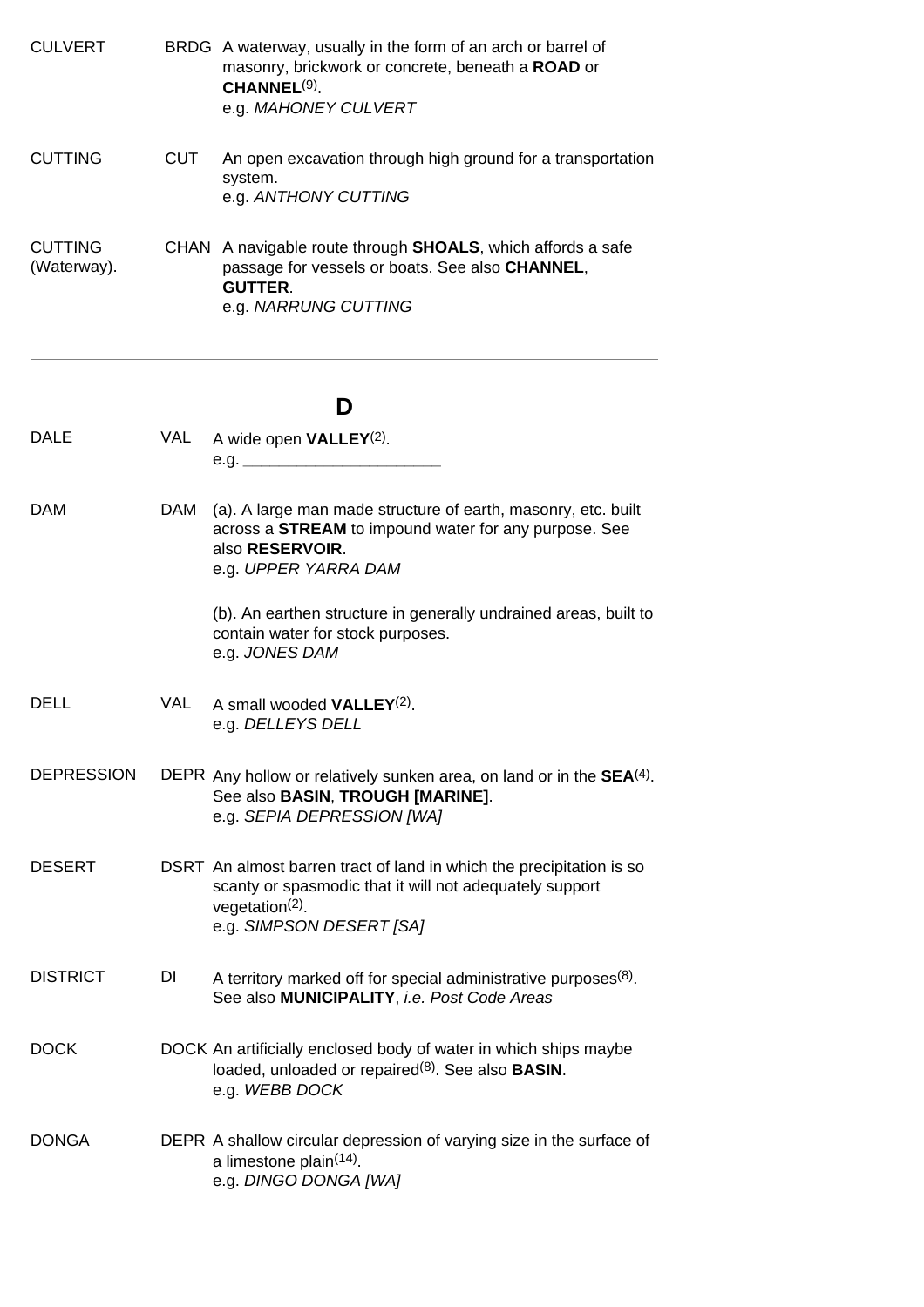| | | |
|---|---|---|
| CULVERT | BRDG | A waterway, usually in the form of an arch or barrel of masonry, brickwork or concrete, beneath a **ROAD** or **CHANNEL**[9]. e.g. *MAHONEY CULVERT* |
| CUTTING | CUT | An open excavation through high ground for a transportation system. e.g. *ANTHONY CUTTING* |
| CUTTING (Waterway). | CHAN | A navigable route through **SHOALS**, which affords a safe passage for vessels or boats. See also **CHANNEL**, **GUTTER**. e.g. *NARRUNG CUTTING* |

---

## D

| | | |
|---|---|---|
| DALE | VAL | A wide open **VALLEY**[2]. e.g. ______________________ |
| DAM | DAM | (a). A large man made structure of earth, masonry, etc. built across a **STREAM** to impound water for any purpose. See also **RESERVOIR**. e.g. *UPPER YARRA DAM*<br><br>(b). An earthen structure in generally undrained areas, built to contain water for stock purposes. e.g. *JONES DAM* |
| DELL | VAL | A small wooded **VALLEY**[2]. e.g. *DELLEYS DELL* |
| DEPRESSION | DEPR | Any hollow or relatively sunken area, on land or in the **SEA**[4]. See also **BASIN**, **TROUGH [MARINE]**. e.g. *SEPIA DEPRESSION [WA]* |
| DESERT | DSRT | An almost barren tract of land in which the precipitation is so scanty or spasmodic that it will not adequately support vegetation[2]. e.g. *SIMPSON DESERT [SA]* |
| DISTRICT | DI | A territory marked off for special administrative purposes[8]. See also **MUNICIPALITY**, *i.e. Post Code Areas* |
| DOCK | DOCK | An artificially enclosed body of water in which ships maybe loaded, unloaded or repaired[8]. See also **BASIN**. e.g. *WEBB DOCK* |
| DONGA | DEPR | A shallow circular depression of varying size in the surface of a limestone plain[14]. e.g. *DINGO DONGA [WA]* |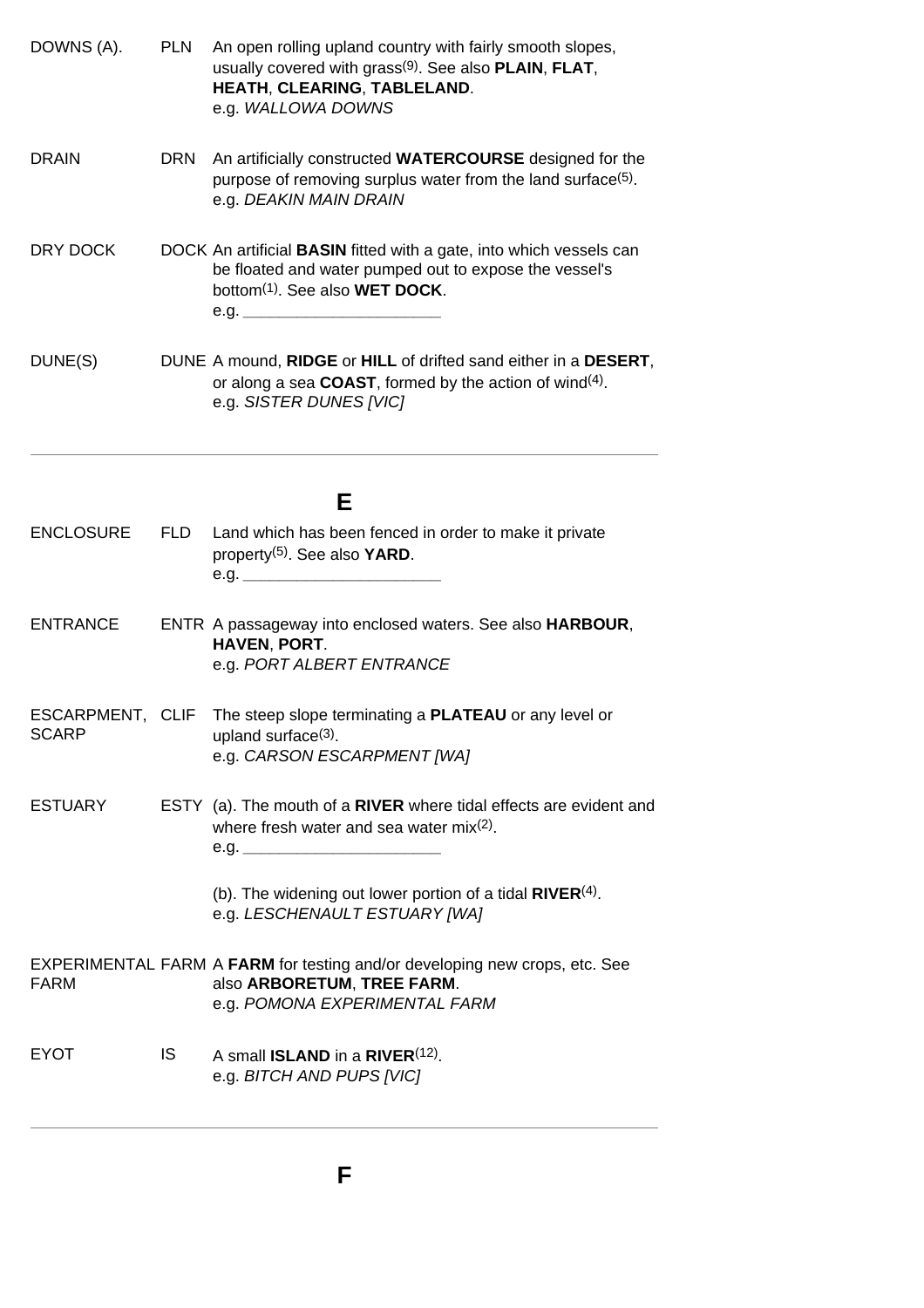DOWNS (A). PLN An open rolling upland country with fairly smooth slopes, usually covered with grass[9]. See also **PLAIN**, **FLAT**, **HEATH**, **CLEARING**, **TABLELAND**.
e.g. *WALLOWA DOWNS*

DRAIN DRN An artificially constructed **WATERCOURSE** designed for the purpose of removing surplus water from the land surface[5].
e.g. *DEAKIN MAIN DRAIN*

DRY DOCK DOCK An artificial **BASIN** fitted with a gate, into which vessels can be floated and water pumped out to expose the vessel's bottom[1]. See also **WET DOCK**.
e.g. ______________________

DUNE(S) DUNE A mound, **RIDGE** or **HILL** of drifted sand either in a **DESERT**, or along a sea **COAST**, formed by the action of wind[4].
e.g. *SISTER DUNES [VIC]*

---

## E

ENCLOSURE FLD Land which has been fenced in order to make it private property[5]. See also **YARD**.
e.g. ______________________

ENTRANCE ENTR A passageway into enclosed waters. See also **HARBOUR**, **HAVEN**, **PORT**.
e.g. *PORT ALBERT ENTRANCE*

ESCARPMENT, SCARP CLIF The steep slope terminating a **PLATEAU** or any level or upland surface[3].
e.g. *CARSON ESCARPMENT [WA]*

ESTUARY ESTY (a). The mouth of a **RIVER** where tidal effects are evident and where fresh water and sea water mix[2].
e.g. ______________________

(b). The widening out lower portion of a tidal **RIVER**[4].
e.g. *LESCHENAULT ESTUARY [WA]*

EXPERIMENTAL FARM FARM A **FARM** for testing and/or developing new crops, etc. See also **ARBORETUM**, **TREE FARM**.
e.g. *POMONA EXPERIMENTAL FARM*

EYOT IS A small **ISLAND** in a **RIVER**[12].
e.g. *BITCH AND PUPS [VIC]*

---

## F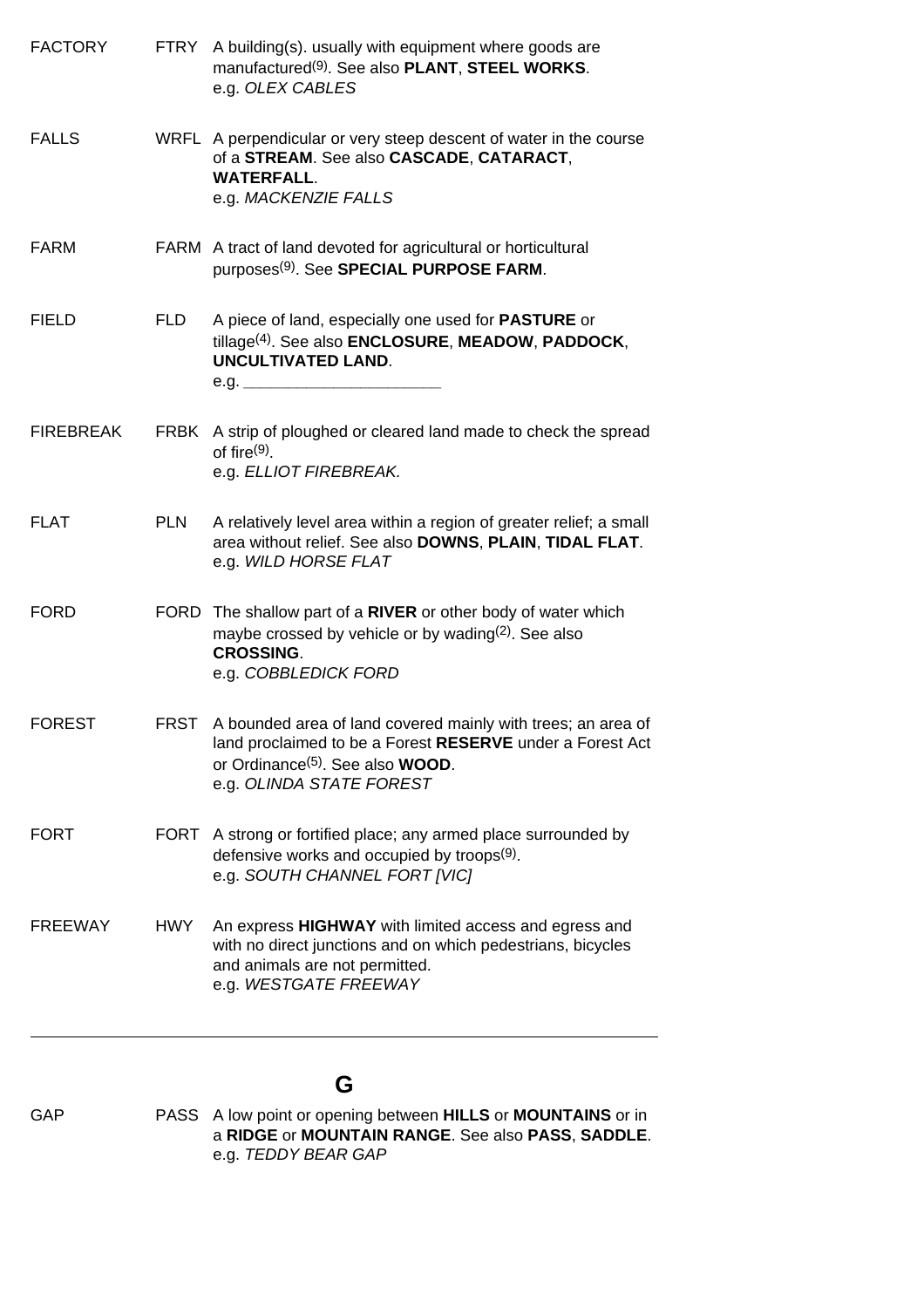FACTORY FTRY A building(s). usually with equipment where goods are manufactured[9]. See also **PLANT**, **STEEL WORKS**.
e.g. *OLEX CABLES*

FALLS WRFL A perpendicular or very steep descent of water in the course of a **STREAM**. See also **CASCADE**, **CATARACT**, **WATERFALL**.
e.g. *MACKENZIE FALLS*

FARM FARM A tract of land devoted for agricultural or horticultural purposes[9]. See **SPECIAL PURPOSE FARM**.

FIELD FLD A piece of land, especially one used for **PASTURE** or tillage[4]. See also **ENCLOSURE**, **MEADOW**, **PADDOCK**, **UNCULTIVATED LAND**.
e.g. ______________________

FIREBREAK FRBK A strip of ploughed or cleared land made to check the spread of fire[9].
e.g. *ELLIOT FIREBREAK.*

FLAT PLN A relatively level area within a region of greater relief; a small area without relief. See also **DOWNS**, **PLAIN**, **TIDAL FLAT**.
e.g. *WILD HORSE FLAT*

FORD FORD The shallow part of a **RIVER** or other body of water which maybe crossed by vehicle or by wading[2]. See also **CROSSING**.
e.g. *COBBLEDICK FORD*

FOREST FRST A bounded area of land covered mainly with trees; an area of land proclaimed to be a Forest **RESERVE** under a Forest Act or Ordinance[5]. See also **WOOD**.
e.g. *OLINDA STATE FOREST*

FORT FORT A strong or fortified place; any armed place surrounded by defensive works and occupied by troops[9].
e.g. *SOUTH CHANNEL FORT [VIC]*

FREEWAY HWY An express **HIGHWAY** with limited access and egress and with no direct junctions and on which pedestrians, bicycles and animals are not permitted.
e.g. *WESTGATE FREEWAY*

---

## G

GAP PASS A low point or opening between **HILLS** or **MOUNTAINS** or in a **RIDGE** or **MOUNTAIN RANGE**. See also **PASS**, **SADDLE**.
e.g. *TEDDY BEAR GAP*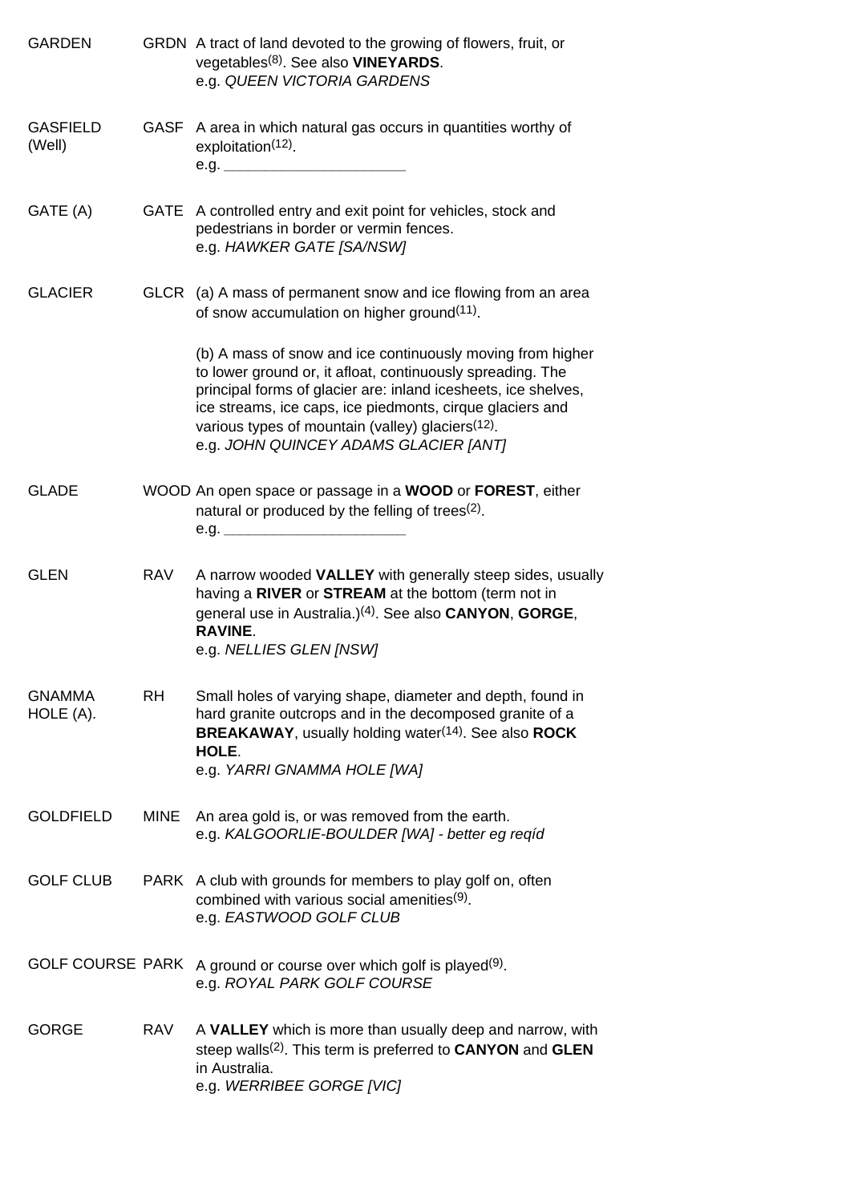| | | |
|---|---|---|
| GARDEN | GRDN | A tract of land devoted to the growing of flowers, fruit, or vegetables[8]. See also **VINEYARDS**.<br>e.g. *QUEEN VICTORIA GARDENS* |
| GASFIELD (Well) | GASF | A area in which natural gas occurs in quantities worthy of exploitation[12].<br>e.g. ______________________ |
| GATE (A) | GATE | A controlled entry and exit point for vehicles, stock and pedestrians in border or vermin fences.<br>e.g. *HAWKER GATE [SA/NSW]* |
| GLACIER | GLCR | (a) A mass of permanent snow and ice flowing from an area of snow accumulation on higher ground[11].<br><br>(b) A mass of snow and ice continuously moving from higher to lower ground or, it afloat, continuously spreading. The principal forms of glacier are: inland icesheets, ice shelves, ice streams, ice caps, ice piedmonts, cirque glaciers and various types of mountain (valley) glaciers[12].<br>e.g. *JOHN QUINCEY ADAMS GLACIER [ANT]* |
| GLADE | WOOD | An open space or passage in a **WOOD** or **FOREST**, either natural or produced by the felling of trees[2].<br>e.g. ______________________ |
| GLEN | RAV | A narrow wooded **VALLEY** with generally steep sides, usually having a **RIVER** or **STREAM** at the bottom (term not in general use in Australia.)[4]. See also **CANYON**, **GORGE**, **RAVINE**.<br>e.g. *NELLIES GLEN [NSW]* |
| GNAMMA HOLE (A). | RH | Small holes of varying shape, diameter and depth, found in hard granite outcrops and in the decomposed granite of a **BREAKAWAY**, usually holding water[14]. See also **ROCK HOLE**.<br>e.g. *YARRI GNAMMA HOLE [WA]* |
| GOLDFIELD | MINE | An area gold is, or was removed from the earth.<br>e.g. *KALGOORLIE-BOULDER [WA] - better eg reqíd* |
| GOLF CLUB | PARK | A club with grounds for members to play golf on, often combined with various social amenities[9].<br>e.g. *EASTWOOD GOLF CLUB* |
| GOLF COURSE | PARK | A ground or course over which golf is played[9].<br>e.g. *ROYAL PARK GOLF COURSE* |
| GORGE | RAV | A **VALLEY** which is more than usually deep and narrow, with steep walls[2]. This term is preferred to **CANYON** and **GLEN** in Australia.<br>e.g. *WERRIBEE GORGE [VIC]* |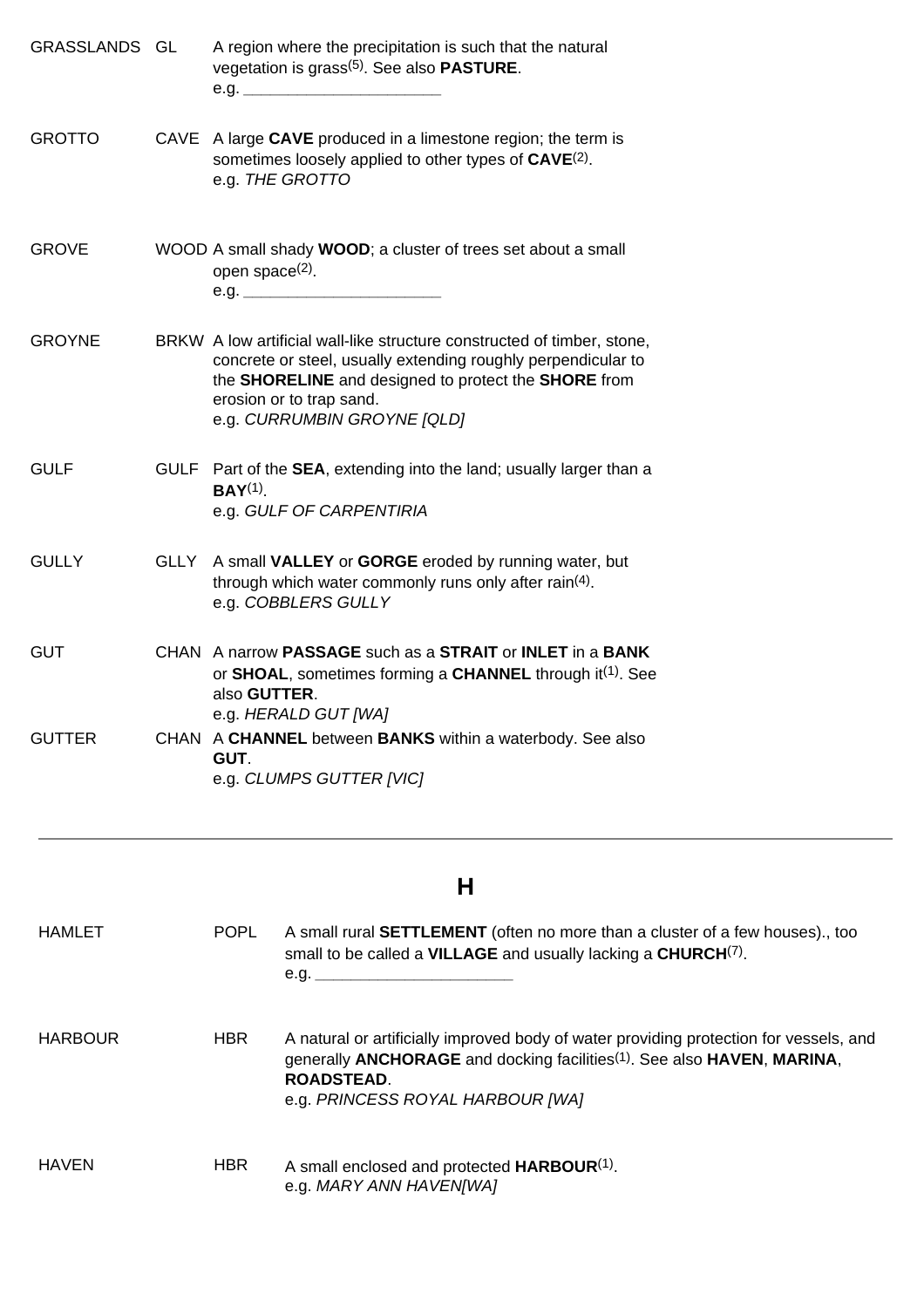| | | |
|---|---|---|
| GRASSLANDS | GL | A region where the precipitation is such that the natural vegetation is grass(5). See also **PASTURE**.<br>e.g. ______________________ |
| GROTTO | CAVE | A large **CAVE** produced in a limestone region; the term is sometimes loosely applied to other types of **CAVE**(2).<br>e.g. *THE GROTTO* |
| GROVE | WOOD | A small shady **WOOD**; a cluster of trees set about a small open space(2).<br>e.g. ______________________ |
| GROYNE | BRKW | A low artificial wall-like structure constructed of timber, stone, concrete or steel, usually extending roughly perpendicular to the **SHORELINE** and designed to protect the **SHORE** from erosion or to trap sand.<br>e.g. *CURRUMBIN GROYNE [QLD]* |
| GULF | GULF | Part of the **SEA**, extending into the land; usually larger than a **BAY**(1).<br>e.g. *GULF OF CARPENTIRIA* |
| GULLY | GLLY | A small **VALLEY** or **GORGE** eroded by running water, but through which water commonly runs only after rain(4).<br>e.g. *COBBLERS GULLY* |
| GUT | CHAN | A narrow **PASSAGE** such as a **STRAIT** or **INLET** in a **BANK** or **SHOAL**, sometimes forming a **CHANNEL** through it(1). See also **GUTTER**.<br>e.g. *HERALD GUT [WA]* |
| GUTTER | CHAN | A **CHANNEL** between **BANKS** within a waterbody. See also **GUT**.<br>e.g. *CLUMPS GUTTER [VIC]* |

---

## H

| | | |
|---|---|---|
| HAMLET | POPL | A small rural **SETTLEMENT** (often no more than a cluster of a few houses)., too small to be called a **VILLAGE** and usually lacking a **CHURCH**(7).<br>e.g. ______________________ |
| HARBOUR | HBR | A natural or artificially improved body of water providing protection for vessels, and generally **ANCHORAGE** and docking facilities(1). See also **HAVEN**, **MARINA**, **ROADSTEAD**.<br>e.g. *PRINCESS ROYAL HARBOUR [WA]* |
| HAVEN | HBR | A small enclosed and protected **HARBOUR**(1).<br>e.g. *MARY ANN HAVEN[WA]* |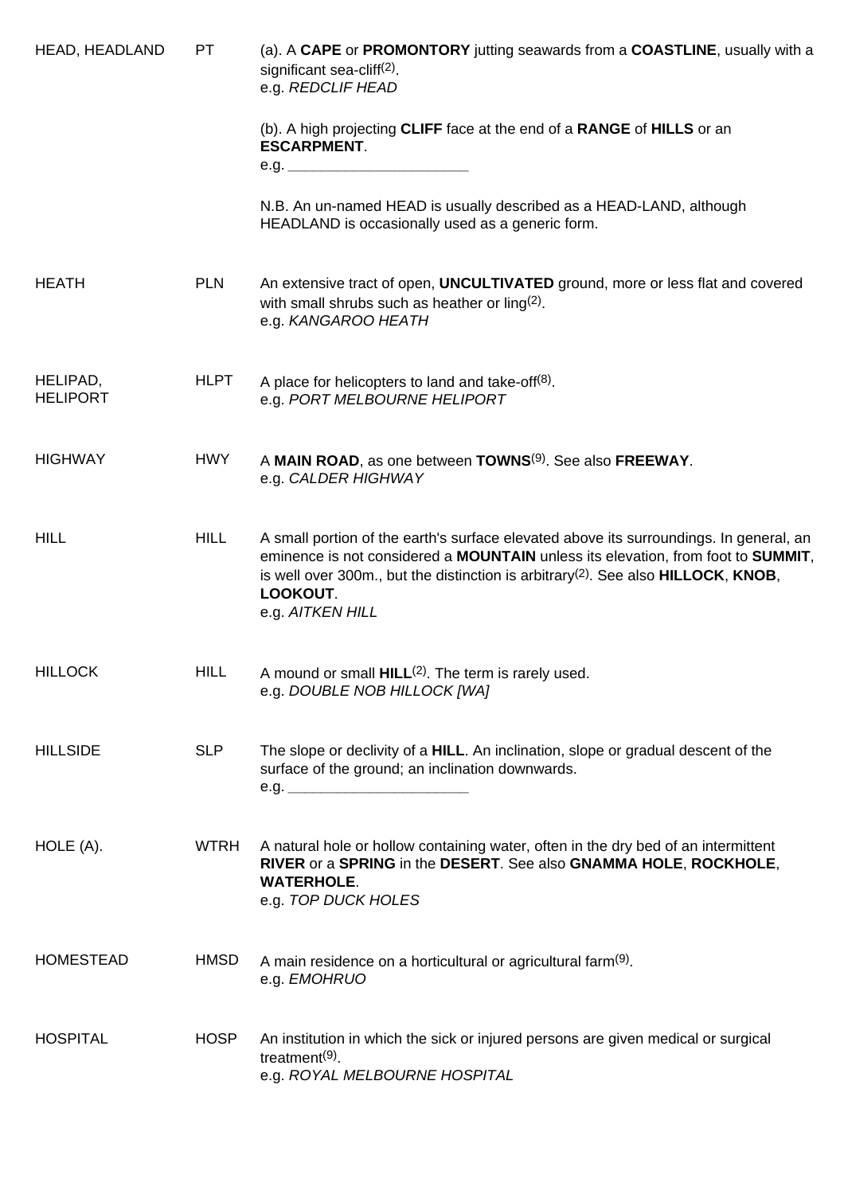| | | |
|---|---|---|
| HEAD, HEADLAND | PT | (a). A **CAPE** or **PROMONTORY** jutting seawards from a **COASTLINE**, usually with a significant sea-cliff(2).<br>e.g. *REDCLIF HEAD*<br><br>(b). A high projecting **CLIFF** face at the end of a **RANGE** of **HILLS** or an **ESCARPMENT**.<br>e.g. ______________________<br><br>N.B. An un-named HEAD is usually described as a HEAD-LAND, although HEADLAND is occasionally used as a generic form. |
| HEATH | PLN | An extensive tract of open, **UNCULTIVATED** ground, more or less flat and covered with small shrubs such as heather or ling(2).<br>e.g. *KANGAROO HEATH* |
| HELIPAD, HELIPORT | HLPT | A place for helicopters to land and take-off(8).<br>e.g. *PORT MELBOURNE HELIPORT* |
| HIGHWAY | HWY | A **MAIN ROAD**, as one between **TOWNS**(9). See also **FREEWAY**.<br>e.g. *CALDER HIGHWAY* |
| HILL | HILL | A small portion of the earth's surface elevated above its surroundings. In general, an eminence is not considered a **MOUNTAIN** unless its elevation, from foot to **SUMMIT**, is well over 300m., but the distinction is arbitrary(2). See also **HILLOCK**, **KNOB**, **LOOKOUT**.<br>e.g. *AITKEN HILL* |
| HILLOCK | HILL | A mound or small **HILL**(2). The term is rarely used.<br>e.g. *DOUBLE NOB HILLOCK [WA]* |
| HILLSIDE | SLP | The slope or declivity of a **HILL**. An inclination, slope or gradual descent of the surface of the ground; an inclination downwards.<br>e.g. ______________________ |
| HOLE (A). | WTRH | A natural hole or hollow containing water, often in the dry bed of an intermittent **RIVER** or a **SPRING** in the **DESERT**. See also **GNAMMA HOLE**, **ROCKHOLE**, **WATERHOLE**.<br>e.g. *TOP DUCK HOLES* |
| HOMESTEAD | HMSD | A main residence on a horticultural or agricultural farm(9).<br>e.g. *EMOHRUO* |
| HOSPITAL | HOSP | An institution in which the sick or injured persons are given medical or surgical treatment(9).<br>e.g. *ROYAL MELBOURNE HOSPITAL* |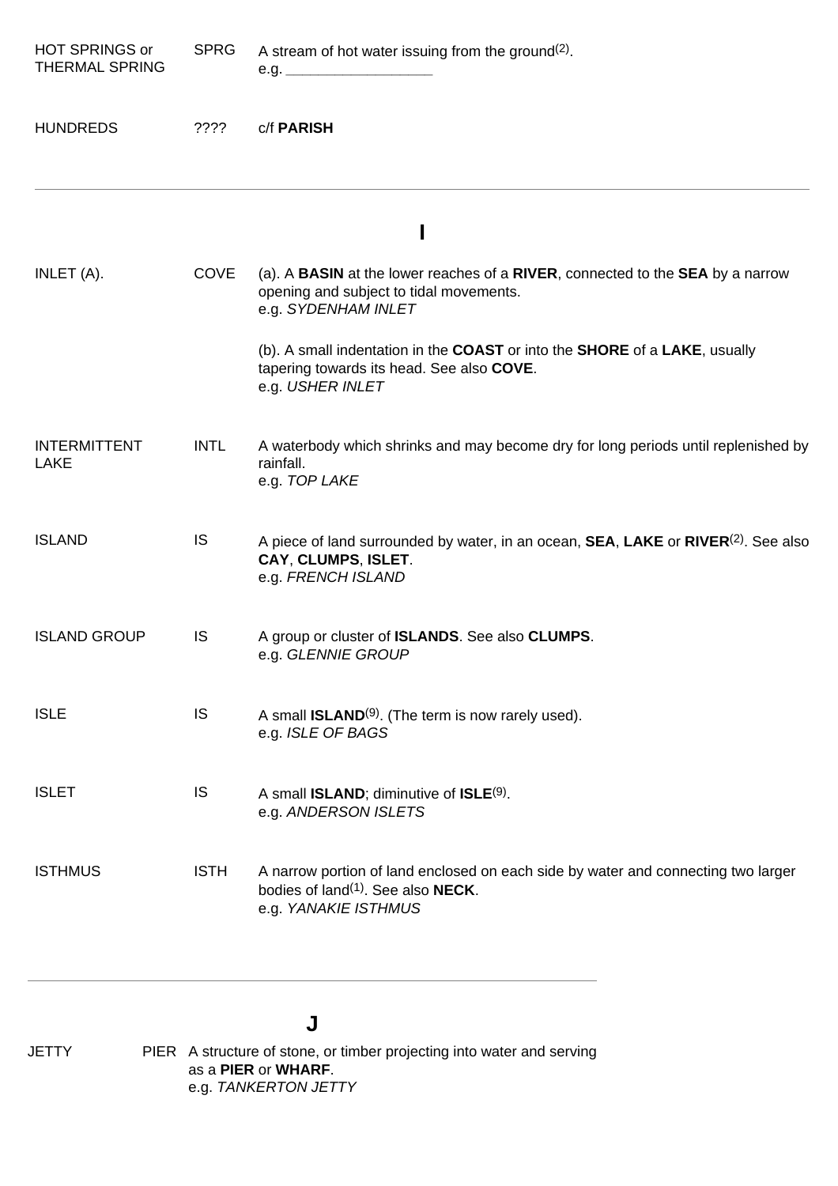| | | |
|---|---|---|
| HOT SPRINGS or THERMAL SPRING | SPRG | A stream of hot water issuing from the ground(2). e.g. ___________________ |
| HUNDREDS | ???? | c/f **PARISH** |

## I

| | | |
|---|---|---|
| INLET (A). | COVE | (a). A **BASIN** at the lower reaches of a **RIVER**, connected to the **SEA** by a narrow opening and subject to tidal movements. e.g. *SYDENHAM INLET*<br><br>(b). A small indentation in the **COAST** or into the **SHORE** of a **LAKE**, usually tapering towards its head. See also **COVE**. e.g. *USHER INLET* |
| INTERMITTENT LAKE | INTL | A waterbody which shrinks and may become dry for long periods until replenished by rainfall. e.g. *TOP LAKE* |
| ISLAND | IS | A piece of land surrounded by water, in an ocean, **SEA**, **LAKE** or **RIVER**(2). See also **CAY**, **CLUMPS**, **ISLET**. e.g. *FRENCH ISLAND* |
| ISLAND GROUP | IS | A group or cluster of **ISLANDS**. See also **CLUMPS**. e.g. *GLENNIE GROUP* |
| ISLE | IS | A small **ISLAND**(9). (The term is now rarely used). e.g. *ISLE OF BAGS* |
| ISLET | IS | A small **ISLAND**; diminutive of **ISLE**(9). e.g. *ANDERSON ISLETS* |
| ISTHMUS | ISTH | A narrow portion of land enclosed on each side by water and connecting two larger bodies of land(1). See also **NECK**. e.g. *YANAKIE ISTHMUS* |

## J

| | | |
|---|---|---|
| JETTY | PIER | A structure of stone, or timber projecting into water and serving as a **PIER** or **WHARF**. e.g. *TANKERTON JETTY* |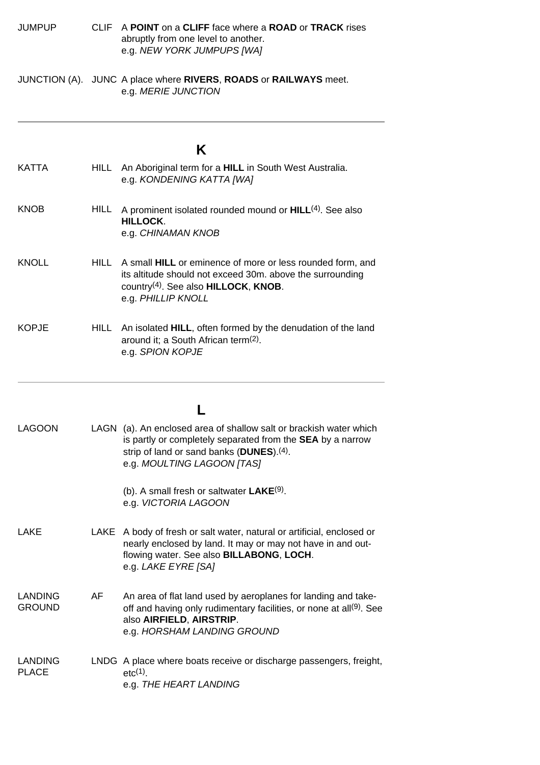| | | |
|---|---|---|
| JUMPUP | CLIF | A **POINT** on a **CLIFF** face where a **ROAD** or **TRACK** rises abruptly from one level to another.<br>e.g. *NEW YORK JUMPUPS [WA]* |
| JUNCTION (A). | JUNC | A place where **RIVERS**, **ROADS** or **RAILWAYS** meet.<br>e.g. *MERIE JUNCTION* |

---

## K

| | | |
|---|---|---|
| KATTA | HILL | An Aboriginal term for a **HILL** in South West Australia.<br>e.g. *KONDENING KATTA [WA]* |
| KNOB | HILL | A prominent isolated rounded mound or **HILL**(4). See also **HILLOCK**.<br>e.g. *CHINAMAN KNOB* |
| KNOLL | HILL | A small **HILL** or eminence of more or less rounded form, and its altitude should not exceed 30m. above the surrounding country(4). See also **HILLOCK**, **KNOB**.<br>e.g. *PHILLIP KNOLL* |
| KOPJE | HILL | An isolated **HILL**, often formed by the denudation of the land around it; a South African term(2).<br>e.g. *SPION KOPJE* |

---

## L

| | | |
|---|---|---|
| LAGOON | LAGN | (a). An enclosed area of shallow salt or brackish water which is partly or completely separated from the **SEA** by a narrow strip of land or sand banks (**DUNES**).(4).<br>e.g. *MOULTING LAGOON [TAS]*<br><br>(b). A small fresh or saltwater **LAKE**(9).<br>e.g. *VICTORIA LAGOON* |
| LAKE | LAKE | A body of fresh or salt water, natural or artificial, enclosed or nearly enclosed by land. It may or may not have in and out-flowing water. See also **BILLABONG**, **LOCH**.<br>e.g. *LAKE EYRE [SA]* |
| LANDING GROUND | AF | An area of flat land used by aeroplanes for landing and take-off and having only rudimentary facilities, or none at all(9). See also **AIRFIELD**, **AIRSTRIP**.<br>e.g. *HORSHAM LANDING GROUND* |
| LANDING PLACE | LNDG | A place where boats receive or discharge passengers, freight, etc(1).<br>e.g. *THE HEART LANDING* |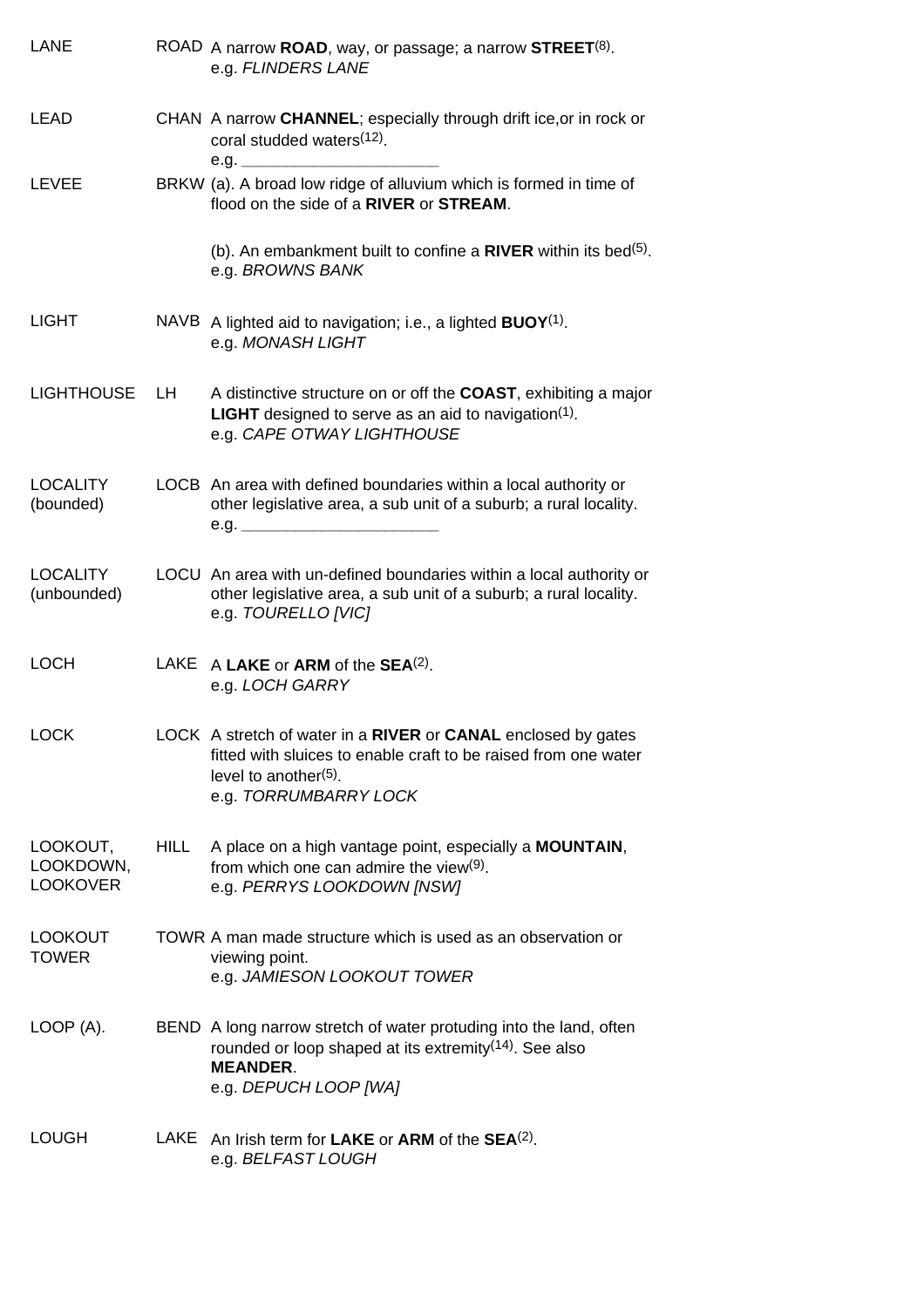| Term | Code | Definition |
|---|---|---|
| LANE | ROAD | A narrow **ROAD**, way, or passage; a narrow **STREET**[8]. e.g. *FLINDERS LANE* |
| LEAD | CHAN | A narrow **CHANNEL**; especially through drift ice,or in rock or coral studded waters[12]. e.g. ____________________ |
| LEVEE | BRKW | (a). A broad low ridge of alluvium which is formed in time of flood on the side of a **RIVER** or **STREAM**.<br><br>(b). An embankment built to confine a **RIVER** within its bed[5]. e.g. *BROWNS BANK* |
| LIGHT | NAVB | A lighted aid to navigation; i.e., a lighted **BUOY**[1]. e.g. *MONASH LIGHT* |
| LIGHTHOUSE | LH | A distinctive structure on or off the **COAST**, exhibiting a major **LIGHT** designed to serve as an aid to navigation[1]. e.g. *CAPE OTWAY LIGHTHOUSE* |
| LOCALITY (bounded) | LOCB | An area with defined boundaries within a local authority or other legislative area, a sub unit of a suburb; a rural locality. e.g. ____________________ |
| LOCALITY (unbounded) | LOCU | An area with un-defined boundaries within a local authority or other legislative area, a sub unit of a suburb; a rural locality. e.g. *TOURELLO [VIC]* |
| LOCH | LAKE | A **LAKE** or **ARM** of the **SEA**[2]. e.g. *LOCH GARRY* |
| LOCK | LOCK | A stretch of water in a **RIVER** or **CANAL** enclosed by gates fitted with sluices to enable craft to be raised from one water level to another[5]. e.g. *TORRUMBARRY LOCK* |
| LOOKOUT, LOOKDOWN, LOOKOVER | HILL | A place on a high vantage point, especially a **MOUNTAIN**, from which one can admire the view[9]. e.g. *PERRYS LOOKDOWN [NSW]* |
| LOOKOUT TOWER | TOWR | A man made structure which is used as an observation or viewing point. e.g. *JAMIESON LOOKOUT TOWER* |
| LOOP (A). | BEND | A long narrow stretch of water protuding into the land, often rounded or loop shaped at its extremity[14]. See also **MEANDER**. e.g. *DEPUCH LOOP [WA]* |
| LOUGH | LAKE | An Irish term for **LAKE** or **ARM** of the **SEA**[2]. e.g. *BELFAST LOUGH* |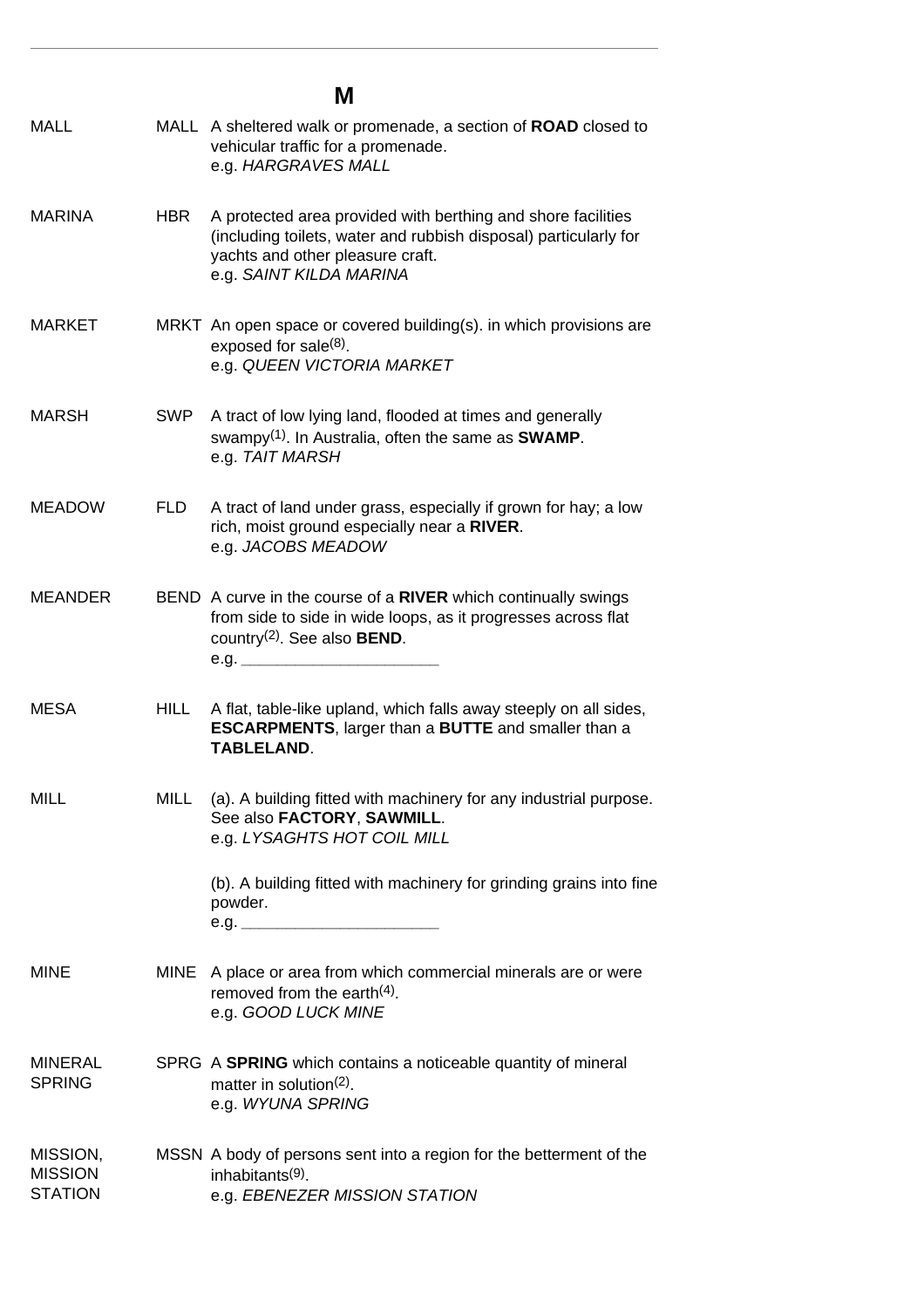## M

| Term | Code | Definition |
|---|---|---|
| MALL | MALL | A sheltered walk or promenade, a section of **ROAD** closed to vehicular traffic for a promenade.<br>e.g. *HARGRAVES MALL* |
| MARINA | HBR | A protected area provided with berthing and shore facilities (including toilets, water and rubbish disposal) particularly for yachts and other pleasure craft.<br>e.g. *SAINT KILDA MARINA* |
| MARKET | MRKT | An open space or covered building(s). in which provisions are exposed for sale[8].<br>e.g. *QUEEN VICTORIA MARKET* |
| MARSH | SWP | A tract of low lying land, flooded at times and generally swampy[1]. In Australia, often the same as **SWAMP**.<br>e.g. *TAIT MARSH* |
| MEADOW | FLD | A tract of land under grass, especially if grown for hay; a low rich, moist ground especially near a **RIVER**.<br>e.g. *JACOBS MEADOW* |
| MEANDER | BEND | A curve in the course of a **RIVER** which continually swings from side to side in wide loops, as it progresses across flat country[2]. See also **BEND**.<br>e.g. ______________________ |
| MESA | HILL | A flat, table-like upland, which falls away steeply on all sides, **ESCARPMENTS**, larger than a **BUTTE** and smaller than a **TABLELAND**. |
| MILL | MILL | (a). A building fitted with machinery for any industrial purpose. See also **FACTORY**, **SAWMILL**.<br>e.g. *LYSAGHTS HOT COIL MILL*<br><br>(b). A building fitted with machinery for grinding grains into fine powder.<br>e.g. ______________________ |
| MINE | MINE | A place or area from which commercial minerals are or were removed from the earth[4].<br>e.g. *GOOD LUCK MINE* |
| MINERAL SPRING | SPRG | A **SPRING** which contains a noticeable quantity of mineral matter in solution[2].<br>e.g. *WYUNA SPRING* |
| MISSION, MISSION STATION | MSSN | A body of persons sent into a region for the betterment of the inhabitants[9].<br>e.g. *EBENEZER MISSION STATION* |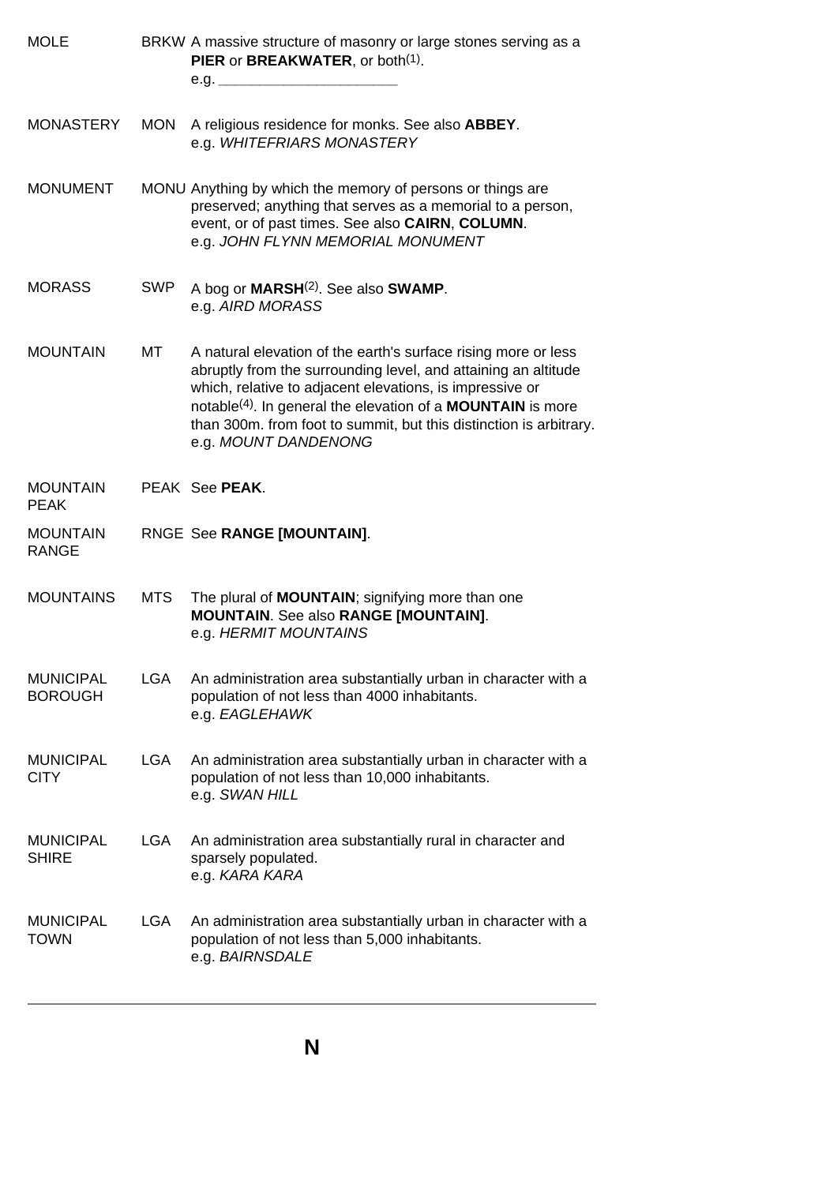| | | |
|---|---|---|
| MOLE | BRKW | A massive structure of masonry or large stones serving as a **PIER** or **BREAKWATER**, or both[1].<br>e.g. ______________________ |
| MONASTERY | MON | A religious residence for monks. See also **ABBEY**.<br>e.g. *WHITEFRIARS MONASTERY* |
| MONUMENT | MONU | Anything by which the memory of persons or things are preserved; anything that serves as a memorial to a person, event, or of past times. See also **CAIRN**, **COLUMN**.<br>e.g. *JOHN FLYNN MEMORIAL MONUMENT* |
| MORASS | SWP | A bog or **MARSH**[2]. See also **SWAMP**.<br>e.g. *AIRD MORASS* |
| MOUNTAIN | MT | A natural elevation of the earth's surface rising more or less abruptly from the surrounding level, and attaining an altitude which, relative to adjacent elevations, is impressive or notable[4]. In general the elevation of a **MOUNTAIN** is more than 300m. from foot to summit, but this distinction is arbitrary.<br>e.g. *MOUNT DANDENONG* |
| MOUNTAIN PEAK | PEAK | See **PEAK**. |
| MOUNTAIN RANGE | RNGE | See **RANGE [MOUNTAIN]**. |
| MOUNTAINS | MTS | The plural of **MOUNTAIN**; signifying more than one **MOUNTAIN**. See also **RANGE [MOUNTAIN]**.<br>e.g. *HERMIT MOUNTAINS* |
| MUNICIPAL BOROUGH | LGA | An administration area substantially urban in character with a population of not less than 4000 inhabitants.<br>e.g. *EAGLEHAWK* |
| MUNICIPAL CITY | LGA | An administration area substantially urban in character with a population of not less than 10,000 inhabitants.<br>e.g. *SWAN HILL* |
| MUNICIPAL SHIRE | LGA | An administration area substantially rural in character and sparsely populated.<br>e.g. *KARA KARA* |
| MUNICIPAL TOWN | LGA | An administration area substantially urban in character with a population of not less than 5,000 inhabitants.<br>e.g. *BAIRNSDALE* |

---

## N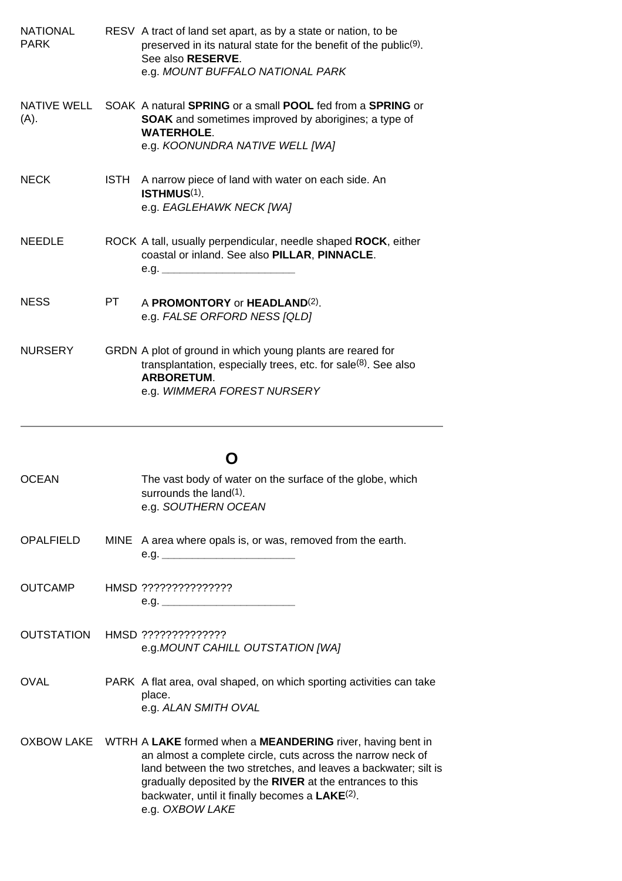NATIONAL PARK RESV A tract of land set apart, as by a state or nation, to be preserved in its natural state for the benefit of the public[9]. See also **RESERVE**.
e.g. *MOUNT BUFFALO NATIONAL PARK*

NATIVE WELL (A). SOAK A natural **SPRING** or a small **POOL** fed from a **SPRING** or **SOAK** and sometimes improved by aborigines; a type of **WATERHOLE**.
e.g. *KOONUNDRA NATIVE WELL [WA]*

NECK ISTH A narrow piece of land with water on each side. An **ISTHMUS**[1].
e.g. *EAGLEHAWK NECK [WA]*

NEEDLE ROCK A tall, usually perpendicular, needle shaped **ROCK**, either coastal or inland. See also **PILLAR**, **PINNACLE**.
e.g. ______________________

NESS PT A **PROMONTORY** or **HEADLAND**[2].
e.g. *FALSE ORFORD NESS [QLD]*

NURSERY GRDN A plot of ground in which young plants are reared for transplantation, especially trees, etc. for sale[8]. See also **ARBORETUM**.
e.g. *WIMMERA FOREST NURSERY*

---

## O

OCEAN The vast body of water on the surface of the globe, which surrounds the land[1].
e.g. *SOUTHERN OCEAN*

OPALFIELD MINE A area where opals is, or was, removed from the earth.
e.g. ______________________

OUTCAMP HMSD ???????????????
e.g. ______________________

OUTSTATION HMSD ??????????????
e.g.*MOUNT CAHILL OUTSTATION [WA]*

OVAL PARK A flat area, oval shaped, on which sporting activities can take place.
e.g. *ALAN SMITH OVAL*

OXBOW LAKE WTRH A **LAKE** formed when a **MEANDERING** river, having bent in an almost a complete circle, cuts across the narrow neck of land between the two stretches, and leaves a backwater; silt is gradually deposited by the **RIVER** at the entrances to this backwater, until it finally becomes a **LAKE**[2].
e.g. *OXBOW LAKE*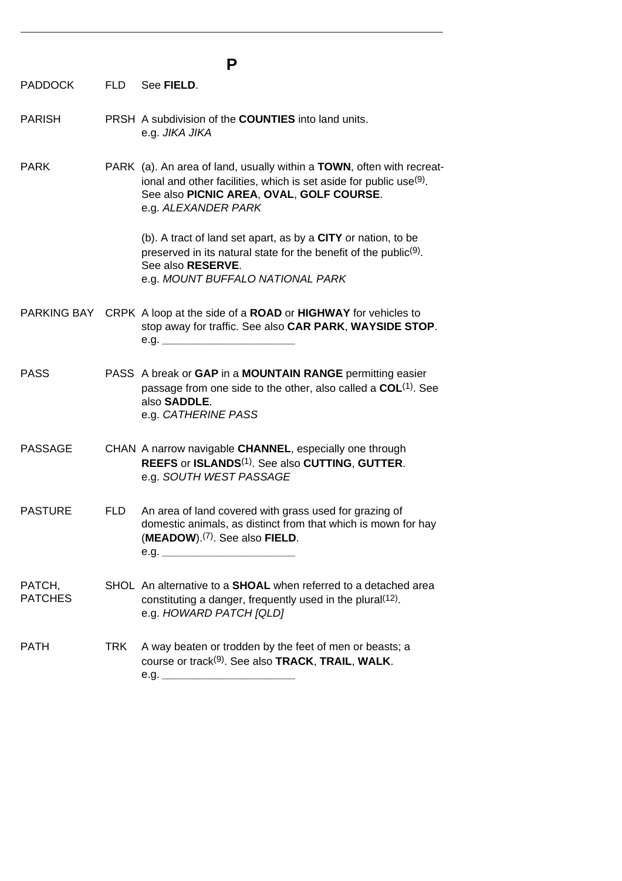# P

**PADDOCK** FLD See **FIELD**.

**PARISH** PRSH A subdivision of the **COUNTIES** into land units.
e.g. *JIKA JIKA*

**PARK** PARK (a). An area of land, usually within a **TOWN**, often with recreational and other facilities, which is set aside for public use(9). See also **PICNIC AREA**, **OVAL**, **GOLF COURSE**.
e.g. *ALEXANDER PARK*

(b). A tract of land set apart, as by a **CITY** or nation, to be preserved in its natural state for the benefit of the public(9). See also **RESERVE**.
e.g. *MOUNT BUFFALO NATIONAL PARK*

**PARKING BAY** CRPK A loop at the side of a **ROAD** or **HIGHWAY** for vehicles to stop away for traffic. See also **CAR PARK**, **WAYSIDE STOP**.
e.g. ______________________

**PASS** PASS A break or **GAP** in a **MOUNTAIN RANGE** permitting easier passage from one side to the other, also called a **COL**(1). See also **SADDLE**.
e.g. *CATHERINE PASS*

**PASSAGE** CHAN A narrow navigable **CHANNEL**, especially one through **REEFS** or **ISLANDS**(1). See also **CUTTING**, **GUTTER**.
e.g. *SOUTH WEST PASSAGE*

**PASTURE** FLD An area of land covered with grass used for grazing of domestic animals, as distinct from that which is mown for hay (**MEADOW**).(7). See also **FIELD**.
e.g. ______________________

**PATCH, PATCHES** SHOL An alternative to a **SHOAL** when referred to a detached area constituting a danger, frequently used in the plural(12).
e.g. *HOWARD PATCH [QLD]*

**PATH** TRK A way beaten or trodden by the feet of men or beasts; a course or track(9). See also **TRACK**, **TRAIL**, **WALK**.
e.g. ______________________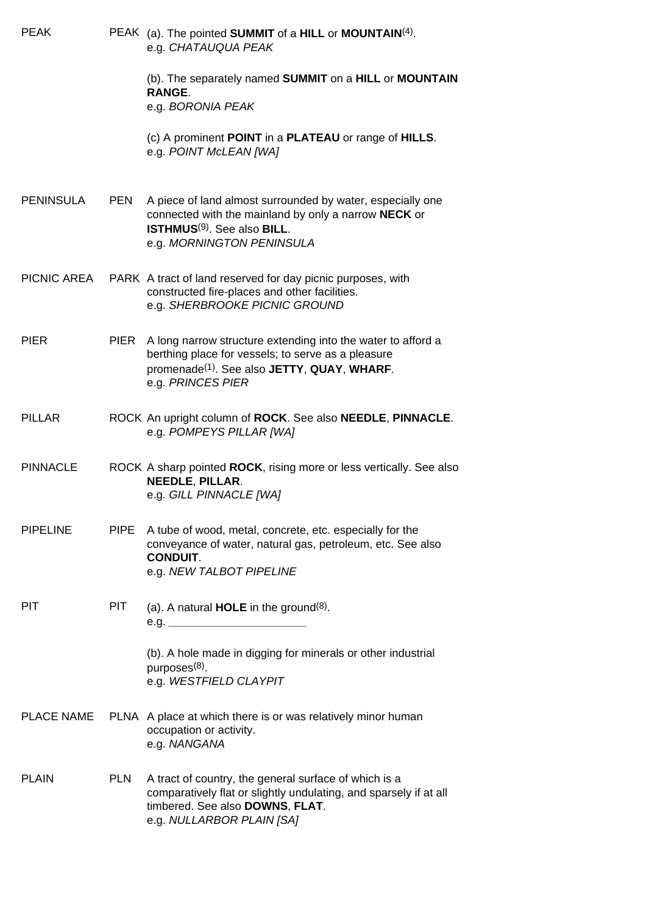| | | |
|---|---|---|
| PEAK | PEAK | (a). The pointed **SUMMIT** of a **HILL** or **MOUNTAIN**[4]. e.g. *CHATAUQUA PEAK* (b). The separately named **SUMMIT** on a **HILL** or **MOUNTAIN RANGE**. e.g. *BORONIA PEAK* (c) A prominent **POINT** in a **PLATEAU** or range of **HILLS**. e.g. *POINT McLEAN [WA]* |
| PENINSULA | PEN | A piece of land almost surrounded by water, especially one connected with the mainland by only a narrow **NECK** or **ISTHMUS**[9]. See also **BILL**. e.g. *MORNINGTON PENINSULA* |
| PICNIC AREA | PARK | A tract of land reserved for day picnic purposes, with constructed fire-places and other facilities. e.g. *SHERBROOKE PICNIC GROUND* |
| PIER | PIER | A long narrow structure extending into the water to afford a berthing place for vessels; to serve as a pleasure promenade[1]. See also **JETTY**, **QUAY**, **WHARF**. e.g. *PRINCES PIER* |
| PILLAR | ROCK | An upright column of **ROCK**. See also **NEEDLE**, **PINNACLE**. e.g. *POMPEYS PILLAR [WA]* |
| PINNACLE | ROCK | A sharp pointed **ROCK**, rising more or less vertically. See also **NEEDLE**, **PILLAR**. e.g. *GILL PINNACLE [WA]* |
| PIPELINE | PIPE | A tube of wood, metal, concrete, etc. especially for the conveyance of water, natural gas, petroleum, etc. See also **CONDUIT**. e.g. *NEW TALBOT PIPELINE* |
| PIT | PIT | (a). A natural **HOLE** in the ground[8]. e.g. ____________________ (b). A hole made in digging for minerals or other industrial purposes[8]. e.g. *WESTFIELD CLAYPIT* |
| PLACE NAME | PLNA | A place at which there is or was relatively minor human occupation or activity. e.g. *NANGANA* |
| PLAIN | PLN | A tract of country, the general surface of which is a comparatively flat or slightly undulating, and sparsely if at all timbered. See also **DOWNS**, **FLAT**. e.g. *NULLARBOR PLAIN [SA]* |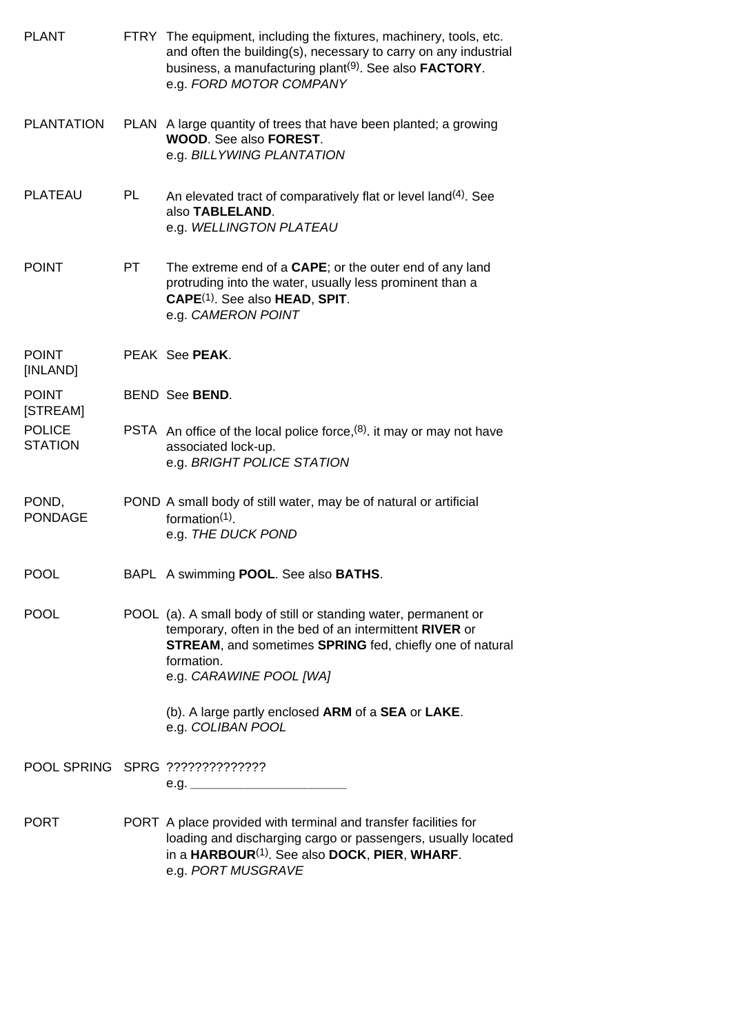| | | |
|---|---|---|
| PLANT | FTRY | The equipment, including the fixtures, machinery, tools, etc. and often the building(s), necessary to carry on any industrial business, a manufacturing plant[9]. See also **FACTORY**.<br>e.g. *FORD MOTOR COMPANY* |
| PLANTATION | PLAN | A large quantity of trees that have been planted; a growing **WOOD**. See also **FOREST**.<br>e.g. *BILLYWING PLANTATION* |
| PLATEAU | PL | An elevated tract of comparatively flat or level land[4]. See also **TABLELAND**.<br>e.g. *WELLINGTON PLATEAU* |
| POINT | PT | The extreme end of a **CAPE**; or the outer end of any land protruding into the water, usually less prominent than a **CAPE**[1]. See also **HEAD**, **SPIT**.<br>e.g. *CAMERON POINT* |
| POINT [INLAND] | PEAK | See **PEAK**. |
| POINT [STREAM] | BEND | See **BEND**. |
| POLICE STATION | PSTA | An office of the local police force,[8]. it may or may not have associated lock-up.<br>e.g. *BRIGHT POLICE STATION* |
| POND, PONDAGE | POND | A small body of still water, may be of natural or artificial formation[1].<br>e.g. *THE DUCK POND* |
| POOL | BAPL | A swimming **POOL**. See also **BATHS**. |
| POOL | POOL | (a). A small body of still or standing water, permanent or temporary, often in the bed of an intermittent **RIVER** or **STREAM**, and sometimes **SPRING** fed, chiefly one of natural formation.<br>e.g. *CARAWINE POOL [WA]*<br><br>(b). A large partly enclosed **ARM** of a **SEA** or **LAKE**.<br>e.g. *COLIBAN POOL* |
| POOL SPRING | SPRG | ??????????????<br>e.g. ______________________ |
| PORT | PORT | A place provided with terminal and transfer facilities for loading and discharging cargo or passengers, usually located in a **HARBOUR**[1]. See also **DOCK**, **PIER**, **WHARF**.<br>e.g. *PORT MUSGRAVE* |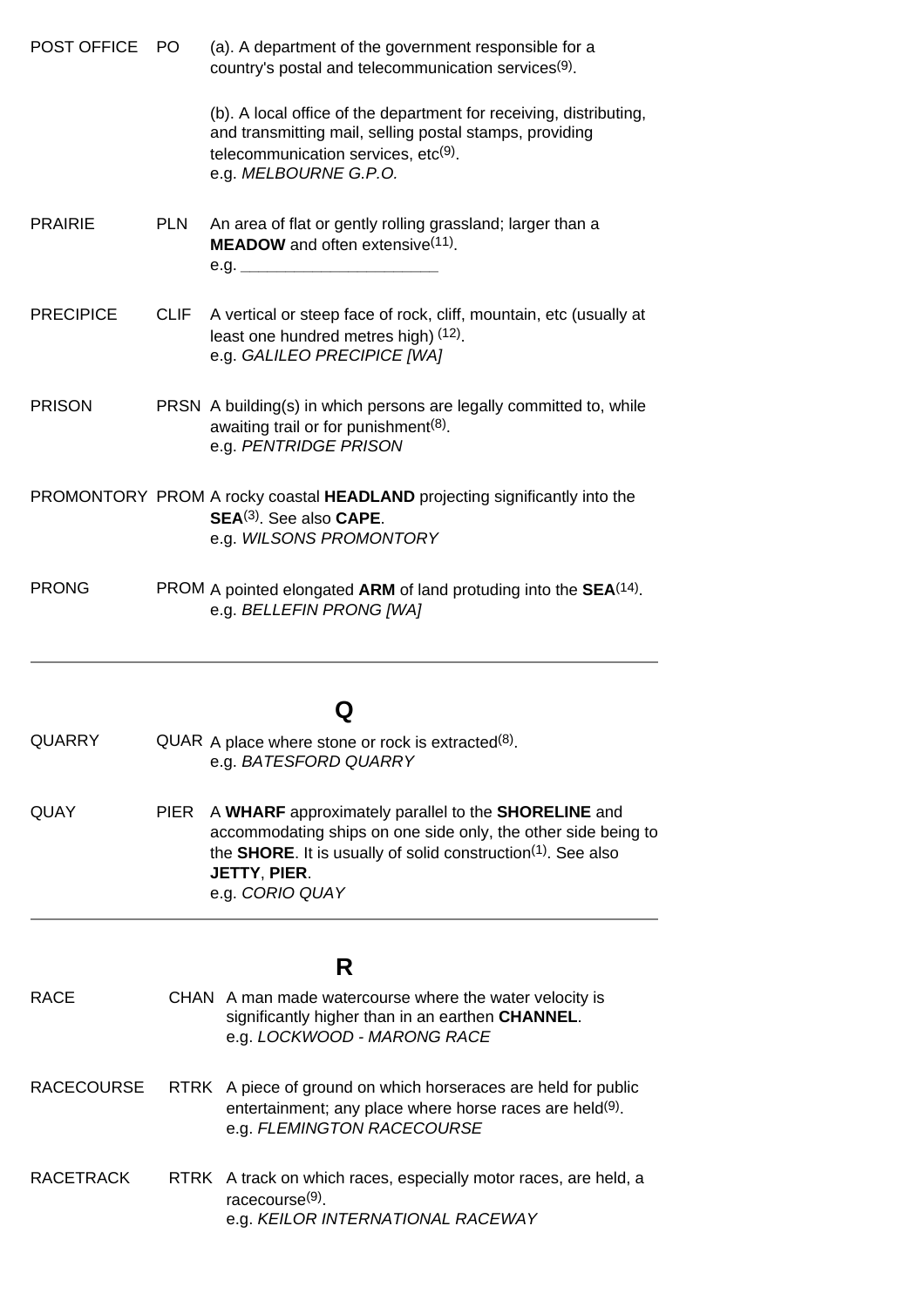| | | |
|---|---|---|
| POST OFFICE | PO | (a). A department of the government responsible for a country's postal and telecommunication services[9]. |
| | | (b). A local office of the department for receiving, distributing, and transmitting mail, selling postal stamps, providing telecommunication services, etc[9]. e.g. *MELBOURNE G.P.O.* |
| PRAIRIE | PLN | An area of flat or gently rolling grassland; larger than a **MEADOW** and often extensive[11]. e.g. ____________________ |
| PRECIPICE | CLIF | A vertical or steep face of rock, cliff, mountain, etc (usually at least one hundred metres high) [12]. e.g. *GALILEO PRECIPICE [WA]* |
| PRISON | PRSN | A building(s) in which persons are legally committed to, while awaiting trail or for punishment[8]. e.g. *PENTRIDGE PRISON* |
| PROMONTORY | PROM | A rocky coastal **HEADLAND** projecting significantly into the **SEA**[3]. See also **CAPE**. e.g. *WILSONS PROMONTORY* |
| PRONG | PROM | A pointed elongated **ARM** of land protuding into the **SEA**[14]. e.g. *BELLEFIN PRONG [WA]* |

---

## Q

| | | |
|---|---|---|
| QUARRY | QUAR | A place where stone or rock is extracted[8]. e.g. *BATESFORD QUARRY* |
| QUAY | PIER | A **WHARF** approximately parallel to the **SHORELINE** and accommodating ships on one side only, the other side being to the **SHORE**. It is usually of solid construction[1]. See also **JETTY**, **PIER**. e.g. *CORIO QUAY* |

---

## R

| | | |
|---|---|---|
| RACE | CHAN | A man made watercourse where the water velocity is significantly higher than in an earthen **CHANNEL**. e.g. *LOCKWOOD - MARONG RACE* |
| RACECOURSE | RTRK | A piece of ground on which horseraces are held for public entertainment; any place where horse races are held[9]. e.g. *FLEMINGTON RACECOURSE* |
| RACETRACK | RTRK | A track on which races, especially motor races, are held, a racecourse[9]. e.g. *KEILOR INTERNATIONAL RACEWAY* |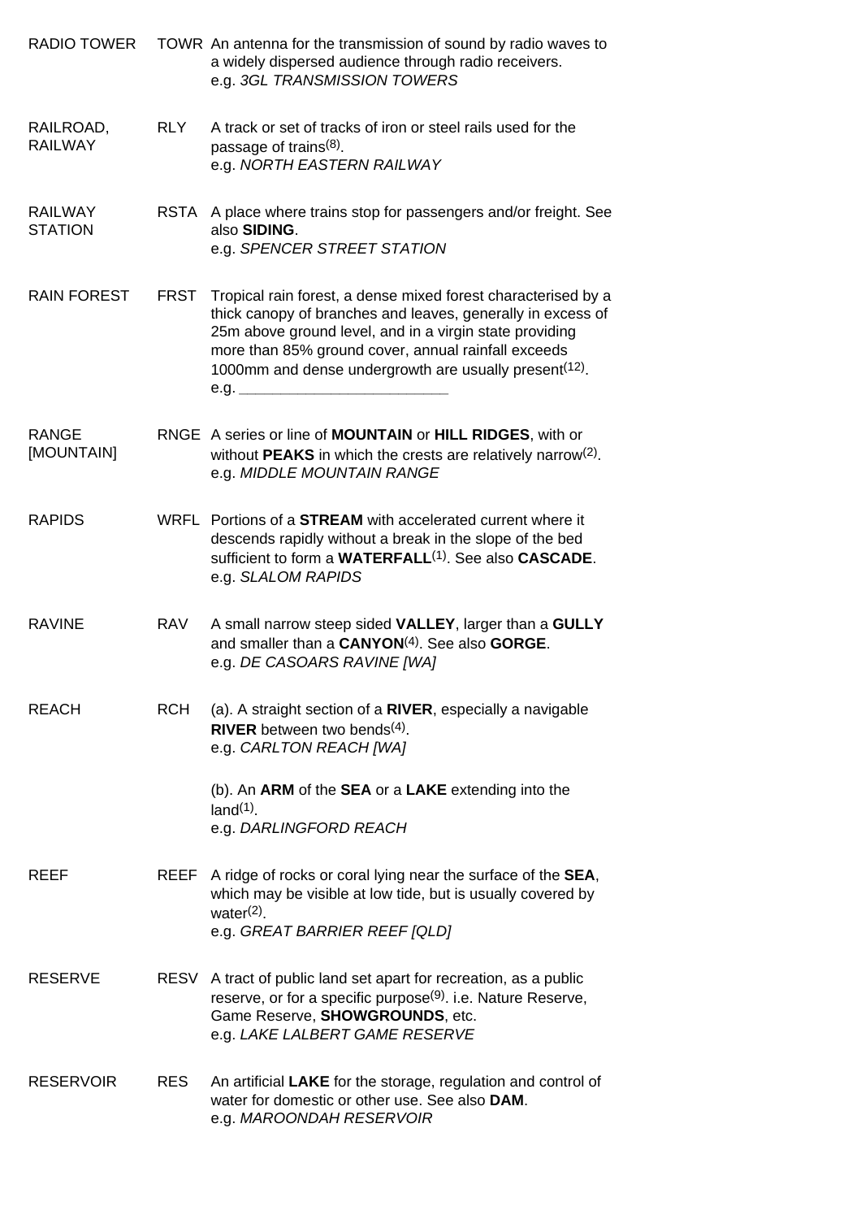| | | |
|---|---|---|
| RADIO TOWER | TOWR | An antenna for the transmission of sound by radio waves to a widely dispersed audience through radio receivers.<br>e.g. *3GL TRANSMISSION TOWERS* |
| RAILROAD, RAILWAY | RLY | A track or set of tracks of iron or steel rails used for the passage of trains[8].<br>e.g. *NORTH EASTERN RAILWAY* |
| RAILWAY STATION | RSTA | A place where trains stop for passengers and/or freight. See also **SIDING**.<br>e.g. *SPENCER STREET STATION* |
| RAIN FOREST | FRST | Tropical rain forest, a dense mixed forest characterised by a thick canopy of branches and leaves, generally in excess of 25m above ground level, and in a virgin state providing more than 85% ground cover, annual rainfall exceeds 1000mm and dense undergrowth are usually present[12].<br>e.g. ________________________ |
| RANGE [MOUNTAIN] | RNGE | A series or line of **MOUNTAIN** or **HILL RIDGES**, with or without **PEAKS** in which the crests are relatively narrow[2].<br>e.g. *MIDDLE MOUNTAIN RANGE* |
| RAPIDS | WRFL | Portions of a **STREAM** with accelerated current where it descends rapidly without a break in the slope of the bed sufficient to form a **WATERFALL**[1]. See also **CASCADE**.<br>e.g. *SLALOM RAPIDS* |
| RAVINE | RAV | A small narrow steep sided **VALLEY**, larger than a **GULLY** and smaller than a **CANYON**[4]. See also **GORGE**.<br>e.g. *DE CASOARS RAVINE [WA]* |
| REACH | RCH | (a). A straight section of a **RIVER**, especially a navigable **RIVER** between two bends[4].<br>e.g. *CARLTON REACH [WA]*<br><br>(b). An **ARM** of the **SEA** or a **LAKE** extending into the land[1].<br>e.g. *DARLINGFORD REACH* |
| REEF | REEF | A ridge of rocks or coral lying near the surface of the **SEA**, which may be visible at low tide, but is usually covered by water[2].<br>e.g. *GREAT BARRIER REEF [QLD]* |
| RESERVE | RESV | A tract of public land set apart for recreation, as a public reserve, or for a specific purpose[9]. i.e. Nature Reserve, Game Reserve, **SHOWGROUNDS**, etc.<br>e.g. *LAKE LALBERT GAME RESERVE* |
| RESERVOIR | RES | An artificial **LAKE** for the storage, regulation and control of water for domestic or other use. See also **DAM**.<br>e.g. *MAROONDAH RESERVOIR* |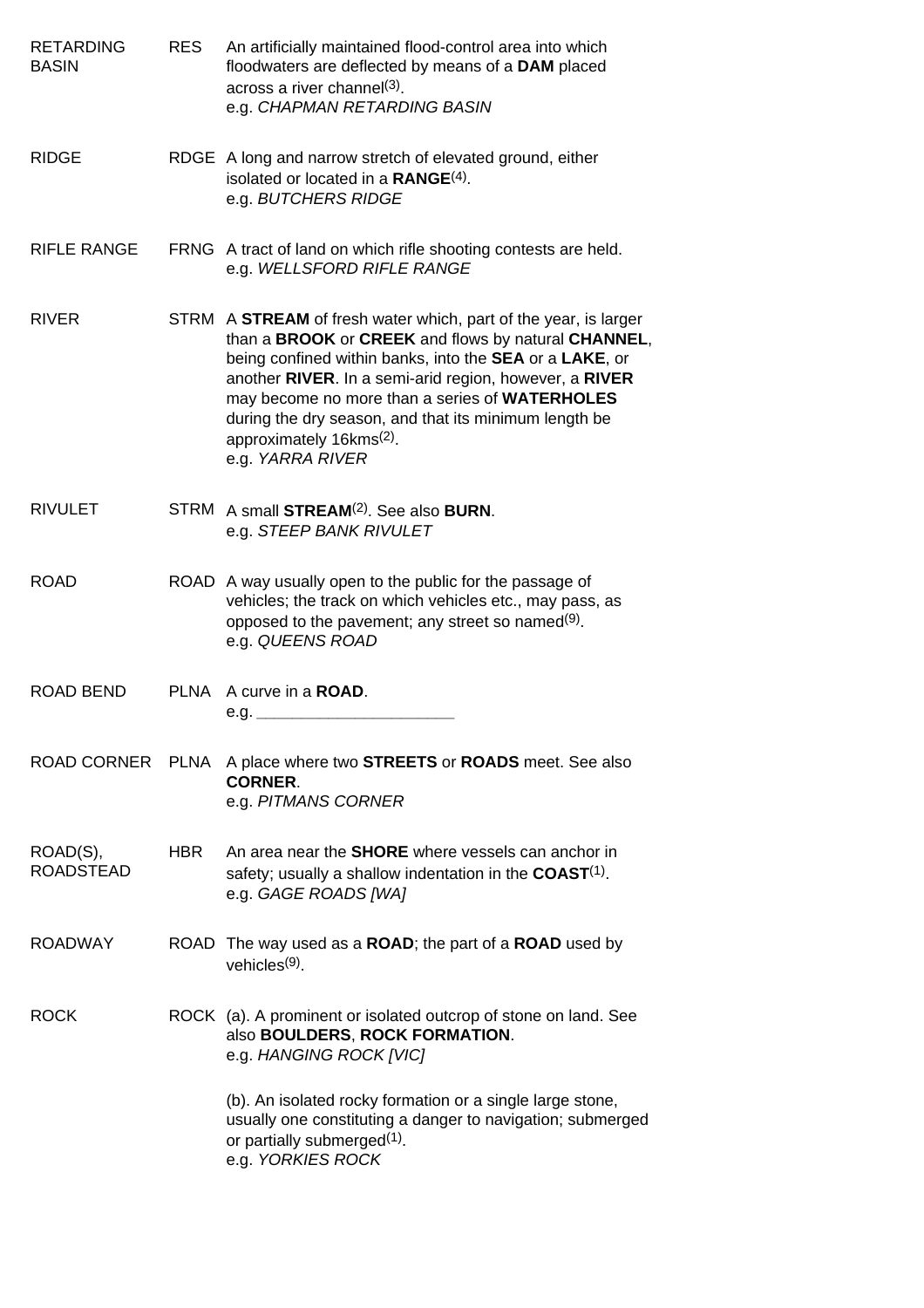| | | |
|---|---|---|
| RETARDING BASIN | RES | An artificially maintained flood-control area into which floodwaters are deflected by means of a **DAM** placed across a river channel(3).<br>e.g. *CHAPMAN RETARDING BASIN* |
| RIDGE | RDGE | A long and narrow stretch of elevated ground, either isolated or located in a **RANGE**(4).<br>e.g. *BUTCHERS RIDGE* |
| RIFLE RANGE | FRNG | A tract of land on which rifle shooting contests are held.<br>e.g. *WELLSFORD RIFLE RANGE* |
| RIVER | STRM | A **STREAM** of fresh water which, part of the year, is larger than a **BROOK** or **CREEK** and flows by natural **CHANNEL**, being confined within banks, into the **SEA** or a **LAKE**, or another **RIVER**. In a semi-arid region, however, a **RIVER** may become no more than a series of **WATERHOLES** during the dry season, and that its minimum length be approximately 16kms(2).<br>e.g. *YARRA RIVER* |
| RIVULET | STRM | A small **STREAM**(2). See also **BURN**.<br>e.g. *STEEP BANK RIVULET* |
| ROAD | ROAD | A way usually open to the public for the passage of vehicles; the track on which vehicles etc., may pass, as opposed to the pavement; any street so named(9).<br>e.g. *QUEENS ROAD* |
| ROAD BEND | PLNA | A curve in a **ROAD**.<br>e.g. ______________________ |
| ROAD CORNER | PLNA | A place where two **STREETS** or **ROADS** meet. See also **CORNER**.<br>e.g. *PITMANS CORNER* |
| ROAD(S), ROADSTEAD | HBR | An area near the **SHORE** where vessels can anchor in safety; usually a shallow indentation in the **COAST**(1).<br>e.g. *GAGE ROADS [WA]* |
| ROADWAY | ROAD | The way used as a **ROAD**; the part of a **ROAD** used by vehicles(9). |
| ROCK | ROCK | (a). A prominent or isolated outcrop of stone on land. See also **BOULDERS**, **ROCK FORMATION**.<br>e.g. *HANGING ROCK [VIC]*<br><br>(b). An isolated rocky formation or a single large stone, usually one constituting a danger to navigation; submerged or partially submerged(1).<br>e.g. *YORKIES ROCK* |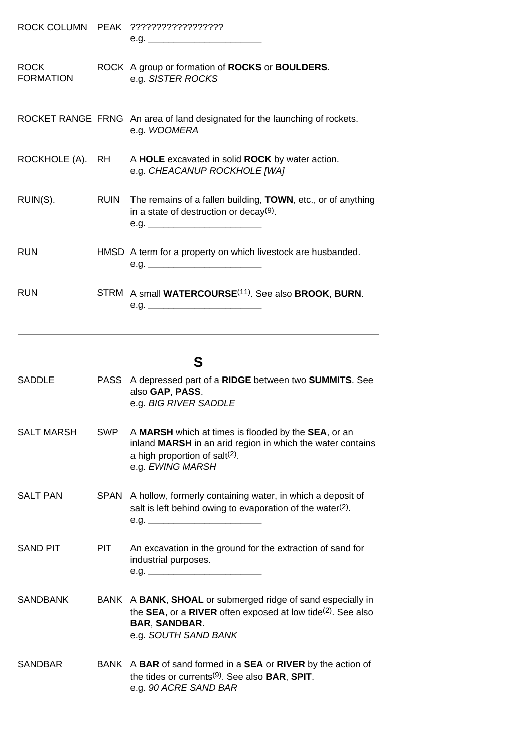| | | |
|---|---|---|
| ROCK COLUMN | PEAK | ?????????????????<br>e.g. ______________________ |
| ROCK FORMATION | ROCK | A group or formation of **ROCKS** or **BOULDERS**.<br>e.g. *SISTER ROCKS* |
| ROCKET RANGE | FRNG | An area of land designated for the launching of rockets.<br>e.g. *WOOMERA* |
| ROCKHOLE (A). | RH | A **HOLE** excavated in solid **ROCK** by water action.<br>e.g. *CHEACANUP ROCKHOLE [WA]* |
| RUIN(S). | RUIN | The remains of a fallen building, **TOWN**, etc., or of anything in a state of destruction or decay(9).<br>e.g. ______________________ |
| RUN | HMSD | A term for a property on which livestock are husbanded.<br>e.g. ______________________ |
| RUN | STRM | A small **WATERCOURSE**(11). See also **BROOK**, **BURN**.<br>e.g. ______________________ |

---

## S

| | | |
|---|---|---|
| SADDLE | PASS | A depressed part of a **RIDGE** between two **SUMMITS**. See also **GAP**, **PASS**.<br>e.g. *BIG RIVER SADDLE* |
| SALT MARSH | SWP | A **MARSH** which at times is flooded by the **SEA**, or an inland **MARSH** in an arid region in which the water contains a high proportion of salt(2).<br>e.g. *EWING MARSH* |
| SALT PAN | SPAN | A hollow, formerly containing water, in which a deposit of salt is left behind owing to evaporation of the water(2).<br>e.g. ______________________ |
| SAND PIT | PIT | An excavation in the ground for the extraction of sand for industrial purposes.<br>e.g. ______________________ |
| SANDBANK | BANK | A **BANK**, **SHOAL** or submerged ridge of sand especially in the **SEA**, or a **RIVER** often exposed at low tide(2). See also **BAR**, **SANDBAR**.<br>e.g. *SOUTH SAND BANK* |
| SANDBAR | BANK | A **BAR** of sand formed in a **SEA** or **RIVER** by the action of the tides or currents(9). See also **BAR**, **SPIT**.<br>e.g. *90 ACRE SAND BAR* |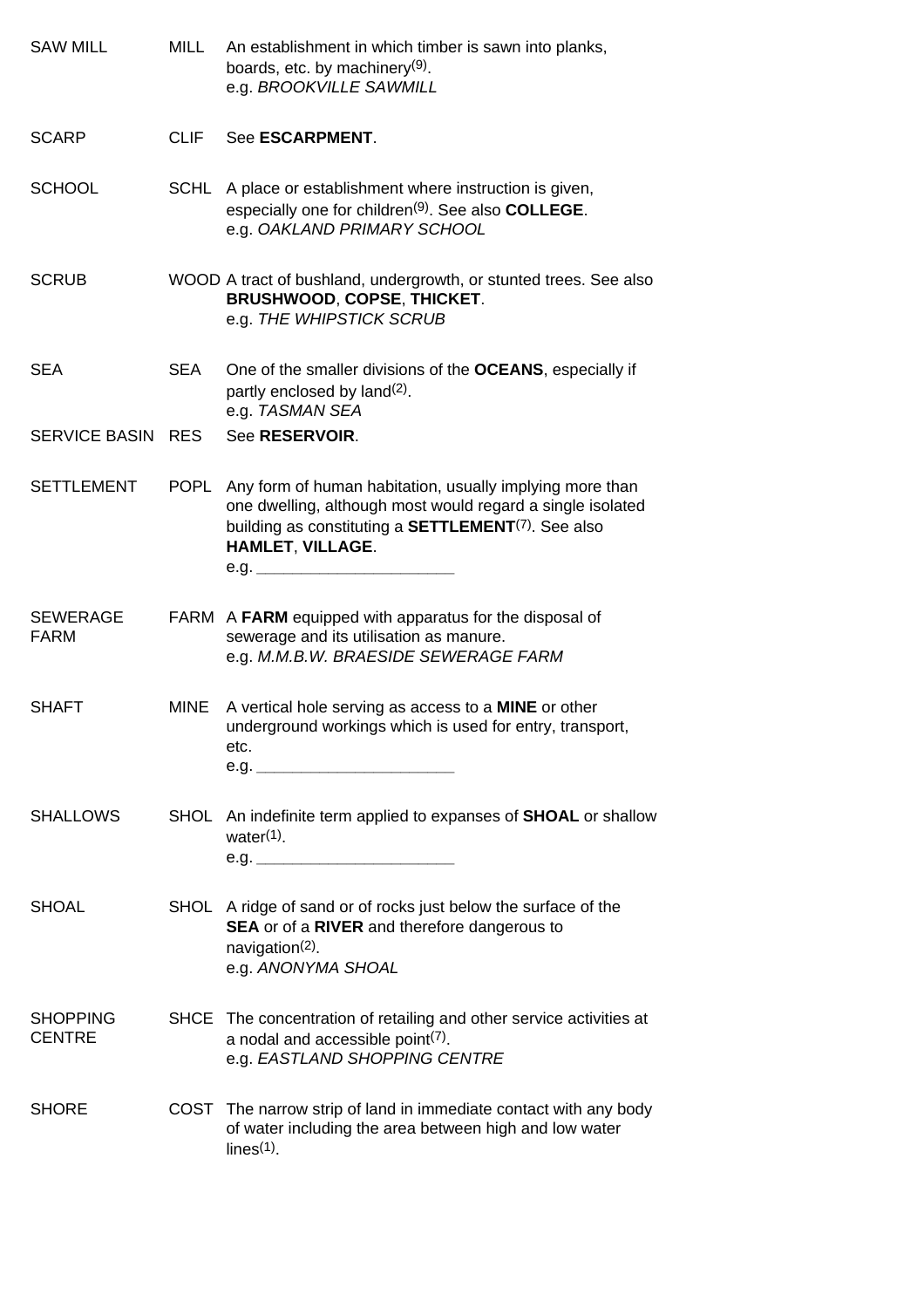| | | |
|---|---|---|
| SAW MILL | MILL | An establishment in which timber is sawn into planks, boards, etc. by machinery[9]. e.g. *BROOKVILLE SAWMILL* |
| SCARP | CLIF | See **ESCARPMENT**. |
| SCHOOL | SCHL | A place or establishment where instruction is given, especially one for children[9]. See also **COLLEGE**. e.g. *OAKLAND PRIMARY SCHOOL* |
| SCRUB | WOOD | A tract of bushland, undergrowth, or stunted trees. See also **BRUSHWOOD**, **COPSE**, **THICKET**. e.g. *THE WHIPSTICK SCRUB* |
| SEA | SEA | One of the smaller divisions of the **OCEANS**, especially if partly enclosed by land[2]. e.g. *TASMAN SEA* |
| SERVICE BASIN | RES | See **RESERVOIR**. |
| SETTLEMENT | POPL | Any form of human habitation, usually implying more than one dwelling, although most would regard a single isolated building as constituting a **SETTLEMENT**[7]. See also **HAMLET**, **VILLAGE**. e.g. ______________________ |
| SEWERAGE FARM | FARM | A **FARM** equipped with apparatus for the disposal of sewerage and its utilisation as manure. e.g. *M.M.B.W. BRAESIDE SEWERAGE FARM* |
| SHAFT | MINE | A vertical hole serving as access to a **MINE** or other underground workings which is used for entry, transport, etc. e.g. ______________________ |
| SHALLOWS | SHOL | An indefinite term applied to expanses of **SHOAL** or shallow water[1]. e.g. ______________________ |
| SHOAL | SHOL | A ridge of sand or of rocks just below the surface of the **SEA** or of a **RIVER** and therefore dangerous to navigation[2]. e.g. *ANONYMA SHOAL* |
| SHOPPING CENTRE | SHCE | The concentration of retailing and other service activities at a nodal and accessible point[7]. e.g. *EASTLAND SHOPPING CENTRE* |
| SHORE | COST | The narrow strip of land in immediate contact with any body of water including the area between high and low water lines[1]. |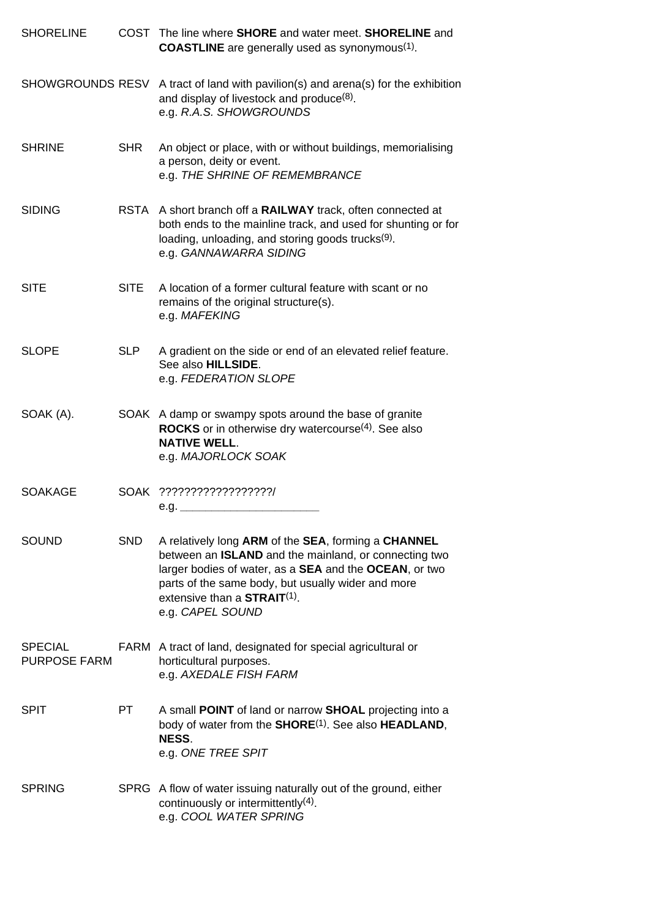| | | |
|---|---|---|
| SHORELINE | COST | The line where **SHORE** and water meet. **SHORELINE** and **COASTLINE** are generally used as synonymous(1). |
| SHOWGROUNDS | RESV | A tract of land with pavilion(s) and arena(s) for the exhibition and display of livestock and produce(8).<br>e.g. *R.A.S. SHOWGROUNDS* |
| SHRINE | SHR | An object or place, with or without buildings, memorialising a person, deity or event.<br>e.g. *THE SHRINE OF REMEMBRANCE* |
| SIDING | RSTA | A short branch off a **RAILWAY** track, often connected at both ends to the mainline track, and used for shunting or for loading, unloading, and storing goods trucks(9).<br>e.g. *GANNAWARRA SIDING* |
| SITE | SITE | A location of a former cultural feature with scant or no remains of the original structure(s).<br>e.g. *MAFEKING* |
| SLOPE | SLP | A gradient on the side or end of an elevated relief feature. See also **HILLSIDE**.<br>e.g. *FEDERATION SLOPE* |
| SOAK (A). | SOAK | A damp or swampy spots around the base of granite **ROCKS** or in otherwise dry watercourse(4). See also **NATIVE WELL**.<br>e.g. *MAJORLOCK SOAK* |
| SOAKAGE | SOAK | ??????????????????/<br>e.g. ______________________ |
| SOUND | SND | A relatively long **ARM** of the **SEA**, forming a **CHANNEL** between an **ISLAND** and the mainland, or connecting two larger bodies of water, as a **SEA** and the **OCEAN**, or two parts of the same body, but usually wider and more extensive than a **STRAIT**(1).<br>e.g. *CAPEL SOUND* |
| SPECIAL PURPOSE FARM | FARM | A tract of land, designated for special agricultural or horticultural purposes.<br>e.g. *AXEDALE FISH FARM* |
| SPIT | PT | A small **POINT** of land or narrow **SHOAL** projecting into a body of water from the **SHORE**(1). See also **HEADLAND**, **NESS**.<br>e.g. *ONE TREE SPIT* |
| SPRING | SPRG | A flow of water issuing naturally out of the ground, either continuously or intermittently(4).<br>e.g. *COOL WATER SPRING* |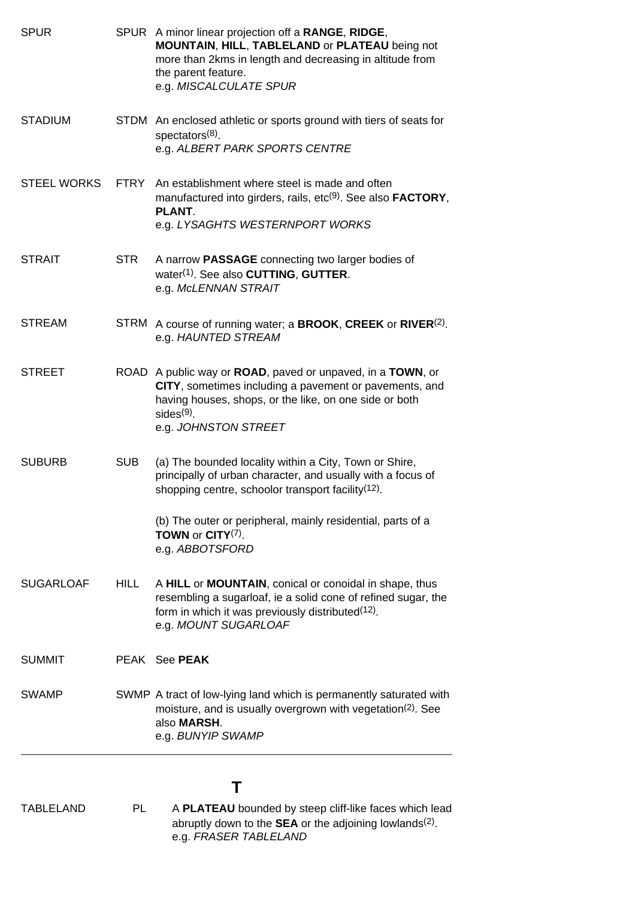| | | |
|---|---|---|
| SPUR | SPUR | A minor linear projection off a **RANGE**, **RIDGE**, **MOUNTAIN**, **HILL**, **TABLELAND** or **PLATEAU** being not more than 2kms in length and decreasing in altitude from the parent feature.<br>e.g. *MISCALCULATE SPUR* |
| STADIUM | STDM | An enclosed athletic or sports ground with tiers of seats for spectators[8].<br>e.g. *ALBERT PARK SPORTS CENTRE* |
| STEEL WORKS | FTRY | An establishment where steel is made and often manufactured into girders, rails, etc[9]. See also **FACTORY**, **PLANT**.<br>e.g. *LYSAGHTS WESTERNPORT WORKS* |
| STRAIT | STR | A narrow **PASSAGE** connecting two larger bodies of water[1]. See also **CUTTING**, **GUTTER**.<br>e.g. *McLENNAN STRAIT* |
| STREAM | STRM | A course of running water; a **BROOK**, **CREEK** or **RIVER**[2].<br>e.g. *HAUNTED STREAM* |
| STREET | ROAD | A public way or **ROAD**, paved or unpaved, in a **TOWN**, or **CITY**, sometimes including a pavement or pavements, and having houses, shops, or the like, on one side or both sides[9].<br>e.g. *JOHNSTON STREET* |
| SUBURB | SUB | (a) The bounded locality within a City, Town or Shire, principally of urban character, and usually with a focus of shopping centre, schoolor transport facility[12].<br><br>(b) The outer or peripheral, mainly residential, parts of a **TOWN** or **CITY**[7].<br>e.g. *ABBOTSFORD* |
| SUGARLOAF | HILL | A **HILL** or **MOUNTAIN**, conical or conoidal in shape, thus resembling a sugarloaf, ie a solid cone of refined sugar, the form in which it was previously distributed[12].<br>e.g. *MOUNT SUGARLOAF* |
| SUMMIT | PEAK | See **PEAK** |
| SWAMP | SWMP | A tract of low-lying land which is permanently saturated with moisture, and is usually overgrown with vegetation[2]. See also **MARSH**.<br>e.g. *BUNYIP SWAMP* |

## T

| | | |
|---|---|---|
| TABLELAND | PL | A **PLATEAU** bounded by steep cliff-like faces which lead abruptly down to the **SEA** or the adjoining lowlands[2].<br>e.g. *FRASER TABLELAND* |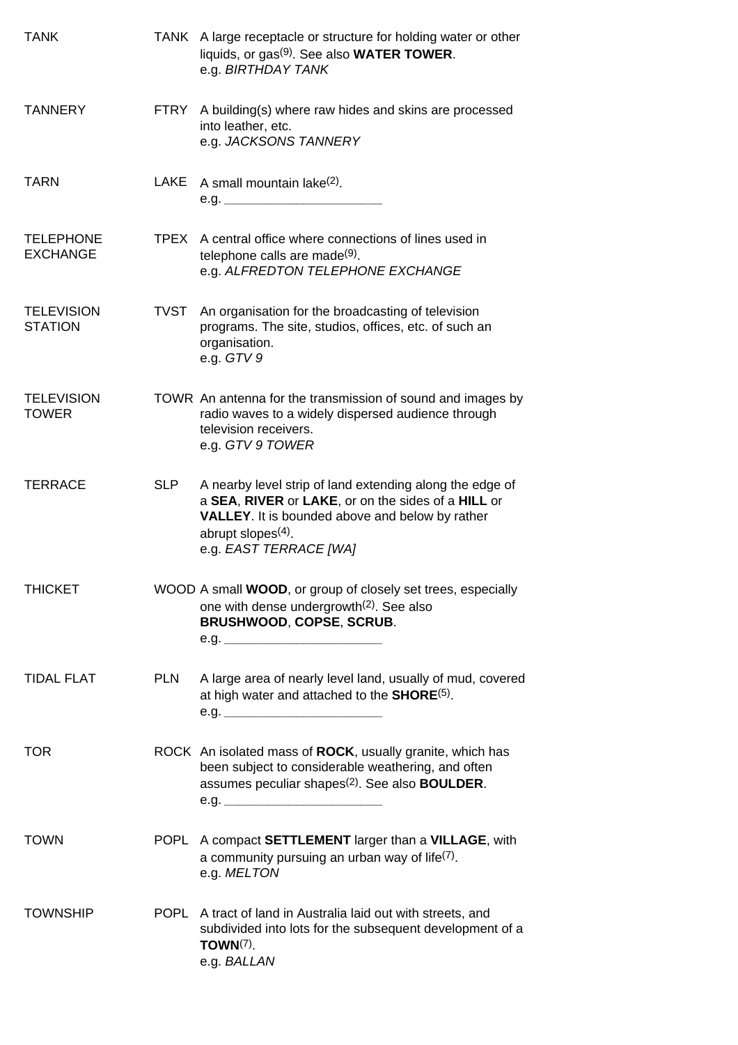| | | |
|---|---|---|
| TANK | TANK | A large receptacle or structure for holding water or other liquids, or gas[9]. See also **WATER TOWER**.<br>e.g. *BIRTHDAY TANK* |
| TANNERY | FTRY | A building(s) where raw hides and skins are processed into leather, etc.<br>e.g. *JACKSONS TANNERY* |
| TARN | LAKE | A small mountain lake[2].<br>e.g. ______________________ |
| TELEPHONE EXCHANGE | TPEX | A central office where connections of lines used in telephone calls are made[9].<br>e.g. *ALFREDTON TELEPHONE EXCHANGE* |
| TELEVISION STATION | TVST | An organisation for the broadcasting of television programs. The site, studios, offices, etc. of such an organisation.<br>e.g. *GTV 9* |
| TELEVISION TOWER | TOWR | An antenna for the transmission of sound and images by radio waves to a widely dispersed audience through television receivers.<br>e.g. *GTV 9 TOWER* |
| TERRACE | SLP | A nearby level strip of land extending along the edge of a **SEA**, **RIVER** or **LAKE**, or on the sides of a **HILL** or **VALLEY**. It is bounded above and below by rather abrupt slopes[4].<br>e.g. *EAST TERRACE [WA]* |
| THICKET | WOOD | A small **WOOD**, or group of closely set trees, especially one with dense undergrowth[2]. See also **BRUSHWOOD**, **COPSE**, **SCRUB**.<br>e.g. ______________________ |
| TIDAL FLAT | PLN | A large area of nearly level land, usually of mud, covered at high water and attached to the **SHORE**[5].<br>e.g. ______________________ |
| TOR | ROCK | An isolated mass of **ROCK**, usually granite, which has been subject to considerable weathering, and often assumes peculiar shapes[2]. See also **BOULDER**.<br>e.g. ______________________ |
| TOWN | POPL | A compact **SETTLEMENT** larger than a **VILLAGE**, with a community pursuing an urban way of life[7].<br>e.g. *MELTON* |
| TOWNSHIP | POPL | A tract of land in Australia laid out with streets, and subdivided into lots for the subsequent development of a **TOWN**[7].<br>e.g. *BALLAN* |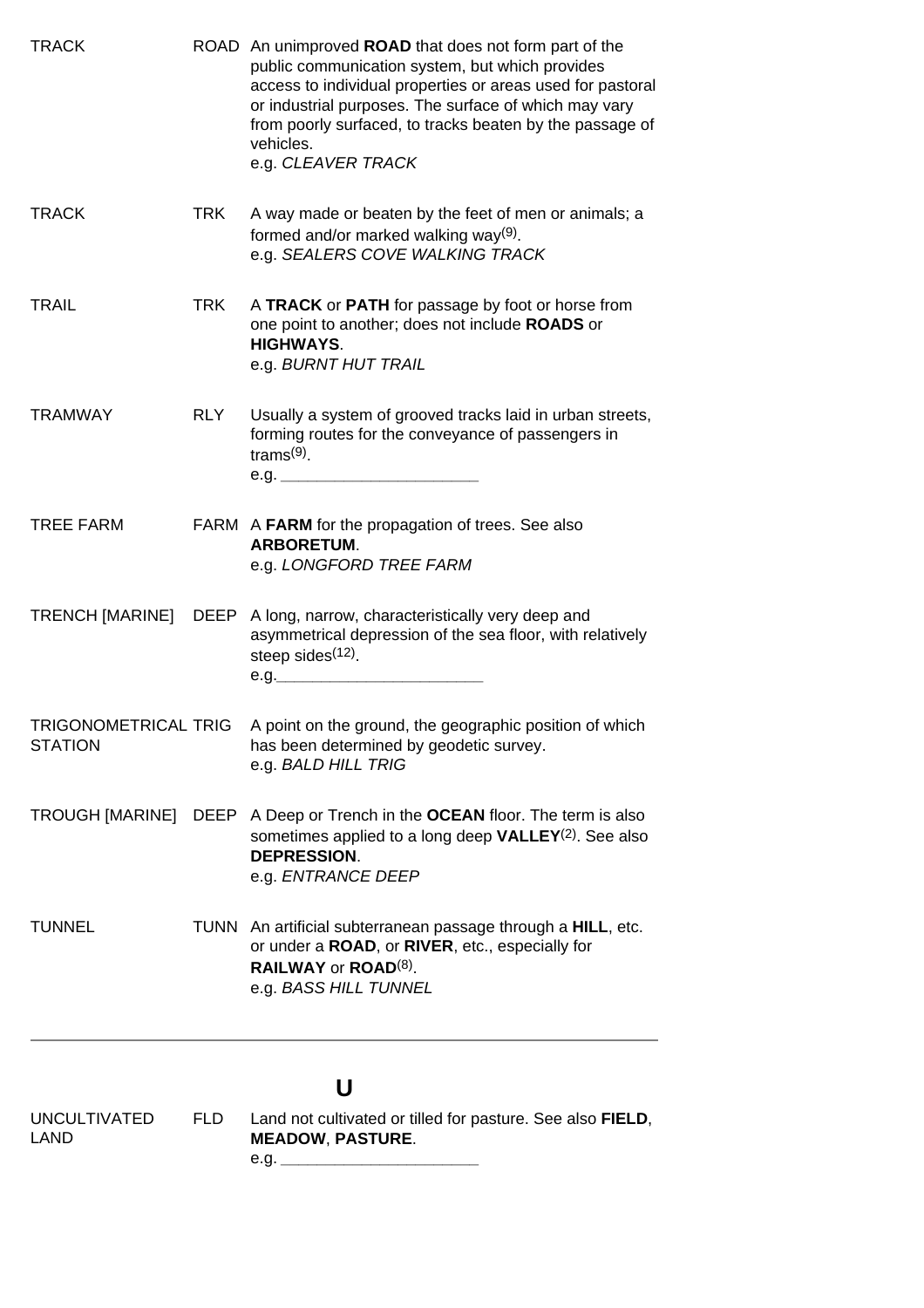| | | |
|---|---|---|
| TRACK | ROAD | An unimproved **ROAD** that does not form part of the public communication system, but which provides access to individual properties or areas used for pastoral or industrial purposes. The surface of which may vary from poorly surfaced, to tracks beaten by the passage of vehicles.<br>e.g. *CLEAVER TRACK* |
| TRACK | TRK | A way made or beaten by the feet of men or animals; a formed and/or marked walking way[9].<br>e.g. *SEALERS COVE WALKING TRACK* |
| TRAIL | TRK | A **TRACK** or **PATH** for passage by foot or horse from one point to another; does not include **ROADS** or **HIGHWAYS**.<br>e.g. *BURNT HUT TRAIL* |
| TRAMWAY | RLY | Usually a system of grooved tracks laid in urban streets, forming routes for the conveyance of passengers in trams[9].<br>e.g. ______________________ |
| TREE FARM | FARM | A **FARM** for the propagation of trees. See also **ARBORETUM**.<br>e.g. *LONGFORD TREE FARM* |
| TRENCH [MARINE] | DEEP | A long, narrow, characteristically very deep and asymmetrical depression of the sea floor, with relatively steep sides[12].<br>e.g.______________________ |
| TRIGONOMETRICAL STATION | TRIG | A point on the ground, the geographic position of which has been determined by geodetic survey.<br>e.g. *BALD HILL TRIG* |
| TROUGH [MARINE] | DEEP | A Deep or Trench in the **OCEAN** floor. The term is also sometimes applied to a long deep **VALLEY**[2]. See also **DEPRESSION**.<br>e.g. *ENTRANCE DEEP* |
| TUNNEL | TUNN | An artificial subterranean passage through a **HILL**, etc. or under a **ROAD**, or **RIVER**, etc., especially for **RAILWAY** or **ROAD**[8].<br>e.g. *BASS HILL TUNNEL* |

---

## U

| | | |
|---|---|---|
| UNCULTIVATED LAND | FLD | Land not cultivated or tilled for pasture. See also **FIELD**, **MEADOW**, **PASTURE**.<br>e.g. ______________________ |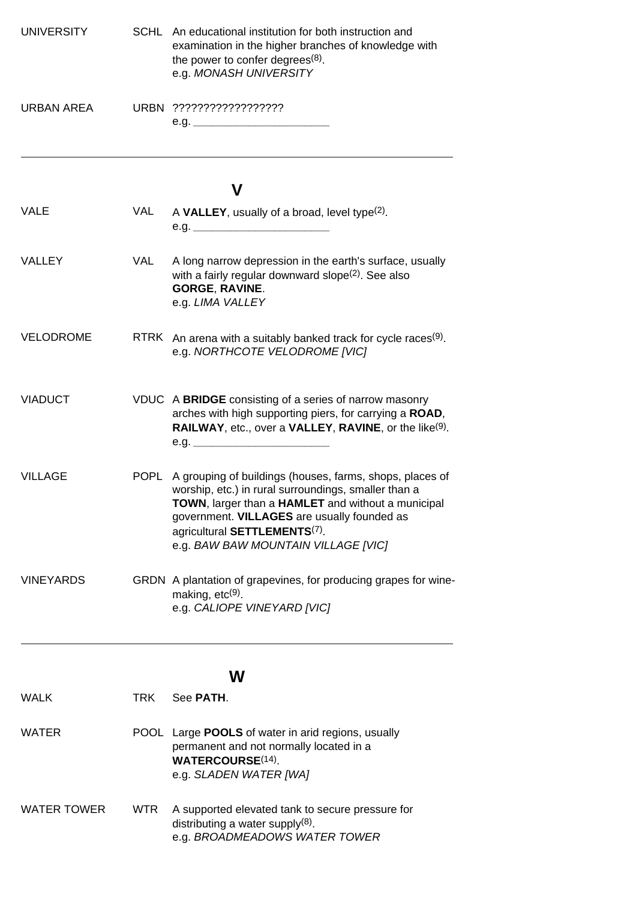| | | |
|---|---|---|
| UNIVERSITY | SCHL | An educational institution for both instruction and examination in the higher branches of knowledge with the power to confer degrees[8]. e.g. *MONASH UNIVERSITY* |
| URBAN AREA | URBN | ?????????????????? e.g. ______________________ |

## V

| | | |
|---|---|---|
| VALE | VAL | A **VALLEY**, usually of a broad, level type[2]. e.g. ______________________ |
| VALLEY | VAL | A long narrow depression in the earth's surface, usually with a fairly regular downward slope[2]. See also **GORGE**, **RAVINE**. e.g. *LIMA VALLEY* |
| VELODROME | RTRK | An arena with a suitably banked track for cycle races[9]. e.g. *NORTHCOTE VELODROME [VIC]* |
| VIADUCT | VDUC | A **BRIDGE** consisting of a series of narrow masonry arches with high supporting piers, for carrying a **ROAD**, **RAILWAY**, etc., over a **VALLEY**, **RAVINE**, or the like[9]. e.g. ______________________ |
| VILLAGE | POPL | A grouping of buildings (houses, farms, shops, places of worship, etc.) in rural surroundings, smaller than a **TOWN**, larger than a **HAMLET** and without a municipal government. **VILLAGES** are usually founded as agricultural **SETTLEMENTS**[7]. e.g. *BAW BAW MOUNTAIN VILLAGE [VIC]* |
| VINEYARDS | GRDN | A plantation of grapevines, for producing grapes for wine-making, etc[9]. e.g. *CALIOPE VINEYARD [VIC]* |

## W

| | | |
|---|---|---|
| WALK | TRK | See **PATH**. |
| WATER | POOL | Large **POOLS** of water in arid regions, usually permanent and not normally located in a **WATERCOURSE**[14]. e.g. *SLADEN WATER [WA]* |
| WATER TOWER | WTR | A supported elevated tank to secure pressure for distributing a water supply[8]. e.g. *BROADMEADOWS WATER TOWER* |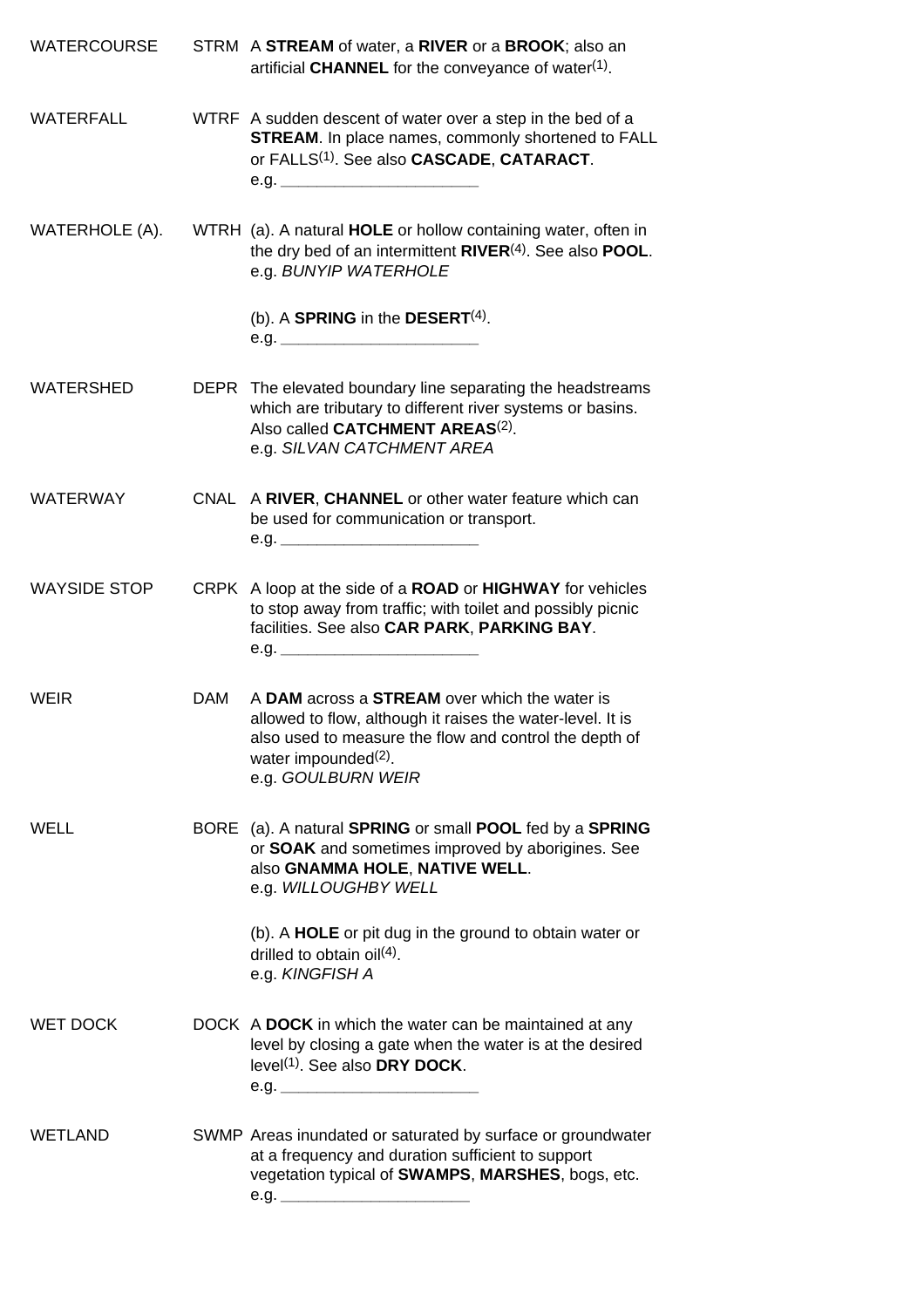| | | |
|---|---|---|
| WATERCOURSE | STRM | A **STREAM** of water, a **RIVER** or a **BROOK**; also an artificial **CHANNEL** for the conveyance of water[1]. |
| WATERFALL | WTRF | A sudden descent of water over a step in the bed of a **STREAM**. In place names, commonly shortened to FALL or FALLS[1]. See also **CASCADE**, **CATARACT**.<br>e.g. ______________________ |
| WATERHOLE (A). | WTRH | (a). A natural **HOLE** or hollow containing water, often in the dry bed of an intermittent **RIVER**[4]. See also **POOL**.<br>e.g. *BUNYIP WATERHOLE*<br><br>(b). A **SPRING** in the **DESERT**[4].<br>e.g. ______________________ |
| WATERSHED | DEPR | The elevated boundary line separating the headstreams which are tributary to different river systems or basins. Also called **CATCHMENT AREAS**[2].<br>e.g. *SILVAN CATCHMENT AREA* |
| WATERWAY | CNAL | A **RIVER**, **CHANNEL** or other water feature which can be used for communication or transport.<br>e.g. ______________________ |
| WAYSIDE STOP | CRPK | A loop at the side of a **ROAD** or **HIGHWAY** for vehicles to stop away from traffic; with toilet and possibly picnic facilities. See also **CAR PARK**, **PARKING BAY**.<br>e.g. ______________________ |
| WEIR | DAM | A **DAM** across a **STREAM** over which the water is allowed to flow, although it raises the water-level. It is also used to measure the flow and control the depth of water impounded[2].<br>e.g. *GOULBURN WEIR* |
| WELL | BORE | (a). A natural **SPRING** or small **POOL** fed by a **SPRING** or **SOAK** and sometimes improved by aborigines. See also **GNAMMA HOLE**, **NATIVE WELL**.<br>e.g. *WILLOUGHBY WELL*<br><br>(b). A **HOLE** or pit dug in the ground to obtain water or drilled to obtain oil[4].<br>e.g. *KINGFISH A* |
| WET DOCK | DOCK | A **DOCK** in which the water can be maintained at any level by closing a gate when the water is at the desired level[1]. See also **DRY DOCK**.<br>e.g. ______________________ |
| WETLAND | SWMP | Areas inundated or saturated by surface or groundwater at a frequency and duration sufficient to support vegetation typical of **SWAMPS**, **MARSHES**, bogs, etc.<br>e.g. ______________________ |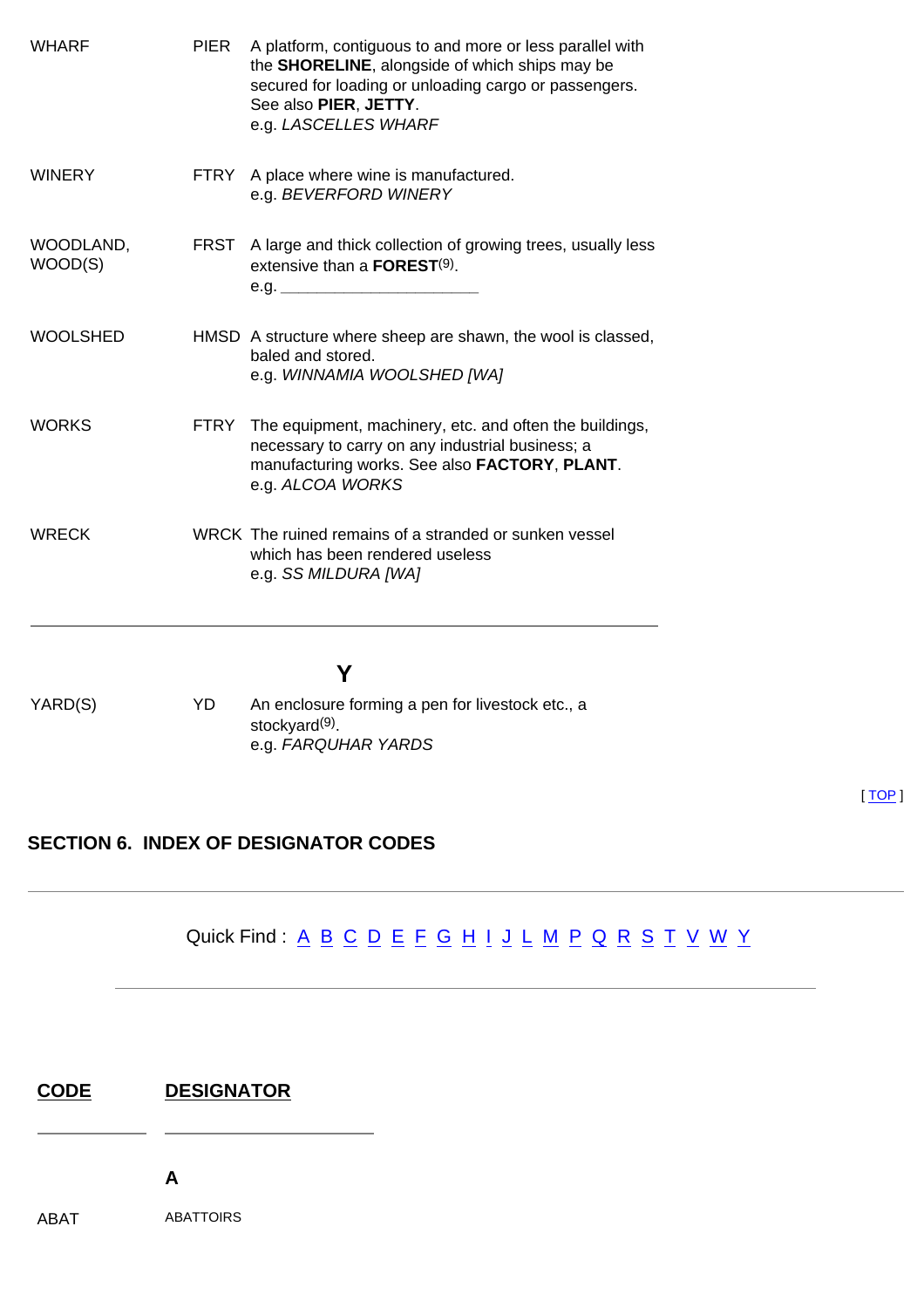| | | |
|---|---|---|
| WHARF | PIER | A platform, contiguous to and more or less parallel with the **SHORELINE**, alongside of which ships may be secured for loading or unloading cargo or passengers. See also **PIER**, **JETTY**.<br>e.g. *LASCELLES WHARF* |
| WINERY | FTRY | A place where wine is manufactured.<br>e.g. *BEVERFORD WINERY* |
| WOODLAND, WOOD(S) | FRST | A large and thick collection of growing trees, usually less extensive than a **FOREST**(9).<br>e.g. ______________________ |
| WOOLSHED | HMSD | A structure where sheep are shawn, the wool is classed, baled and stored.<br>e.g. *WINNAMIA WOOLSHED [WA]* |
| WORKS | FTRY | The equipment, machinery, etc. and often the buildings, necessary to carry on any industrial business; a manufacturing works. See also **FACTORY**, **PLANT**.<br>e.g. *ALCOA WORKS* |
| WRECK | WRCK | The ruined remains of a stranded or sunken vessel which has been rendered useless<br>e.g. *SS MILDURA [WA]* |

---

## Y

| | | |
|---|---|---|
| YARD(S) | YD | An enclosure forming a pen for livestock etc., a stockyard(9).<br>e.g. *FARQUHAR YARDS* |

[ TOP ]

## SECTION 6. INDEX OF DESIGNATOR CODES

---

Quick Find : A B C D E F G H I J L M P Q R S T V W Y

---

| CODE | DESIGNATOR |
|---|---|
| | **A** |
| ABAT | ABATTOIRS |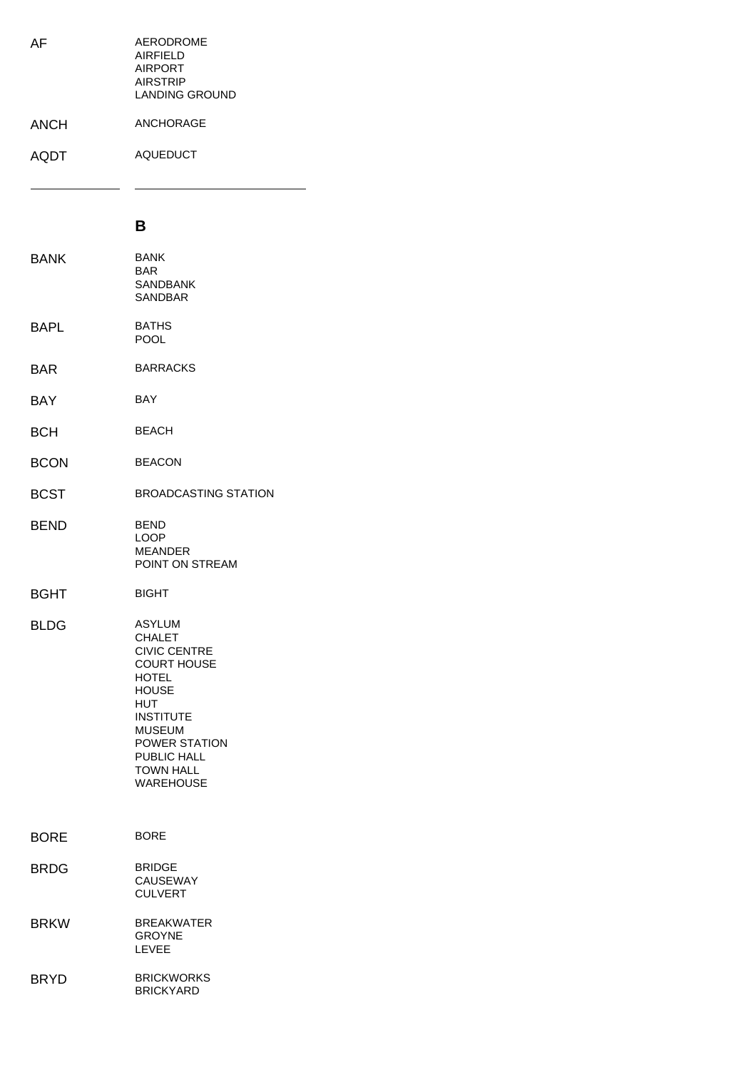| Code | Feature Type |
| --- | --- |
| AF | AERODROME<br>AIRFIELD<br>AIRPORT<br>AIRSTRIP<br>LANDING GROUND |
| ANCH | ANCHORAGE |
| AQDT | AQUEDUCT |

## B

| Code | Feature Type |
| --- | --- |
| BANK | BANK<br>BAR<br>SANDBANK<br>SANDBAR |
| BAPL | BATHS<br>POOL |
| BAR | BARRACKS |
| BAY | BAY |
| BCH | BEACH |
| BCON | BEACON |
| BCST | BROADCASTING STATION |
| BEND | BEND<br>LOOP<br>MEANDER<br>POINT ON STREAM |
| BGHT | BIGHT |
| BLDG | ASYLUM<br>CHALET<br>CIVIC CENTRE<br>COURT HOUSE<br>HOTEL<br>HOUSE<br>HUT<br>INSTITUTE<br>MUSEUM<br>POWER STATION<br>PUBLIC HALL<br>TOWN HALL<br>WAREHOUSE |
| BORE | BORE |
| BRDG | BRIDGE<br>CAUSEWAY<br>CULVERT |
| BRKW | BREAKWATER<br>GROYNE<br>LEVEE |
| BRYD | BRICKWORKS<br>BRICKYARD |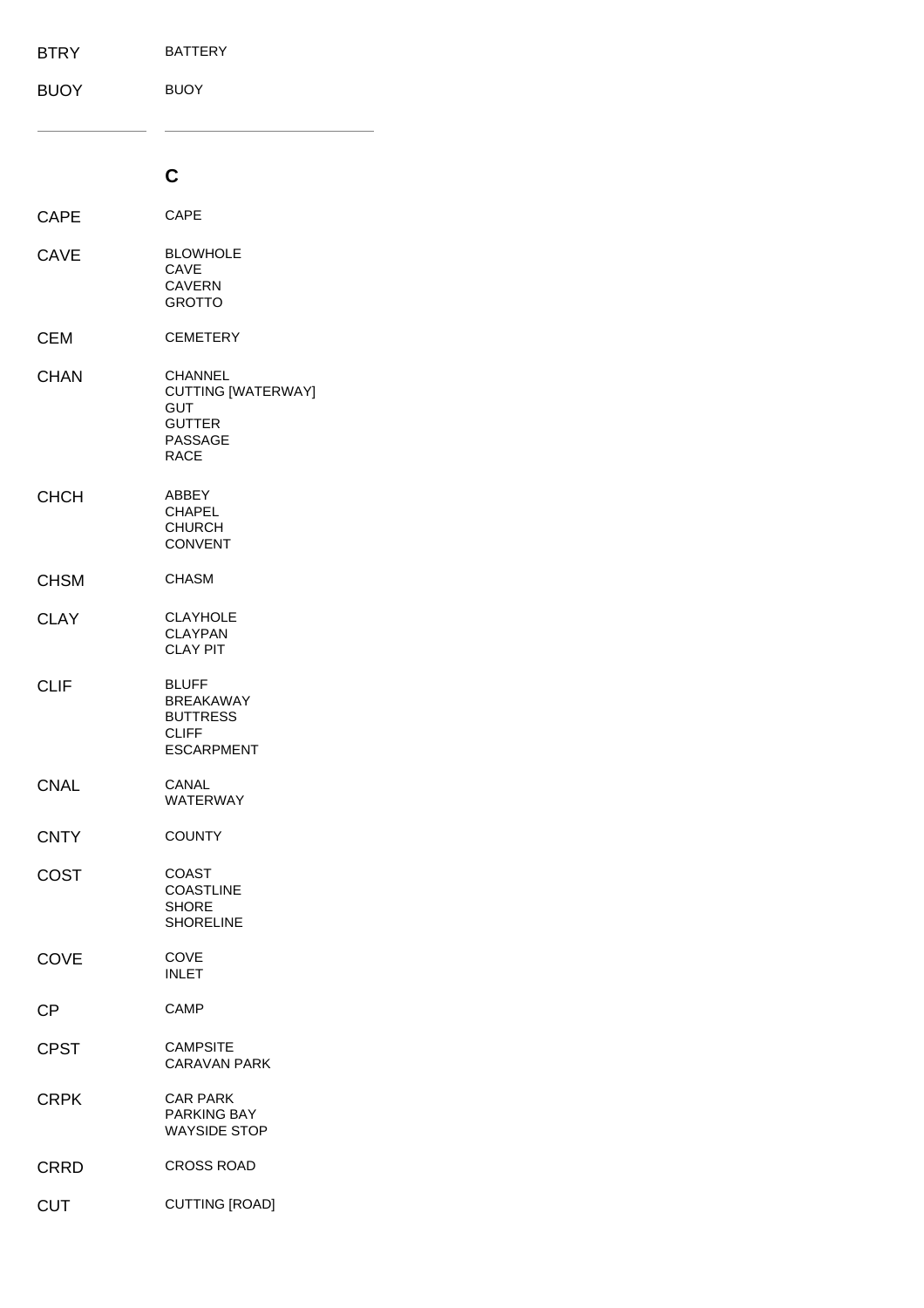| | |
|---|---|
| BTRY | BATTERY |
| BUOY | BUOY |

## C

| | |
|---|---|
| CAPE | CAPE |
| CAVE | BLOWHOLE<br>CAVE<br>CAVERN<br>GROTTO |
| CEM | CEMETERY |
| CHAN | CHANNEL<br>CUTTING [WATERWAY]<br>GUT<br>GUTTER<br>PASSAGE<br>RACE |
| CHCH | ABBEY<br>CHAPEL<br>CHURCH<br>CONVENT |
| CHSM | CHASM |
| CLAY | CLAYHOLE<br>CLAYPAN<br>CLAY PIT |
| CLIF | BLUFF<br>BREAKAWAY<br>BUTTRESS<br>CLIFF<br>ESCARPMENT |
| CNAL | CANAL<br>WATERWAY |
| CNTY | COUNTY |
| COST | COAST<br>COASTLINE<br>SHORE<br>SHORELINE |
| COVE | COVE<br>INLET |
| CP | CAMP |
| CPST | CAMPSITE<br>CARAVAN PARK |
| CRPK | CAR PARK<br>PARKING BAY<br>WAYSIDE STOP |
| CRRD | CROSS ROAD |
| CUT | CUTTING [ROAD] |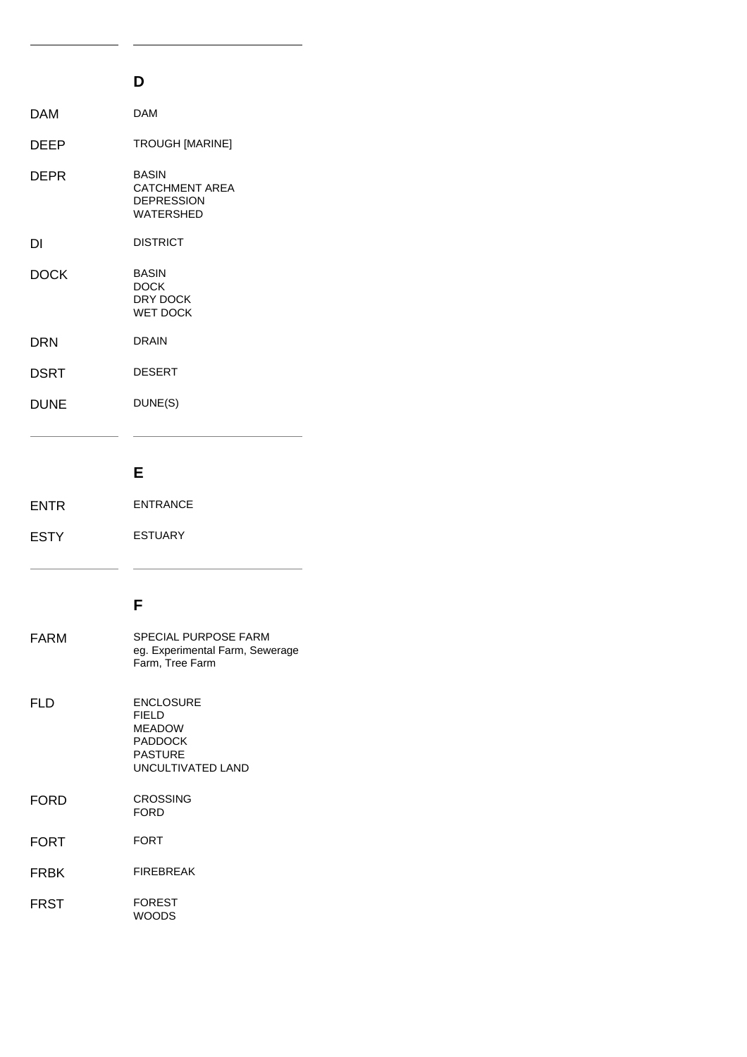## D

| Code | Feature |
|---|---|
| DAM | DAM |
| DEEP | TROUGH [MARINE] |
| DEPR | BASIN<br>CATCHMENT AREA<br>DEPRESSION<br>WATERSHED |
| DI | DISTRICT |
| DOCK | BASIN<br>DOCK<br>DRY DOCK<br>WET DOCK |
| DRN | DRAIN |
| DSRT | DESERT |
| DUNE | DUNE(S) |

## E

| Code | Feature |
|---|---|
| ENTR | ENTRANCE |
| ESTY | ESTUARY |

## F

| Code | Feature |
|---|---|
| FARM | SPECIAL PURPOSE FARM<br>eg. Experimental Farm, Sewerage Farm, Tree Farm |
| FLD | ENCLOSURE<br>FIELD<br>MEADOW<br>PADDOCK<br>PASTURE<br>UNCULTIVATED LAND |
| FORD | CROSSING<br>FORD |
| FORT | FORT |
| FRBK | FIREBREAK |
| FRST | FOREST<br>WOODS |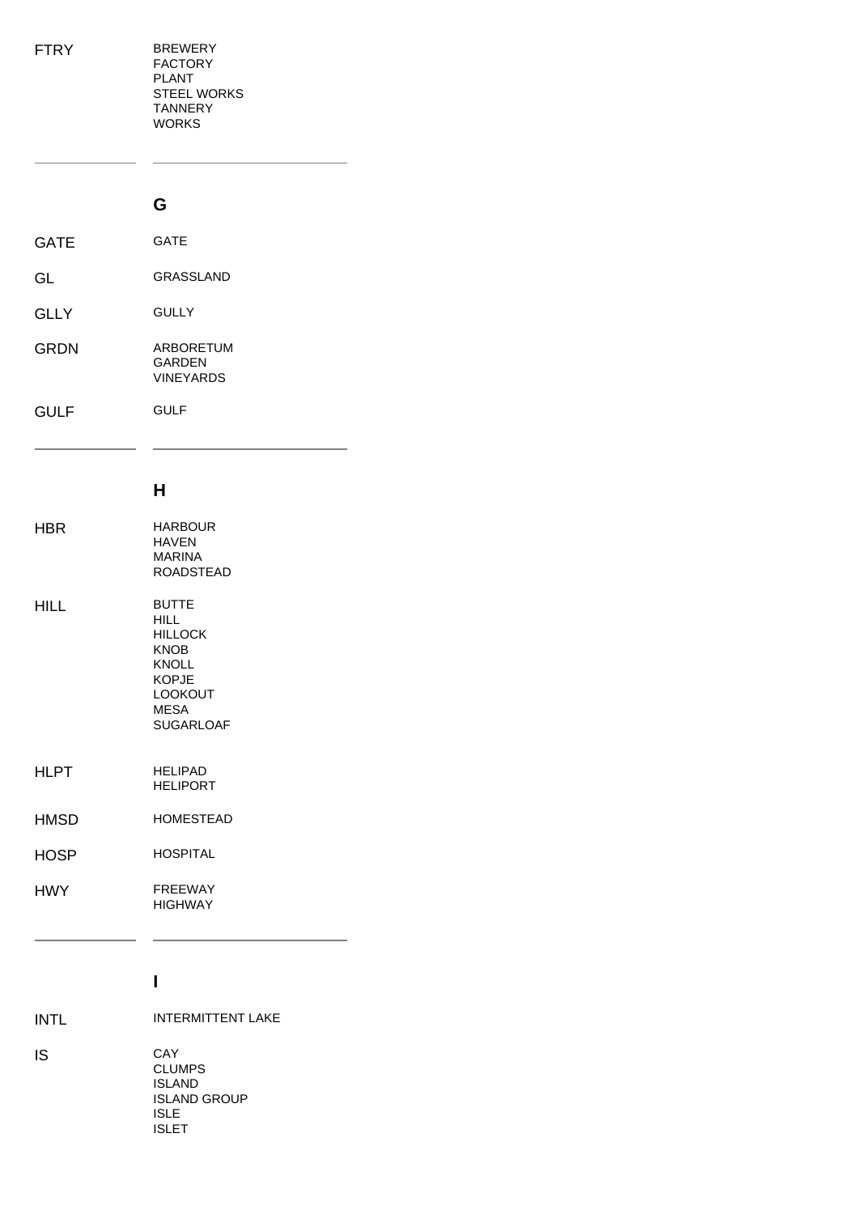| Code | Feature types |
|---|---|
| FTRY | BREWERY<br>FACTORY<br>PLANT<br>STEEL WORKS<br>TANNERY<br>WORKS |

## G

| Code | Feature types |
|---|---|
| GATE | GATE |
| GL | GRASSLAND |
| GLLY | GULLY |
| GRDN | ARBORETUM<br>GARDEN<br>VINEYARDS |
| GULF | GULF |

## H

| Code | Feature types |
|---|---|
| HBR | HARBOUR<br>HAVEN<br>MARINA<br>ROADSTEAD |
| HILL | BUTTE<br>HILL<br>HILLOCK<br>KNOB<br>KNOLL<br>KOPJE<br>LOOKOUT<br>MESA<br>SUGARLOAF |
| HLPT | HELIPAD<br>HELIPORT |
| HMSD | HOMESTEAD |
| HOSP | HOSPITAL |
| HWY | FREEWAY<br>HIGHWAY |

## I

| Code | Feature types |
|---|---|
| INTL | INTERMITTENT LAKE |
| IS | CAY<br>CLUMPS<br>ISLAND<br>ISLAND GROUP<br>ISLE<br>ISLET |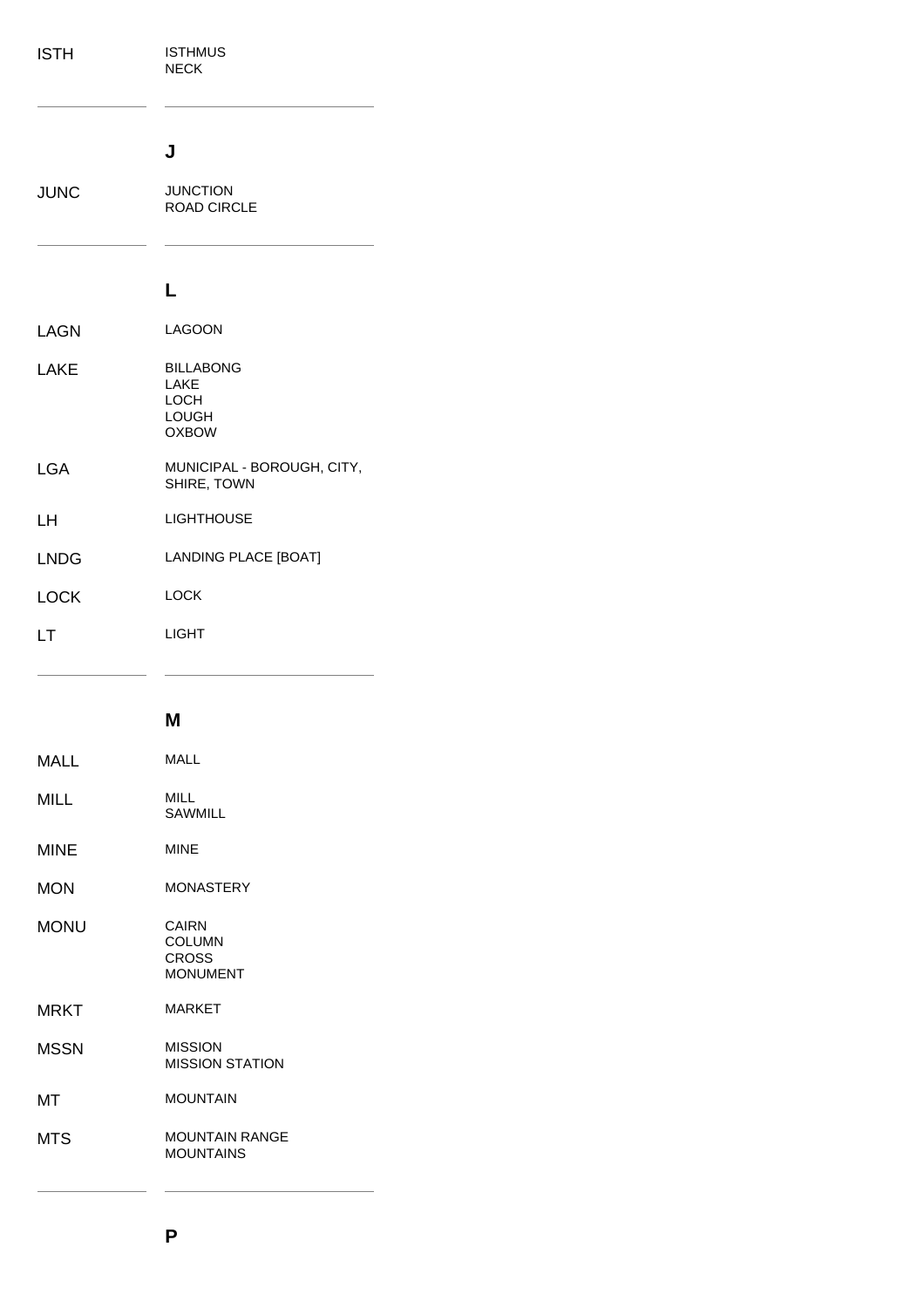| ISTH | ISTHMUS<br>NECK |
| --- | --- |

## J

| JUNC | JUNCTION<br>ROAD CIRCLE |
| --- | --- |

## L

| LAGN | LAGOON |
| --- | --- |
| LAKE | BILLABONG<br>LAKE<br>LOCH<br>LOUGH<br>OXBOW |
| LGA | MUNICIPAL - BOROUGH, CITY, SHIRE, TOWN |
| LH | LIGHTHOUSE |
| LNDG | LANDING PLACE [BOAT] |
| LOCK | LOCK |
| LT | LIGHT |

## M

| MALL | MALL |
| --- | --- |
| MILL | MILL<br>SAWMILL |
| MINE | MINE |
| MON | MONASTERY |
| MONU | CAIRN<br>COLUMN<br>CROSS<br>MONUMENT |
| MRKT | MARKET |
| MSSN | MISSION<br>MISSION STATION |
| MT | MOUNTAIN |
| MTS | MOUNTAIN RANGE<br>MOUNTAINS |

## P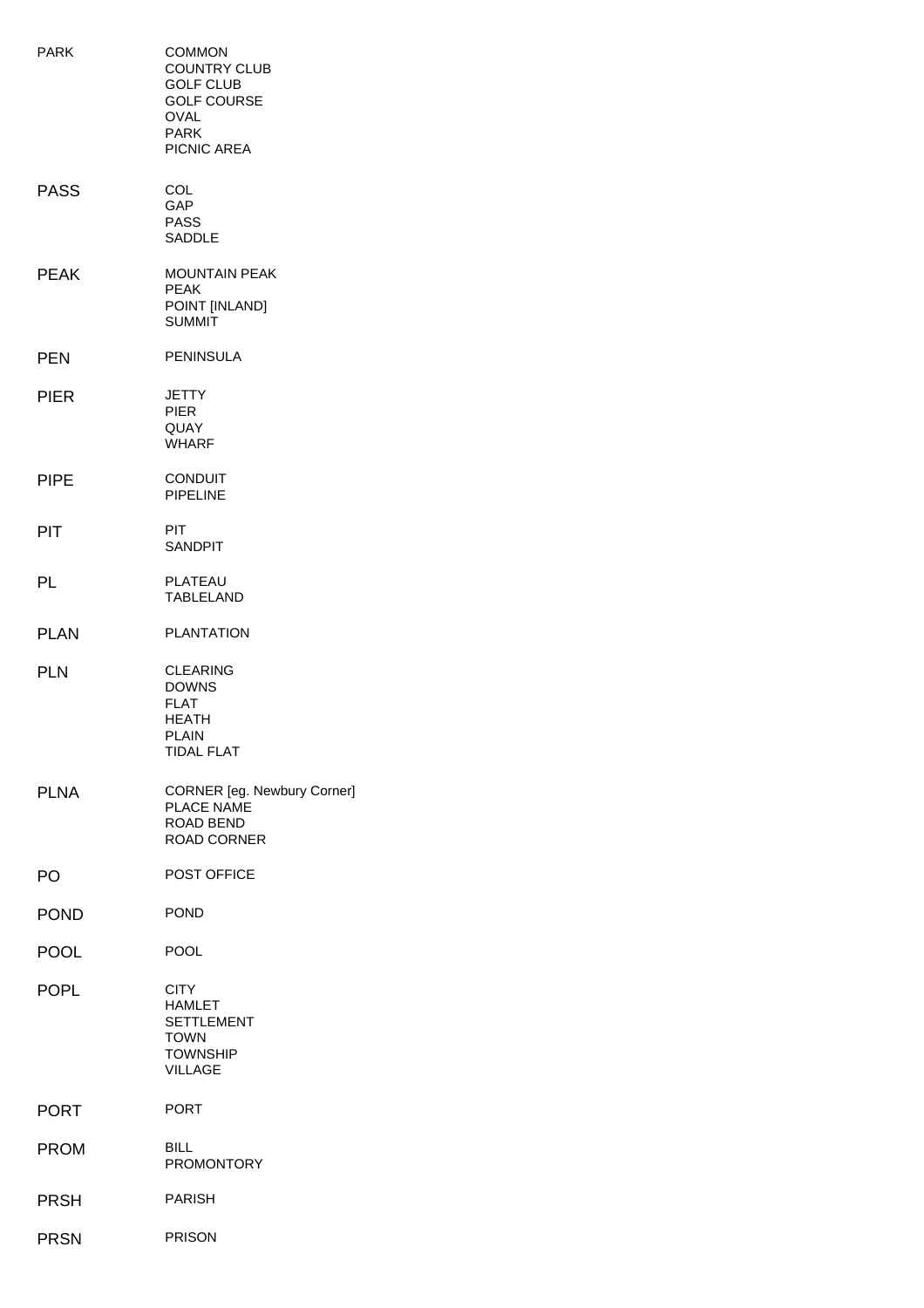| Code | Description |
| --- | --- |
| PARK | COMMON<br>COUNTRY CLUB<br>GOLF CLUB<br>GOLF COURSE<br>OVAL<br>PARK<br>PICNIC AREA |
| PASS | COL<br>GAP<br>PASS<br>SADDLE |
| PEAK | MOUNTAIN PEAK<br>PEAK<br>POINT [INLAND]<br>SUMMIT |
| PEN | PENINSULA |
| PIER | JETTY<br>PIER<br>QUAY<br>WHARF |
| PIPE | CONDUIT<br>PIPELINE |
| PIT | PIT<br>SANDPIT |
| PL | PLATEAU<br>TABLELAND |
| PLAN | PLANTATION |
| PLN | CLEARING<br>DOWNS<br>FLAT<br>HEATH<br>PLAIN<br>TIDAL FLAT |
| PLNA | CORNER [eg. Newbury Corner]<br>PLACE NAME<br>ROAD BEND<br>ROAD CORNER |
| PO | POST OFFICE |
| POND | POND |
| POOL | POOL |
| POPL | CITY<br>HAMLET<br>SETTLEMENT<br>TOWN<br>TOWNSHIP<br>VILLAGE |
| PORT | PORT |
| PROM | BILL<br>PROMONTORY |
| PRSH | PARISH |
| PRSN | PRISON |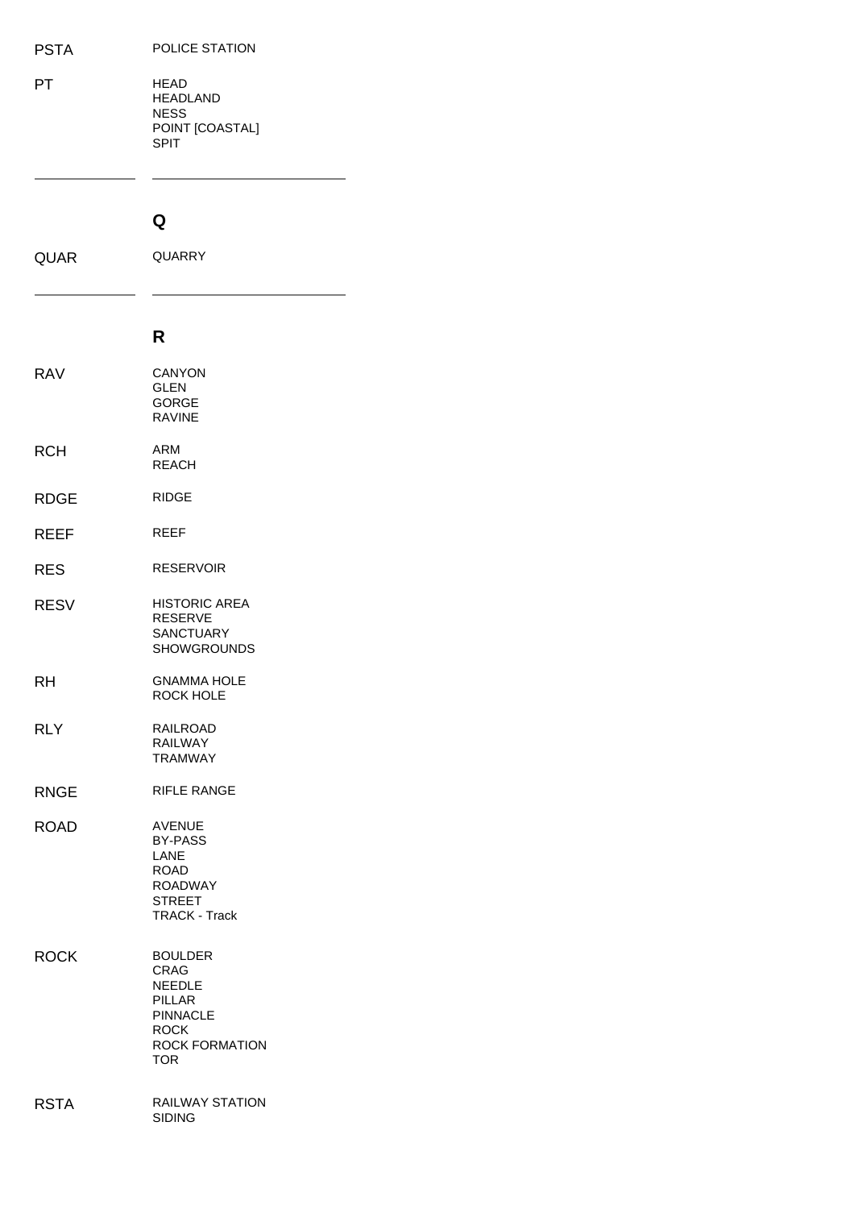| Code | Feature Types |
|---|---|
| PSTA | POLICE STATION |
| PT | HEAD<br>HEADLAND<br>NESS<br>POINT [COASTAL]<br>SPIT |

## Q

| Code | Feature Types |
|---|---|
| QUAR | QUARRY |

## R

| Code | Feature Types |
|---|---|
| RAV | CANYON<br>GLEN<br>GORGE<br>RAVINE |
| RCH | ARM<br>REACH |
| RDGE | RIDGE |
| REEF | REEF |
| RES | RESERVOIR |
| RESV | HISTORIC AREA<br>RESERVE<br>SANCTUARY<br>SHOWGROUNDS |
| RH | GNAMMA HOLE<br>ROCK HOLE |
| RLY | RAILROAD<br>RAILWAY<br>TRAMWAY |
| RNGE | RIFLE RANGE |
| ROAD | AVENUE<br>BY-PASS<br>LANE<br>ROAD<br>ROADWAY<br>STREET<br>TRACK - Track |
| ROCK | BOULDER<br>CRAG<br>NEEDLE<br>PILLAR<br>PINNACLE<br>ROCK<br>ROCK FORMATION<br>TOR |
| RSTA | RAILWAY STATION<br>SIDING |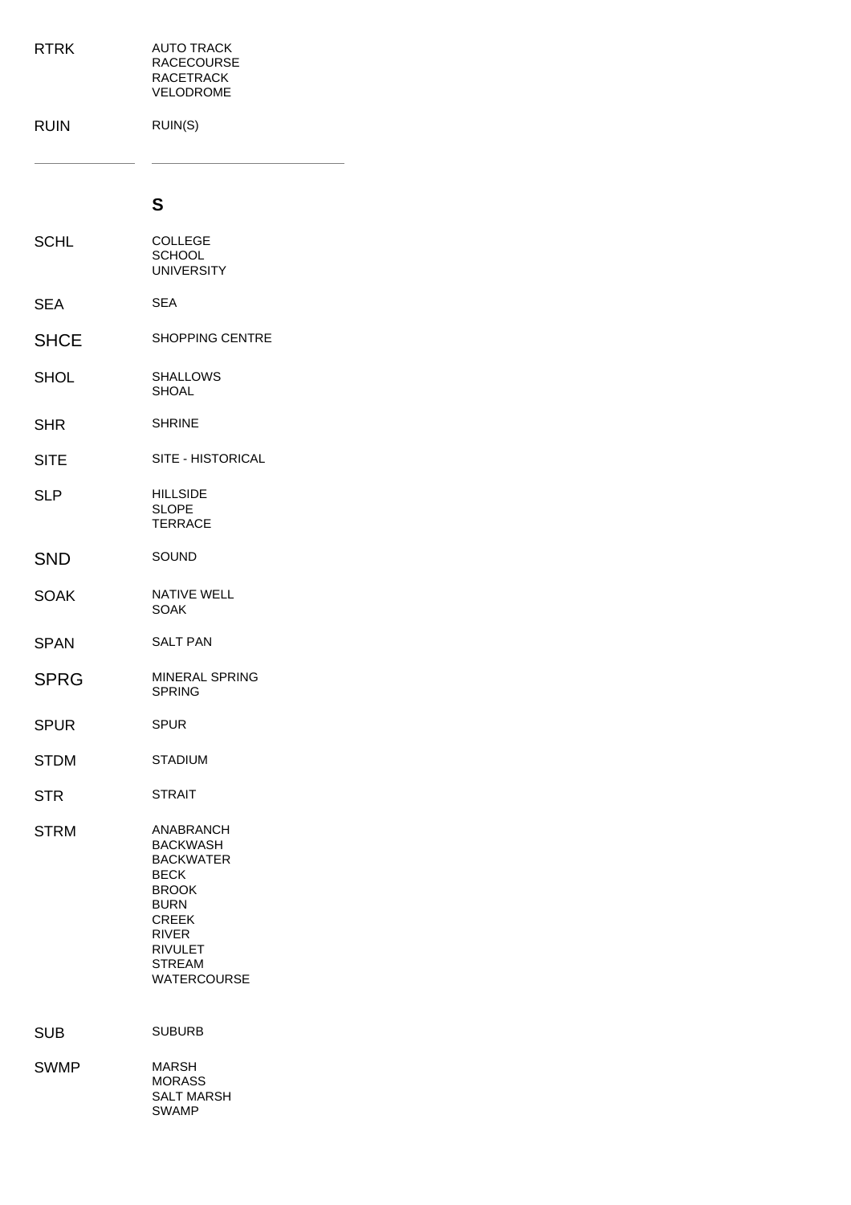| Code | Description |
| --- | --- |
| RTRK | AUTO TRACK<br>RACECOURSE<br>RACETRACK<br>VELODROME |
| RUIN | RUIN(S) |

## S

| Code | Description |
| --- | --- |
| SCHL | COLLEGE<br>SCHOOL<br>UNIVERSITY |
| SEA | SEA |
| SHCE | SHOPPING CENTRE |
| SHOL | SHALLOWS<br>SHOAL |
| SHR | SHRINE |
| SITE | SITE - HISTORICAL |
| SLP | HILLSIDE<br>SLOPE<br>TERRACE |
| SND | SOUND |
| SOAK | NATIVE WELL<br>SOAK |
| SPAN | SALT PAN |
| SPRG | MINERAL SPRING<br>SPRING |
| SPUR | SPUR |
| STDM | STADIUM |
| STR | STRAIT |
| STRM | ANABRANCH<br>BACKWASH<br>BACKWATER<br>BECK<br>BROOK<br>BURN<br>CREEK<br>RIVER<br>RIVULET<br>STREAM<br>WATERCOURSE |
| SUB | SUBURB |
| SWMP | MARSH<br>MORASS<br>SALT MARSH<br>SWAMP |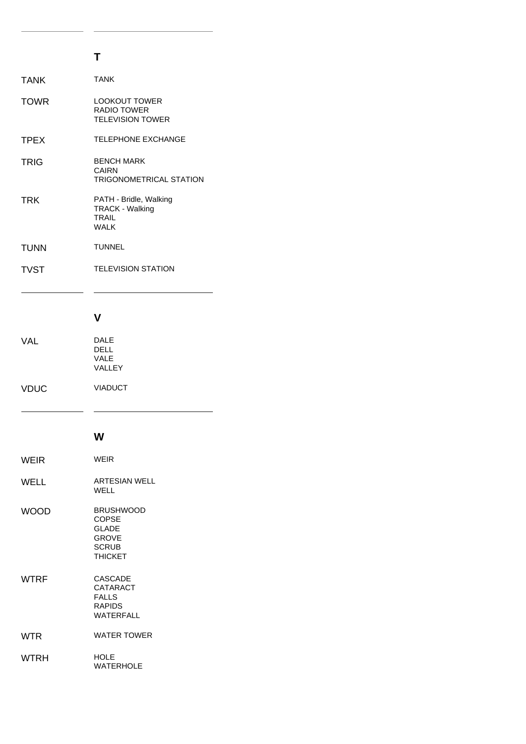## T

| Code | Description |
| --- | --- |
| TANK | TANK |
| TOWR | LOOKOUT TOWER<br>RADIO TOWER<br>TELEVISION TOWER |
| TPEX | TELEPHONE EXCHANGE |
| TRIG | BENCH MARK<br>CAIRN<br>TRIGONOMETRICAL STATION |
| TRK | PATH - Bridle, Walking<br>TRACK - Walking<br>TRAIL<br>WALK |
| TUNN | TUNNEL |
| TVST | TELEVISION STATION |

## V

| Code | Description |
| --- | --- |
| VAL | DALE<br>DELL<br>VALE<br>VALLEY |
| VDUC | VIADUCT |

## W

| Code | Description |
| --- | --- |
| WEIR | WEIR |
| WELL | ARTESIAN WELL<br>WELL |
| WOOD | BRUSHWOOD<br>COPSE<br>GLADE<br>GROVE<br>SCRUB<br>THICKET |
| WTRF | CASCADE<br>CATARACT<br>FALLS<br>RAPIDS<br>WATERFALL |
| WTR | WATER TOWER |
| WTRH | HOLE<br>WATERHOLE |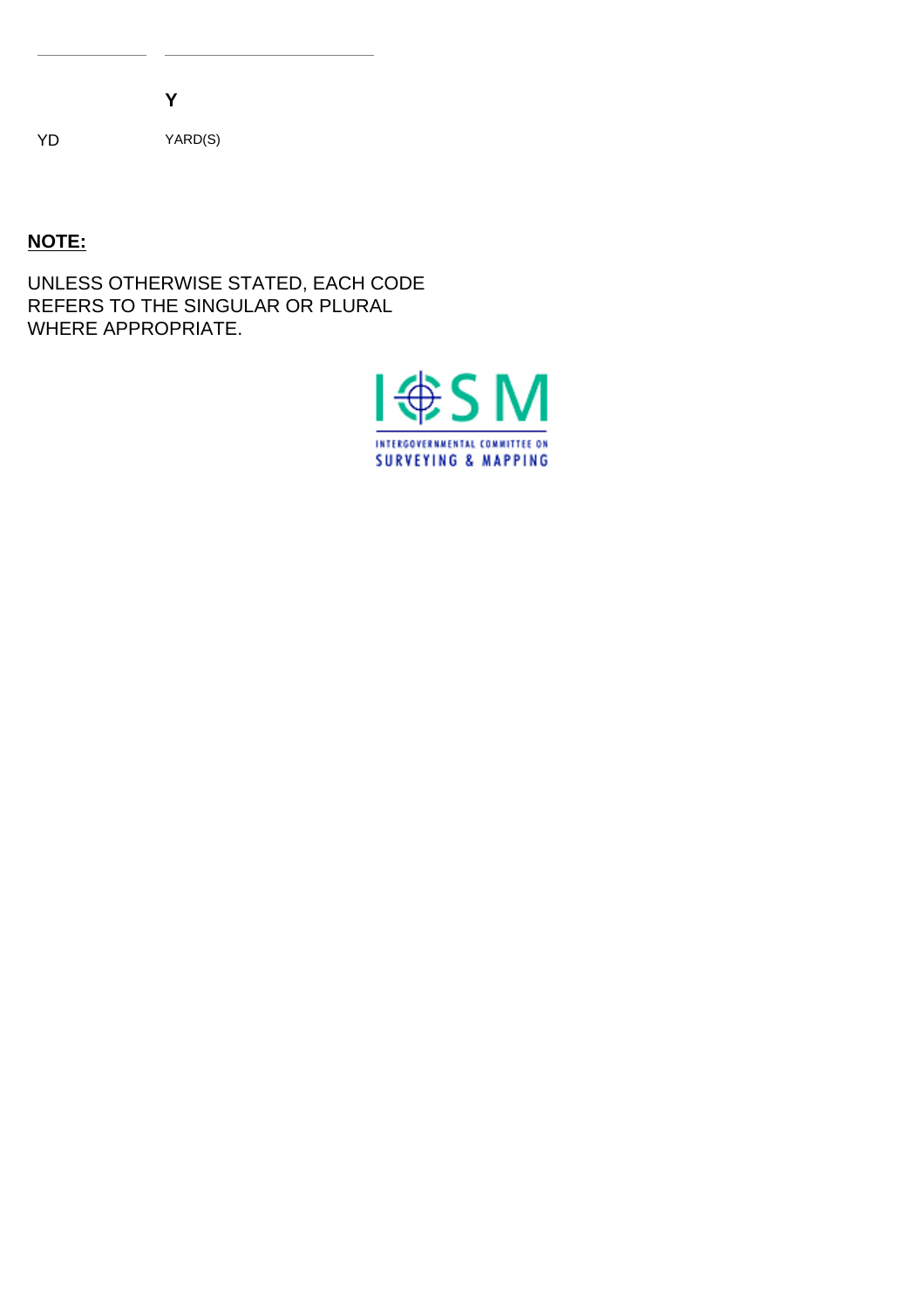| | |
|---|---|
| | **Y** |
| YD | YARD(S) |

**NOTE:**

UNLESS OTHERWISE STATED, EACH CODE REFERS TO THE SINGULAR OR PLURAL WHERE APPROPRIATE.

ICSM

INTERGOVERNMENTAL COMMITTEE ON

SURVEYING & MAPPING